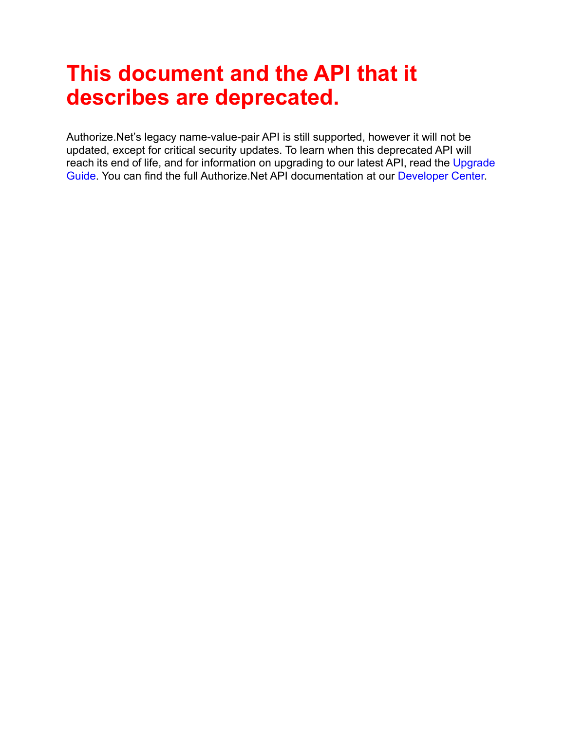# This document and the API that it describes are deprecated.

Authorize.Net's legacy name-value-pair API is still supported, however it will not be updated, except for critical security updates. To learn when this deprecated API will reach its end of life, and for information on upgrading to our latest API, read the Upgrade Guide. You can find the full Authorize.Net API documentation at our Developer Center.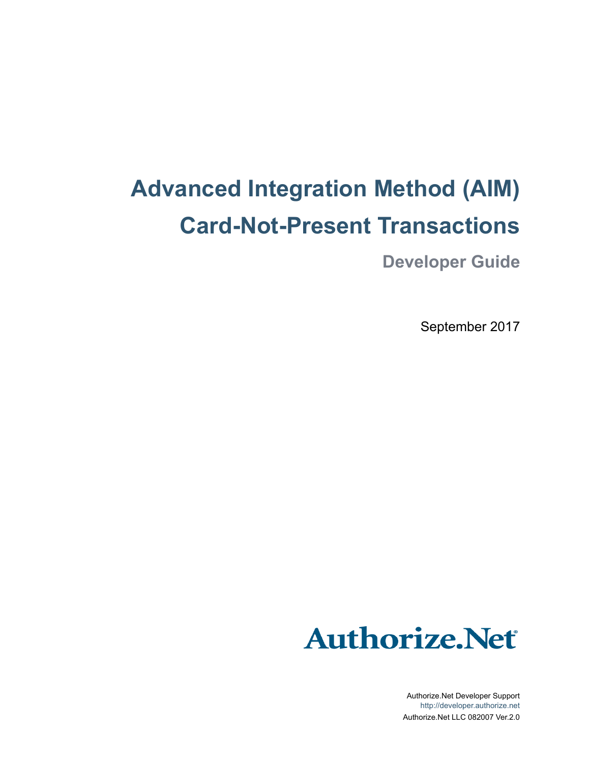# Advanced Integration Method (AIM)

# Card-Not-Present Transactions

## Developer Guide

September 2017

Authorize.Net

Authorize.Net Developer Support
http://developer.authorize.net
Authorize.Net LLC 082007 Ver.2.0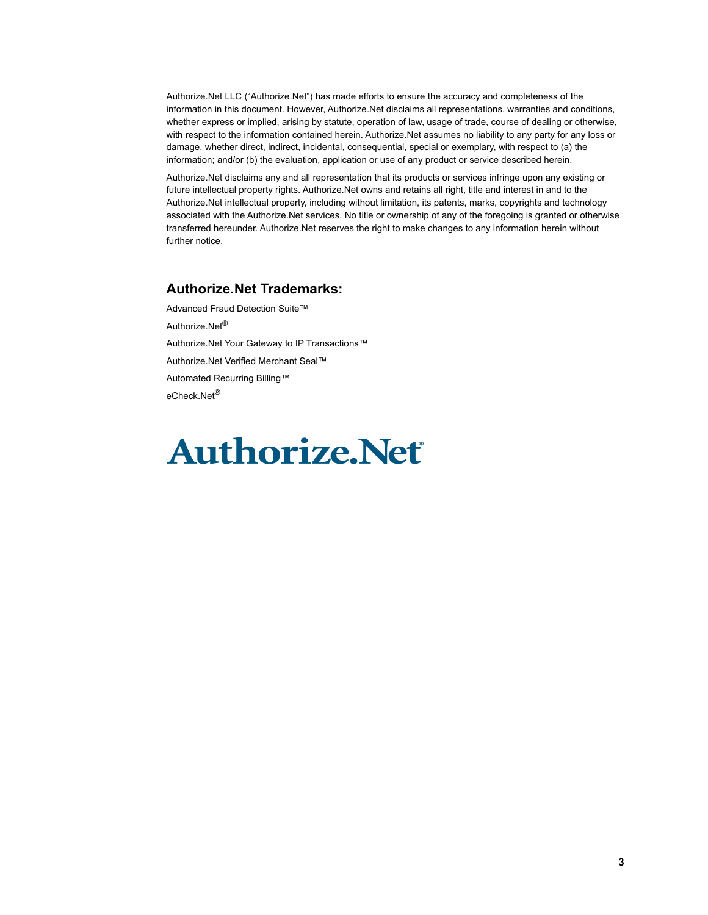Authorize.Net LLC ("Authorize.Net") has made efforts to ensure the accuracy and completeness of the information in this document. However, Authorize.Net disclaims all representations, warranties and conditions, whether express or implied, arising by statute, operation of law, usage of trade, course of dealing or otherwise, with respect to the information contained herein. Authorize.Net assumes no liability to any party for any loss or damage, whether direct, indirect, incidental, consequential, special or exemplary, with respect to (a) the information; and/or (b) the evaluation, application or use of any product or service described herein.

Authorize.Net disclaims any and all representation that its products or services infringe upon any existing or future intellectual property rights. Authorize.Net owns and retains all right, title and interest in and to the Authorize.Net intellectual property, including without limitation, its patents, marks, copyrights and technology associated with the Authorize.Net services. No title or ownership of any of the foregoing is granted or otherwise transferred hereunder. Authorize.Net reserves the right to make changes to any information herein without further notice.

## Authorize.Net Trademarks:

Advanced Fraud Detection Suite™

Authorize.Net®

Authorize.Net Your Gateway to IP Transactions™

Authorize.Net Verified Merchant Seal™

Automated Recurring Billing™

eCheck.Net®

Authorize.Net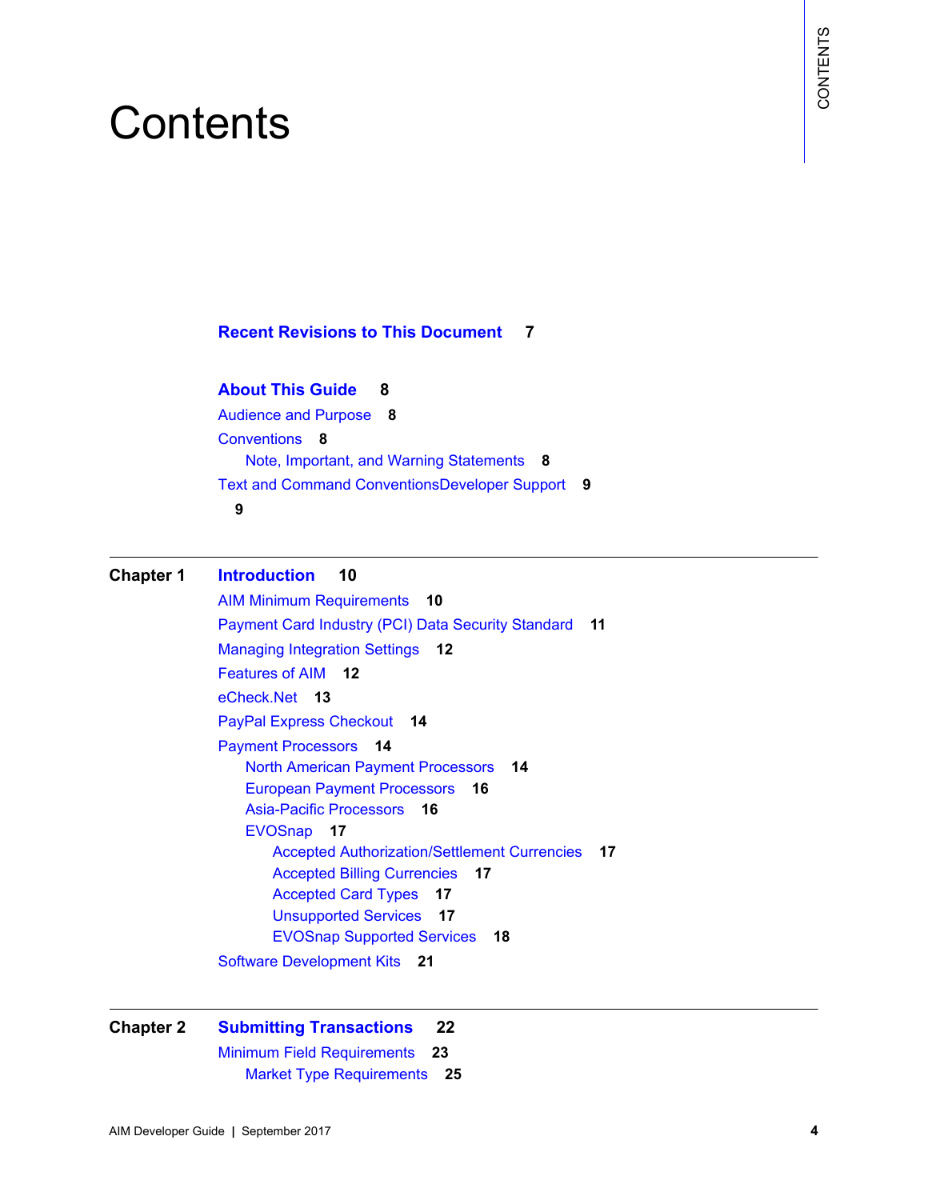# Contents

**Recent Revisions to This Document 7**

**About This Guide 8**

Audience and Purpose **8**

Conventions **8**

- Note, Important, and Warning Statements **8**

Text and Command ConventionsDeveloper Support **9**

**9**

---

**Chapter 1 Introduction 10**

AIM Minimum Requirements **10**

Payment Card Industry (PCI) Data Security Standard **11**

Managing Integration Settings **12**

Features of AIM **12**

eCheck.Net **13**

PayPal Express Checkout **14**

Payment Processors **14**

- North American Payment Processors **14**
- European Payment Processors **16**
- Asia-Pacific Processors **16**
- EVOSnap **17**
  - Accepted Authorization/Settlement Currencies **17**
  - Accepted Billing Currencies **17**
  - Accepted Card Types **17**
  - Unsupported Services **17**
  - EVOSnap Supported Services **18**

Software Development Kits **21**

---

**Chapter 2 Submitting Transactions 22**

Minimum Field Requirements **23**

- Market Type Requirements **25**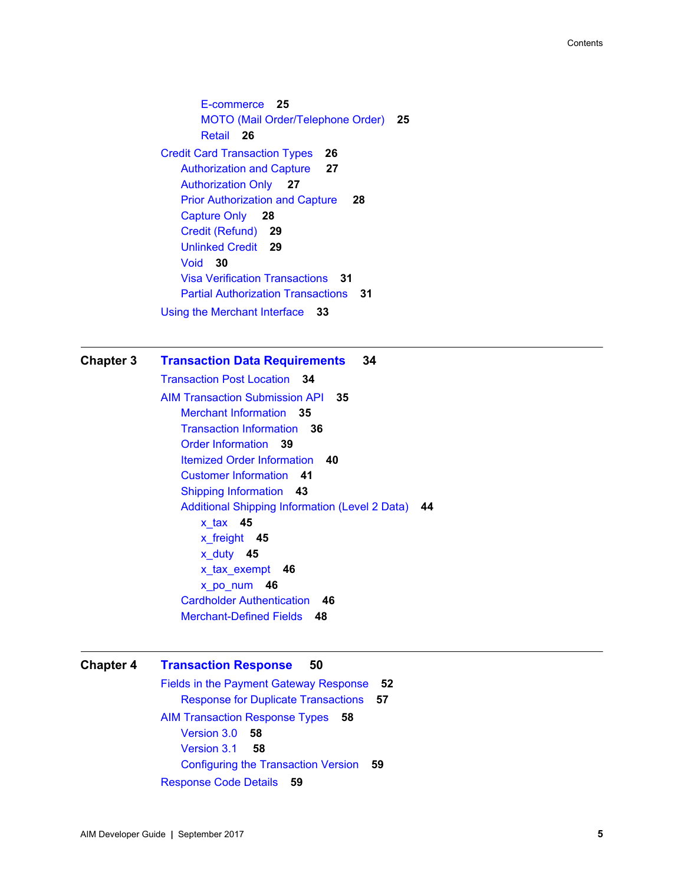- E-commerce 25
- MOTO (Mail Order/Telephone Order) 25
- Retail 26

Credit Card Transaction Types 26

- Authorization and Capture 27
- Authorization Only 27
- Prior Authorization and Capture 28
- Capture Only 28
- Credit (Refund) 29
- Unlinked Credit 29
- Void 30
- Visa Verification Transactions 31
- Partial Authorization Transactions 31

Using the Merchant Interface 33

## Chapter 3 Transaction Data Requirements 34

Transaction Post Location 34

AIM Transaction Submission API 35

- Merchant Information 35
- Transaction Information 36
- Order Information 39
- Itemized Order Information 40
- Customer Information 41
- Shipping Information 43
- Additional Shipping Information (Level 2 Data) 44
  - x_tax 45
  - x_freight 45
  - x_duty 45
  - x_tax_exempt 46
  - x_po_num 46
- Cardholder Authentication 46
- Merchant-Defined Fields 48

## Chapter 4 Transaction Response 50

Fields in the Payment Gateway Response 52

- Response for Duplicate Transactions 57

AIM Transaction Response Types 58

- Version 3.0 58
- Version 3.1 58
- Configuring the Transaction Version 59

Response Code Details 59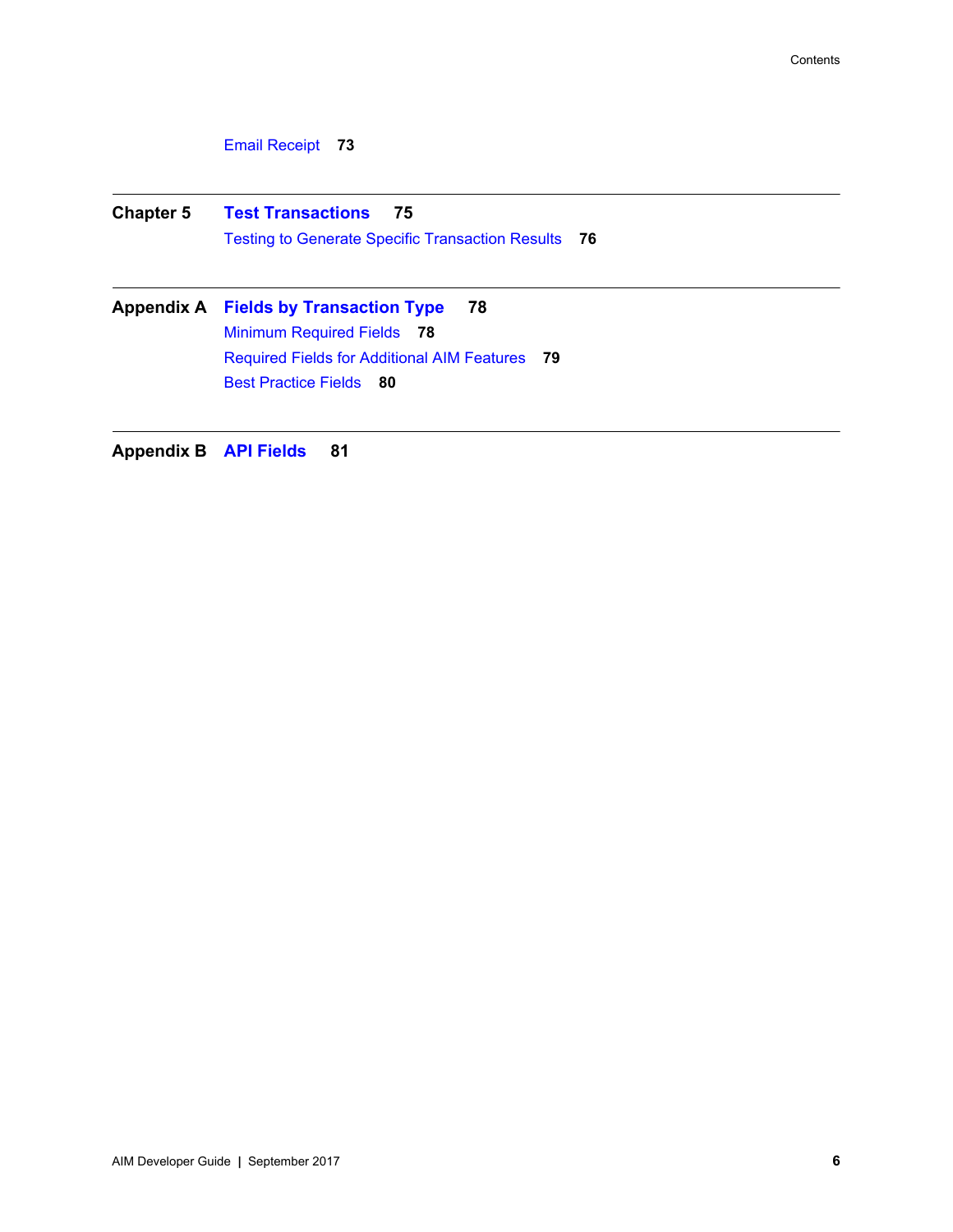Email Receipt **73**

---

**Chapter 5** **Test Transactions** **75**

Testing to Generate Specific Transaction Results **76**

---

**Appendix A** **Fields by Transaction Type** **78**

Minimum Required Fields **78**

Required Fields for Additional AIM Features **79**

Best Practice Fields **80**

---

**Appendix B** **API Fields** **81**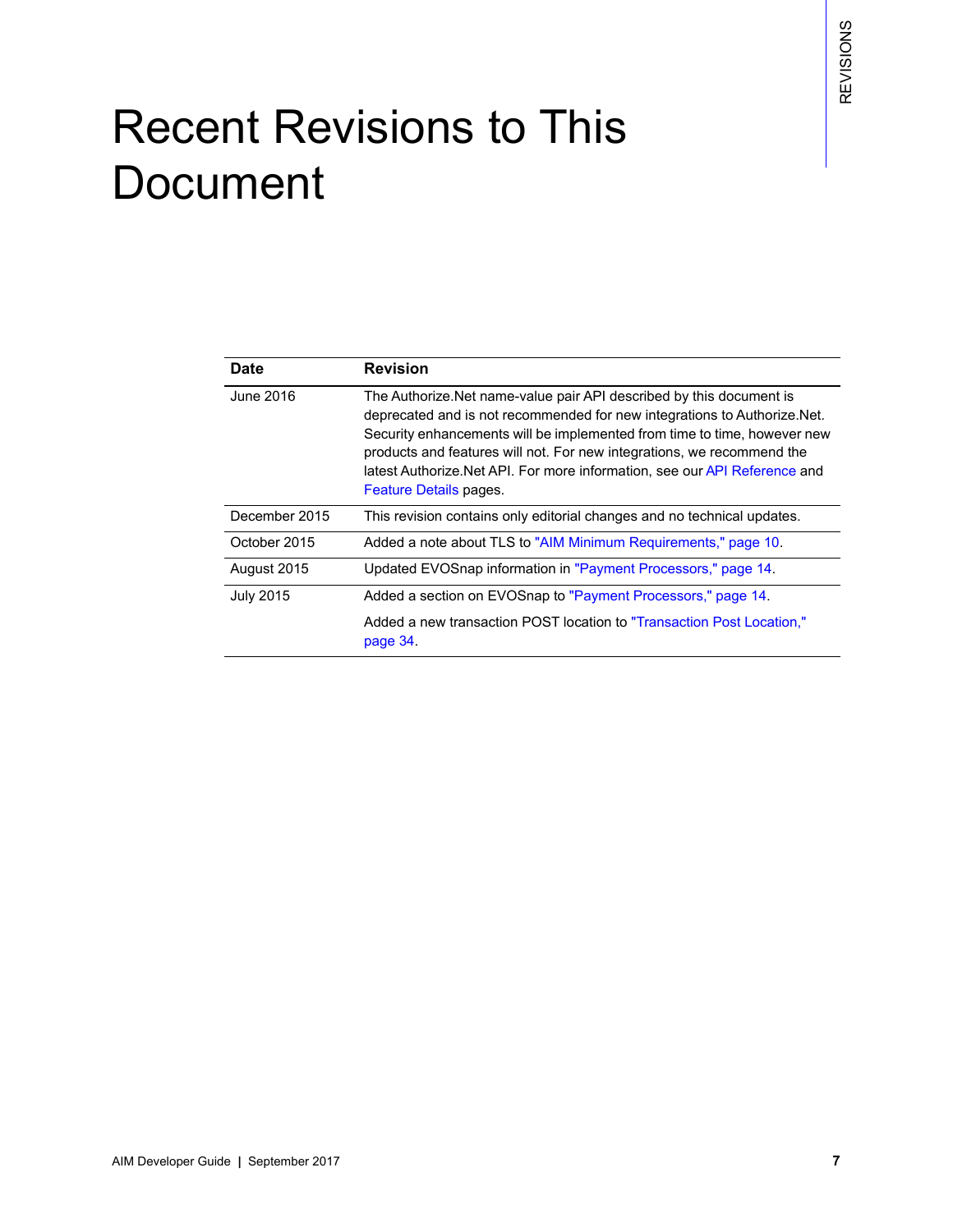# Recent Revisions to This Document

| Date | Revision |
| --- | --- |
| June 2016 | The Authorize.Net name-value pair API described by this document is deprecated and is not recommended for new integrations to Authorize.Net. Security enhancements will be implemented from time to time, however new products and features will not. For new integrations, we recommend the latest Authorize.Net API. For more information, see our API Reference and Feature Details pages. |
| December 2015 | This revision contains only editorial changes and no technical updates. |
| October 2015 | Added a note about TLS to "AIM Minimum Requirements," page 10. |
| August 2015 | Updated EVOSnap information in "Payment Processors," page 14. |
| July 2015 | Added a section on EVOSnap to "Payment Processors," page 14.<br><br>Added a new transaction POST location to "Transaction Post Location," page 34. |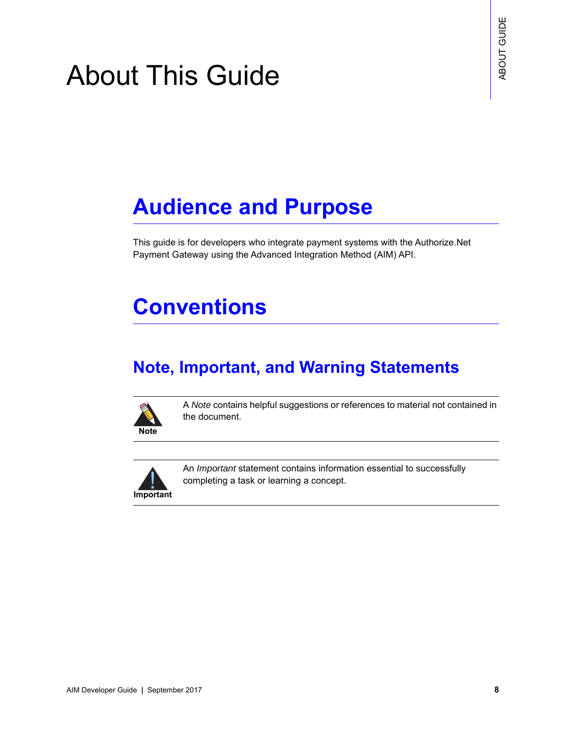# About This Guide

## Audience and Purpose

This guide is for developers who integrate payment systems with the Authorize.Net Payment Gateway using the Advanced Integration Method (AIM) API.

## Conventions

### Note, Important, and Warning Statements

**Note**

A *Note* contains helpful suggestions or references to material not contained in the document.

**Important**

An *Important* statement contains information essential to successfully completing a task or learning a concept.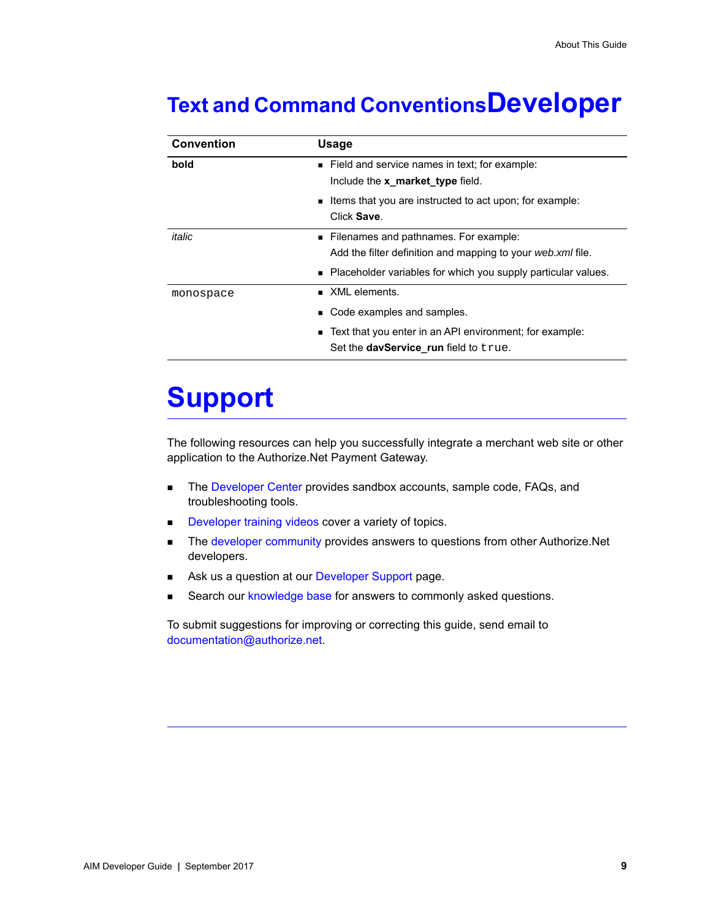## Text and Command ConventionsDeveloper

| Convention | Usage |
|---|---|
| **bold** | ■ Field and service names in text; for example: Include the **x_market_type** field. ■ Items that you are instructed to act upon; for example: Click **Save**. |
| *italic* | ■ Filenames and pathnames. For example: Add the filter definition and mapping to your *web.xml* file. ■ Placeholder variables for which you supply particular values. |
| `monospace` | ■ XML elements. ■ Code examples and samples. ■ Text that you enter in an API environment; for example: Set the **davService_run** field to `true`. |

# Support

The following resources can help you successfully integrate a merchant web site or other application to the Authorize.Net Payment Gateway.

- The Developer Center provides sandbox accounts, sample code, FAQs, and troubleshooting tools.
- Developer training videos cover a variety of topics.
- The developer community provides answers to questions from other Authorize.Net developers.
- Ask us a question at our Developer Support page.
- Search our knowledge base for answers to commonly asked questions.

To submit suggestions for improving or correcting this guide, send email to documentation@authorize.net.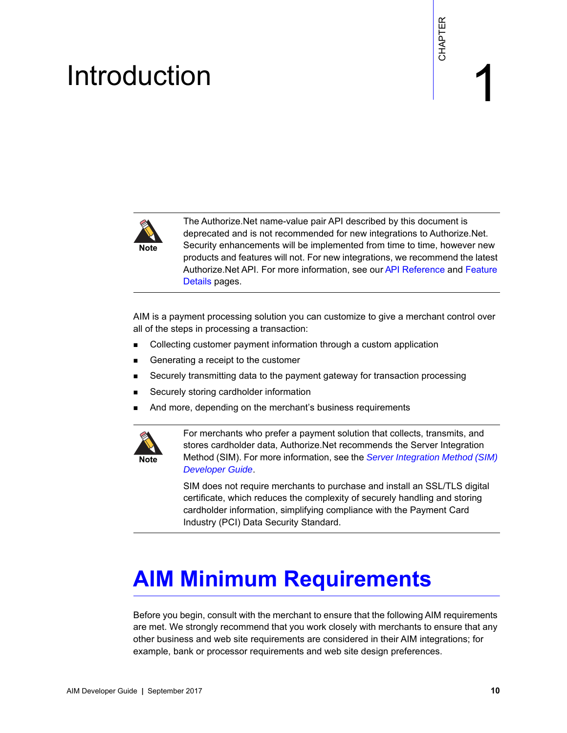# Chapter 1 Introduction

> **Note:** The Authorize.Net name-value pair API described by this document is deprecated and is not recommended for new integrations to Authorize.Net. Security enhancements will be implemented from time to time, however new products and features will not. For new integrations, we recommend the latest Authorize.Net API. For more information, see our API Reference and Feature Details pages.

AIM is a payment processing solution you can customize to give a merchant control over all of the steps in processing a transaction:

- Collecting customer payment information through a custom application
- Generating a receipt to the customer
- Securely transmitting data to the payment gateway for transaction processing
- Securely storing cardholder information
- And more, depending on the merchant's business requirements

> **Note:** For merchants who prefer a payment solution that collects, transmits, and stores cardholder data, Authorize.Net recommends the Server Integration Method (SIM). For more information, see the *Server Integration Method (SIM) Developer Guide*.
>
> SIM does not require merchants to purchase and install an SSL/TLS digital certificate, which reduces the complexity of securely handling and storing cardholder information, simplifying compliance with the Payment Card Industry (PCI) Data Security Standard.

## AIM Minimum Requirements

Before you begin, consult with the merchant to ensure that the following AIM requirements are met. We strongly recommend that you work closely with merchants to ensure that any other business and web site requirements are considered in their AIM integrations; for example, bank or processor requirements and web site design preferences.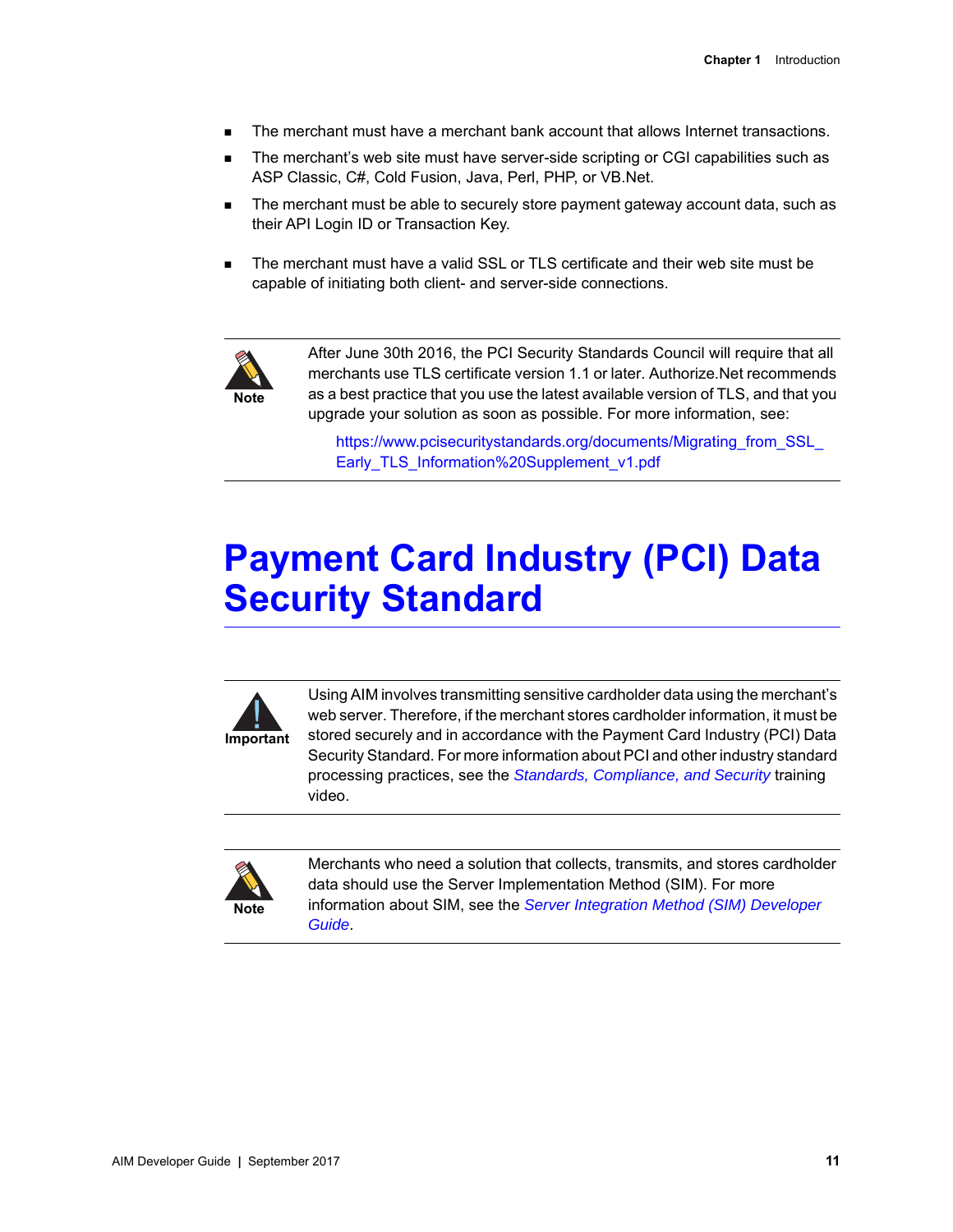- The merchant must have a merchant bank account that allows Internet transactions.
- The merchant's web site must have server-side scripting or CGI capabilities such as ASP Classic, C#, Cold Fusion, Java, Perl, PHP, or VB.Net.
- The merchant must be able to securely store payment gateway account data, such as their API Login ID or Transaction Key.
- The merchant must have a valid SSL or TLS certificate and their web site must be capable of initiating both client- and server-side connections.

> **Note**
>
> After June 30th 2016, the PCI Security Standards Council will require that all merchants use TLS certificate version 1.1 or later. Authorize.Net recommends as a best practice that you use the latest available version of TLS, and that you upgrade your solution as soon as possible. For more information, see:
>
> https://www.pcisecuritystandards.org/documents/Migrating_from_SSL_Early_TLS_Information%20Supplement_v1.pdf

# Payment Card Industry (PCI) Data Security Standard

> **Important**
>
> Using AIM involves transmitting sensitive cardholder data using the merchant's web server. Therefore, if the merchant stores cardholder information, it must be stored securely and in accordance with the Payment Card Industry (PCI) Data Security Standard. For more information about PCI and other industry standard processing practices, see the *Standards, Compliance, and Security* training video.

> **Note**
>
> Merchants who need a solution that collects, transmits, and stores cardholder data should use the Server Implementation Method (SIM). For more information about SIM, see the *Server Integration Method (SIM) Developer Guide*.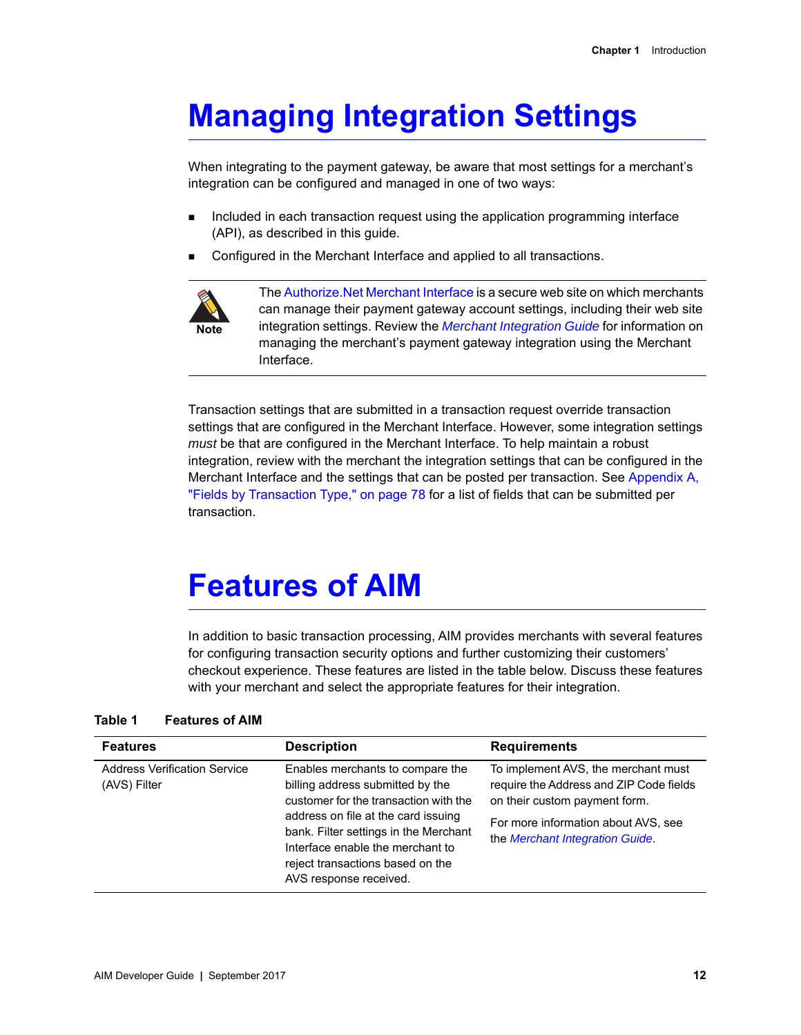# Managing Integration Settings

When integrating to the payment gateway, be aware that most settings for a merchant's integration can be configured and managed in one of two ways:

- Included in each transaction request using the application programming interface (API), as described in this guide.
- Configured in the Merchant Interface and applied to all transactions.

> **Note**
>
> The Authorize.Net Merchant Interface is a secure web site on which merchants can manage their payment gateway account settings, including their web site integration settings. Review the *Merchant Integration Guide* for information on managing the merchant's payment gateway integration using the Merchant Interface.

Transaction settings that are submitted in a transaction request override transaction settings that are configured in the Merchant Interface. However, some integration settings *must* be that are configured in the Merchant Interface. To help maintain a robust integration, review with the merchant the integration settings that can be configured in the Merchant Interface and the settings that can be posted per transaction. See Appendix A, "Fields by Transaction Type," on page 78 for a list of fields that can be submitted per transaction.

# Features of AIM

In addition to basic transaction processing, AIM provides merchants with several features for configuring transaction security options and further customizing their customers' checkout experience. These features are listed in the table below. Discuss these features with your merchant and select the appropriate features for their integration.

**Table 1 Features of AIM**

| Features | Description | Requirements |
|---|---|---|
| Address Verification Service (AVS) Filter | Enables merchants to compare the billing address submitted by the customer for the transaction with the address on file at the card issuing bank. Filter settings in the Merchant Interface enable the merchant to reject transactions based on the AVS response received. | To implement AVS, the merchant must require the Address and ZIP Code fields on their custom payment form.<br><br>For more information about AVS, see the *Merchant Integration Guide*. |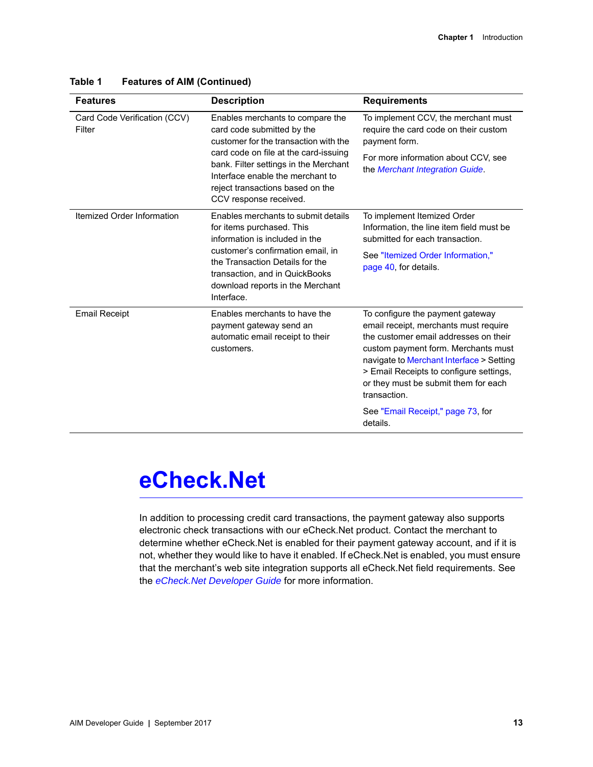**Table 1 Features of AIM (Continued)**

| Features | Description | Requirements |
|---|---|---|
| Card Code Verification (CCV) Filter | Enables merchants to compare the card code submitted by the customer for the transaction with the card code on file at the card-issuing bank. Filter settings in the Merchant Interface enable the merchant to reject transactions based on the CCV response received. | To implement CCV, the merchant must require the card code on their custom payment form. For more information about CCV, see the *Merchant Integration Guide*. |
| Itemized Order Information | Enables merchants to submit details for items purchased. This information is included in the customer's confirmation email, in the Transaction Details for the transaction, and in QuickBooks download reports in the Merchant Interface. | To implement Itemized Order Information, the line item field must be submitted for each transaction. See "Itemized Order Information," page 40, for details. |
| Email Receipt | Enables merchants to have the payment gateway send an automatic email receipt to their customers. | To configure the payment gateway email receipt, merchants must require the customer email addresses on their custom payment form. Merchants must navigate to Merchant Interface > Setting > Email Receipts to configure settings, or they must be submit them for each transaction. See "Email Receipt," page 73, for details. |

# eCheck.Net

In addition to processing credit card transactions, the payment gateway also supports electronic check transactions with our eCheck.Net product. Contact the merchant to determine whether eCheck.Net is enabled for their payment gateway account, and if it is not, whether they would like to have it enabled. If eCheck.Net is enabled, you must ensure that the merchant's web site integration supports all eCheck.Net field requirements. See the *eCheck.Net Developer Guide* for more information.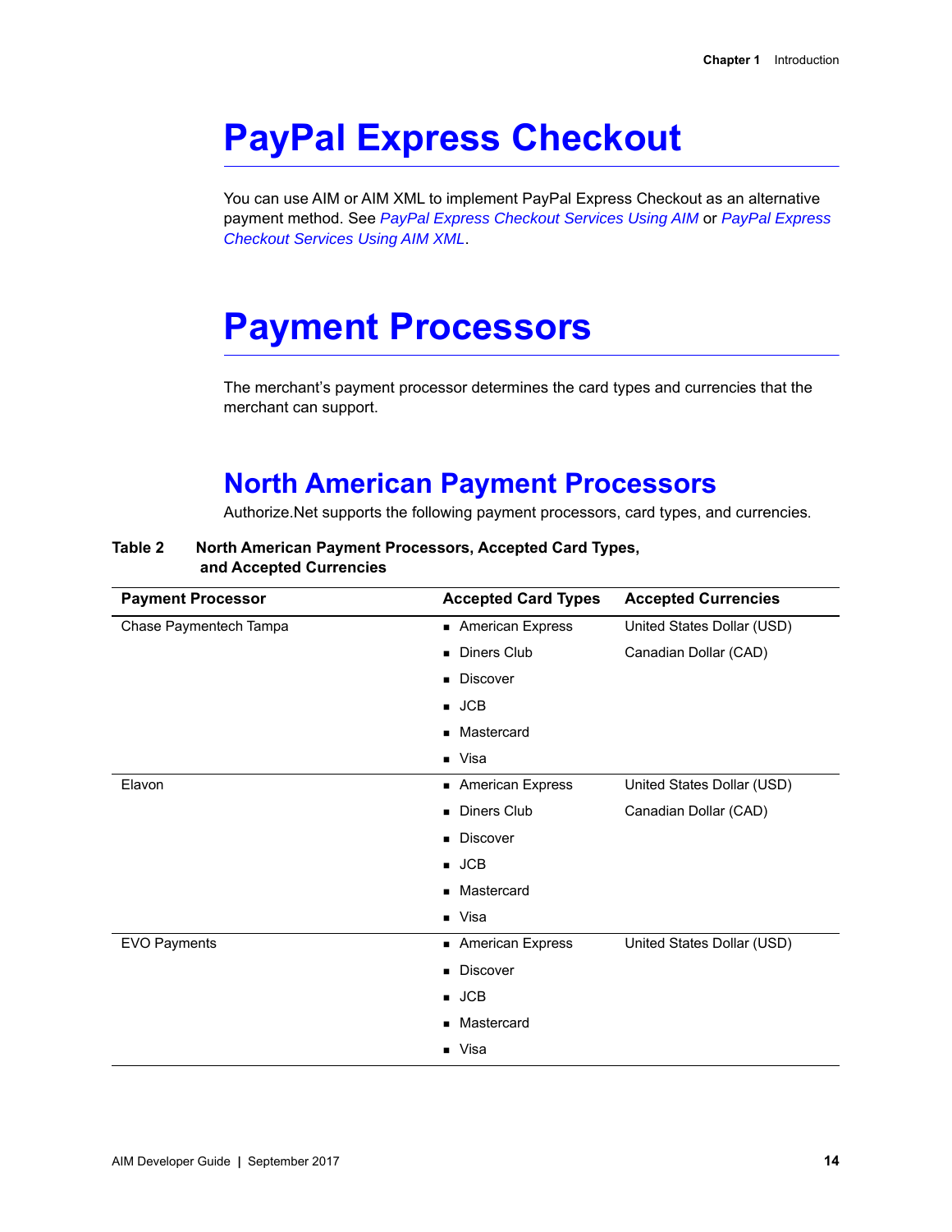# PayPal Express Checkout

You can use AIM or AIM XML to implement PayPal Express Checkout as an alternative payment method. See *PayPal Express Checkout Services Using AIM* or *PayPal Express Checkout Services Using AIM XML*.

# Payment Processors

The merchant's payment processor determines the card types and currencies that the merchant can support.

## North American Payment Processors

Authorize.Net supports the following payment processors, card types, and currencies.

**Table 2 North American Payment Processors, Accepted Card Types, and Accepted Currencies**

| Payment Processor | Accepted Card Types | Accepted Currencies |
|---|---|---|
| Chase Paymentech Tampa | ■ American Express<br>■ Diners Club<br>■ Discover<br>■ JCB<br>■ Mastercard<br>■ Visa | United States Dollar (USD)<br>Canadian Dollar (CAD) |
| Elavon | ■ American Express<br>■ Diners Club<br>■ Discover<br>■ JCB<br>■ Mastercard<br>■ Visa | United States Dollar (USD)<br>Canadian Dollar (CAD) |
| EVO Payments | ■ American Express<br>■ Discover<br>■ JCB<br>■ Mastercard<br>■ Visa | United States Dollar (USD) |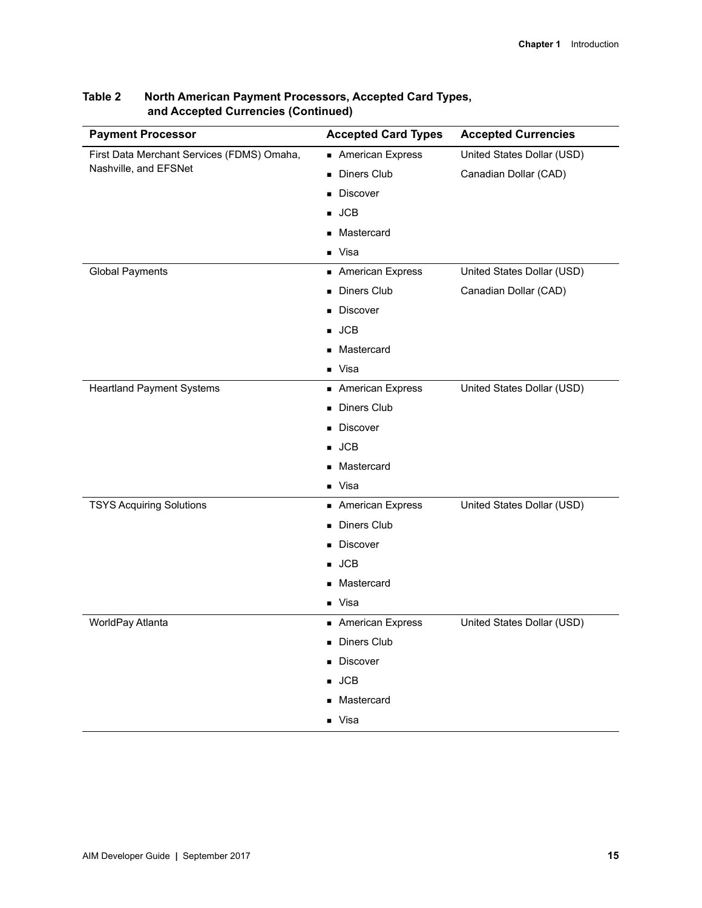**Table 2 North American Payment Processors, Accepted Card Types, and Accepted Currencies (Continued)**

| Payment Processor | Accepted Card Types | Accepted Currencies |
|---|---|---|
| First Data Merchant Services (FDMS) Omaha, Nashville, and EFSNet | ▪ American Express<br>▪ Diners Club<br>▪ Discover<br>▪ JCB<br>▪ Mastercard<br>▪ Visa | United States Dollar (USD)<br>Canadian Dollar (CAD) |
| Global Payments | ▪ American Express<br>▪ Diners Club<br>▪ Discover<br>▪ JCB<br>▪ Mastercard<br>▪ Visa | United States Dollar (USD)<br>Canadian Dollar (CAD) |
| Heartland Payment Systems | ▪ American Express<br>▪ Diners Club<br>▪ Discover<br>▪ JCB<br>▪ Mastercard<br>▪ Visa | United States Dollar (USD) |
| TSYS Acquiring Solutions | ▪ American Express<br>▪ Diners Club<br>▪ Discover<br>▪ JCB<br>▪ Mastercard<br>▪ Visa | United States Dollar (USD) |
| WorldPay Atlanta | ▪ American Express<br>▪ Diners Club<br>▪ Discover<br>▪ JCB<br>▪ Mastercard<br>▪ Visa | United States Dollar (USD) |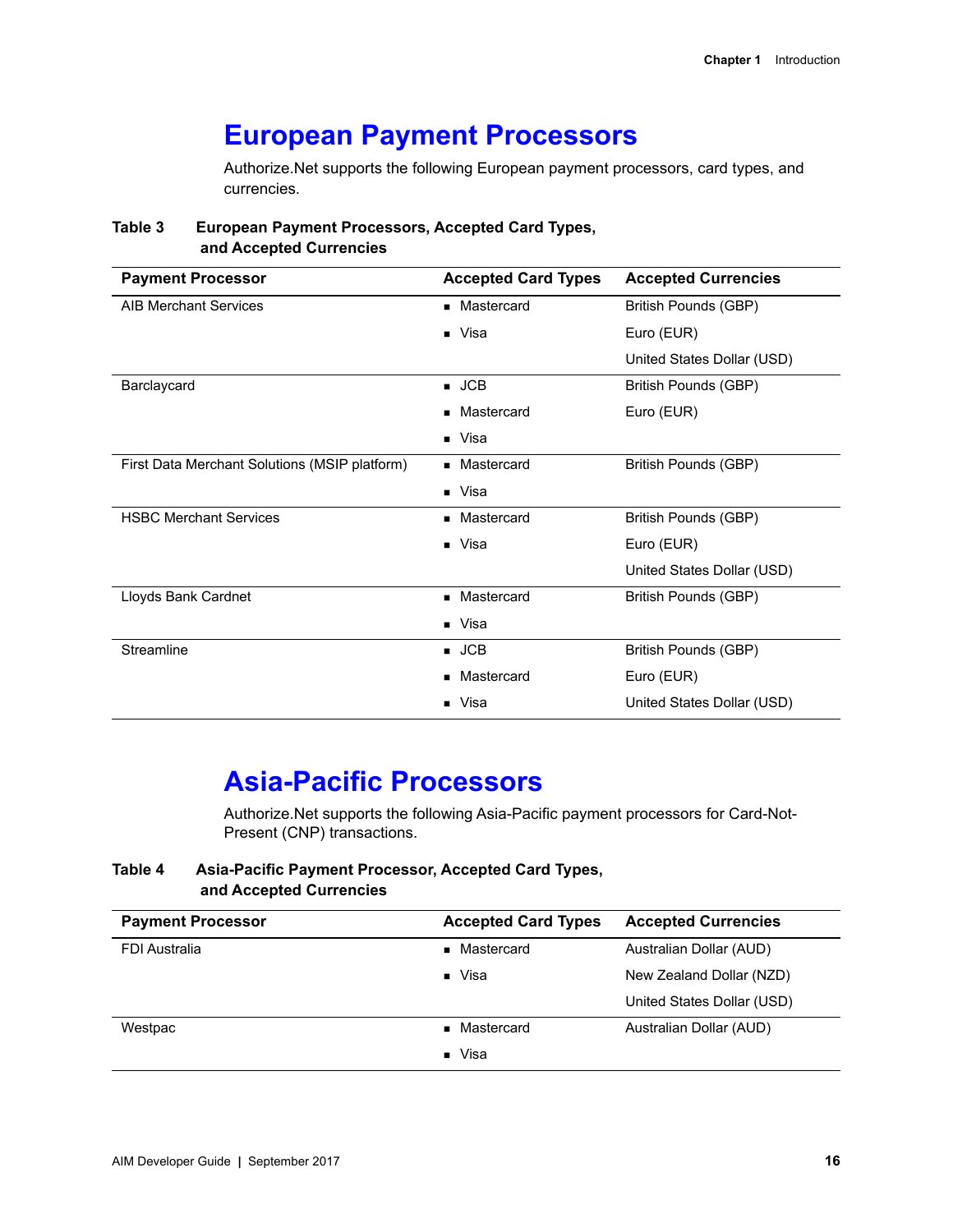# European Payment Processors

Authorize.Net supports the following European payment processors, card types, and currencies.

**Table 3 European Payment Processors, Accepted Card Types, and Accepted Currencies**

| Payment Processor | Accepted Card Types | Accepted Currencies |
|---|---|---|
| AIB Merchant Services | Mastercard, Visa | British Pounds (GBP), Euro (EUR), United States Dollar (USD) |
| Barclaycard | JCB, Mastercard, Visa | British Pounds (GBP), Euro (EUR) |
| First Data Merchant Solutions (MSIP platform) | Mastercard, Visa | British Pounds (GBP) |
| HSBC Merchant Services | Mastercard, Visa | British Pounds (GBP), Euro (EUR), United States Dollar (USD) |
| Lloyds Bank Cardnet | Mastercard, Visa | British Pounds (GBP) |
| Streamline | JCB, Mastercard, Visa | British Pounds (GBP), Euro (EUR), United States Dollar (USD) |

# Asia-Pacific Processors

Authorize.Net supports the following Asia-Pacific payment processors for Card-Not-Present (CNP) transactions.

**Table 4 Asia-Pacific Payment Processor, Accepted Card Types, and Accepted Currencies**

| Payment Processor | Accepted Card Types | Accepted Currencies |
|---|---|---|
| FDI Australia | Mastercard, Visa | Australian Dollar (AUD), New Zealand Dollar (NZD), United States Dollar (USD) |
| Westpac | Mastercard, Visa | Australian Dollar (AUD) |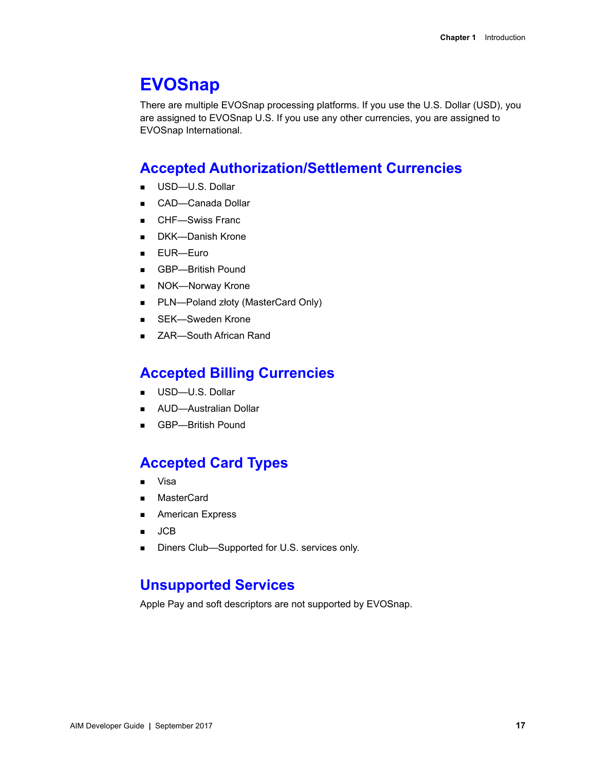# EVOSnap

There are multiple EVOSnap processing platforms. If you use the U.S. Dollar (USD), you are assigned to EVOSnap U.S. If you use any other currencies, you are assigned to EVOSnap International.

## Accepted Authorization/Settlement Currencies

- USD—U.S. Dollar
- CAD—Canada Dollar
- CHF—Swiss Franc
- DKK—Danish Krone
- EUR—Euro
- GBP—British Pound
- NOK—Norway Krone
- PLN—Poland złoty (MasterCard Only)
- SEK—Sweden Krone
- ZAR—South African Rand

## Accepted Billing Currencies

- USD—U.S. Dollar
- AUD—Australian Dollar
- GBP—British Pound

## Accepted Card Types

- Visa
- MasterCard
- American Express
- JCB
- Diners Club—Supported for U.S. services only.

## Unsupported Services

Apple Pay and soft descriptors are not supported by EVOSnap.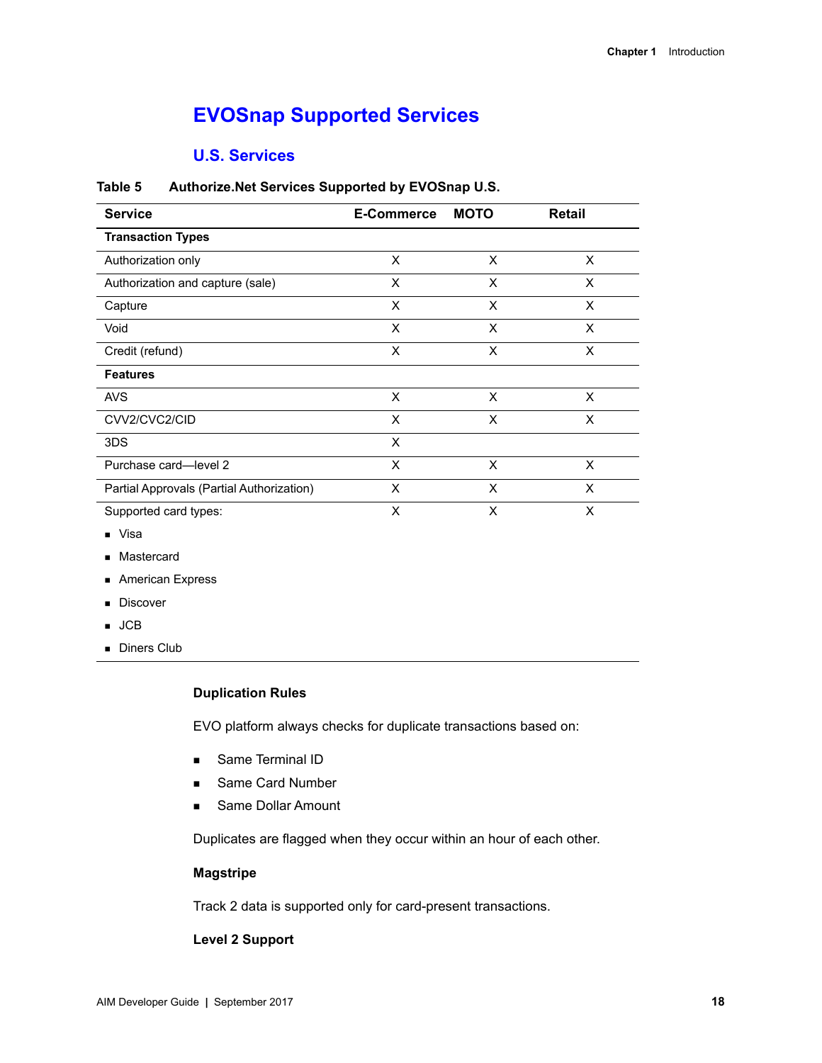## EVOSnap Supported Services

### U.S. Services

**Table 5 Authorize.Net Services Supported by EVOSnap U.S.**

| Service | E-Commerce | MOTO | Retail |
|---|---|---|---|
| **Transaction Types** | | | |
| Authorization only | X | X | X |
| Authorization and capture (sale) | X | X | X |
| Capture | X | X | X |
| Void | X | X | X |
| Credit (refund) | X | X | X |
| **Features** | | | |
| AVS | X | X | X |
| CVV2/CVC2/CID | X | X | X |
| 3DS | X | | |
| Purchase card—level 2 | X | X | X |
| Partial Approvals (Partial Authorization) | X | X | X |
| Supported card types:<br>■ Visa<br>■ Mastercard<br>■ American Express<br>■ Discover<br>■ JCB<br>■ Diners Club | X | X | X |

#### Duplication Rules

EVO platform always checks for duplicate transactions based on:

- Same Terminal ID
- Same Card Number
- Same Dollar Amount

Duplicates are flagged when they occur within an hour of each other.

#### Magstripe

Track 2 data is supported only for card-present transactions.

#### Level 2 Support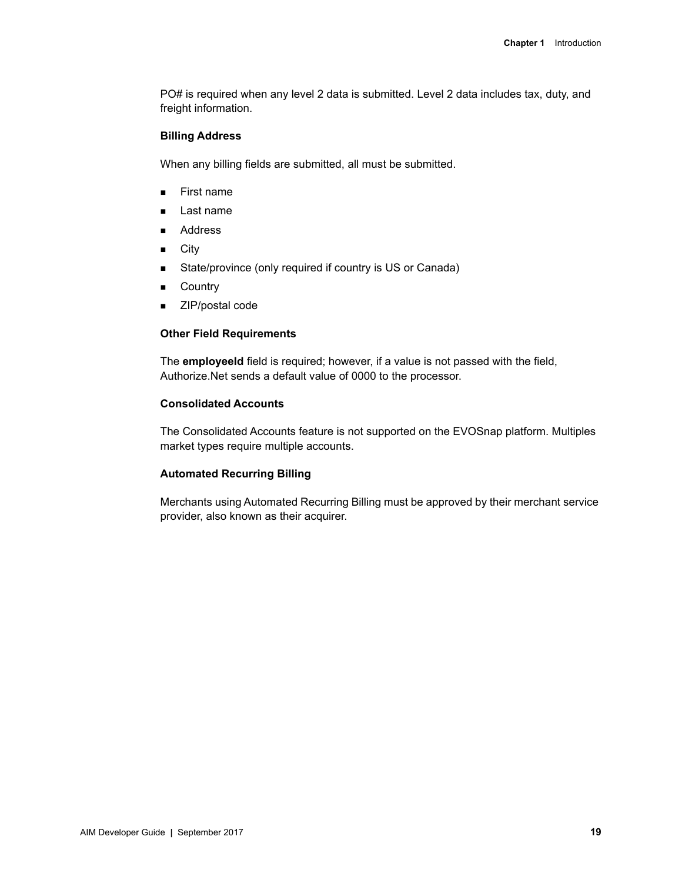PO# is required when any level 2 data is submitted. Level 2 data includes tax, duty, and freight information.

#### Billing Address

When any billing fields are submitted, all must be submitted.

- First name
- Last name
- Address
- City
- State/province (only required if country is US or Canada)
- Country
- ZIP/postal code

#### Other Field Requirements

The **employeeId** field is required; however, if a value is not passed with the field, Authorize.Net sends a default value of 0000 to the processor.

#### Consolidated Accounts

The Consolidated Accounts feature is not supported on the EVOSnap platform. Multiples market types require multiple accounts.

#### Automated Recurring Billing

Merchants using Automated Recurring Billing must be approved by their merchant service provider, also known as their acquirer.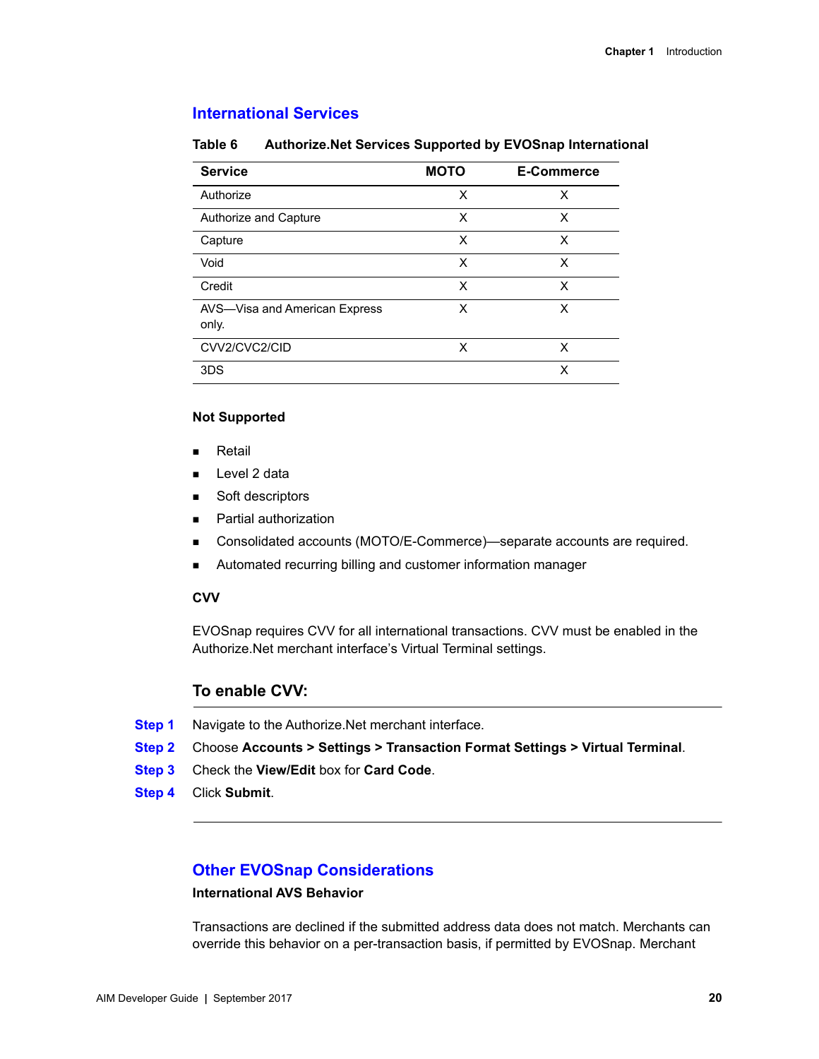## International Services

**Table 6 Authorize.Net Services Supported by EVOSnap International**

| Service | MOTO | E-Commerce |
|---|---|---|
| Authorize | X | X |
| Authorize and Capture | X | X |
| Capture | X | X |
| Void | X | X |
| Credit | X | X |
| AVS—Visa and American Express only. | X | X |
| CVV2/CVC2/CID | X | X |
| 3DS | | X |

**Not Supported**

- Retail
- Level 2 data
- Soft descriptors
- Partial authorization
- Consolidated accounts (MOTO/E-Commerce)—separate accounts are required.
- Automated recurring billing and customer information manager

**CVV**

EVOSnap requires CVV for all international transactions. CVV must be enabled in the Authorize.Net merchant interface's Virtual Terminal settings.

### To enable CVV:

**Step 1** Navigate to the Authorize.Net merchant interface.

**Step 2** Choose **Accounts > Settings > Transaction Format Settings > Virtual Terminal**.

**Step 3** Check the **View/Edit** box for **Card Code**.

**Step 4** Click **Submit**.

## Other EVOSnap Considerations

**International AVS Behavior**

Transactions are declined if the submitted address data does not match. Merchants can override this behavior on a per-transaction basis, if permitted by EVOSnap. Merchant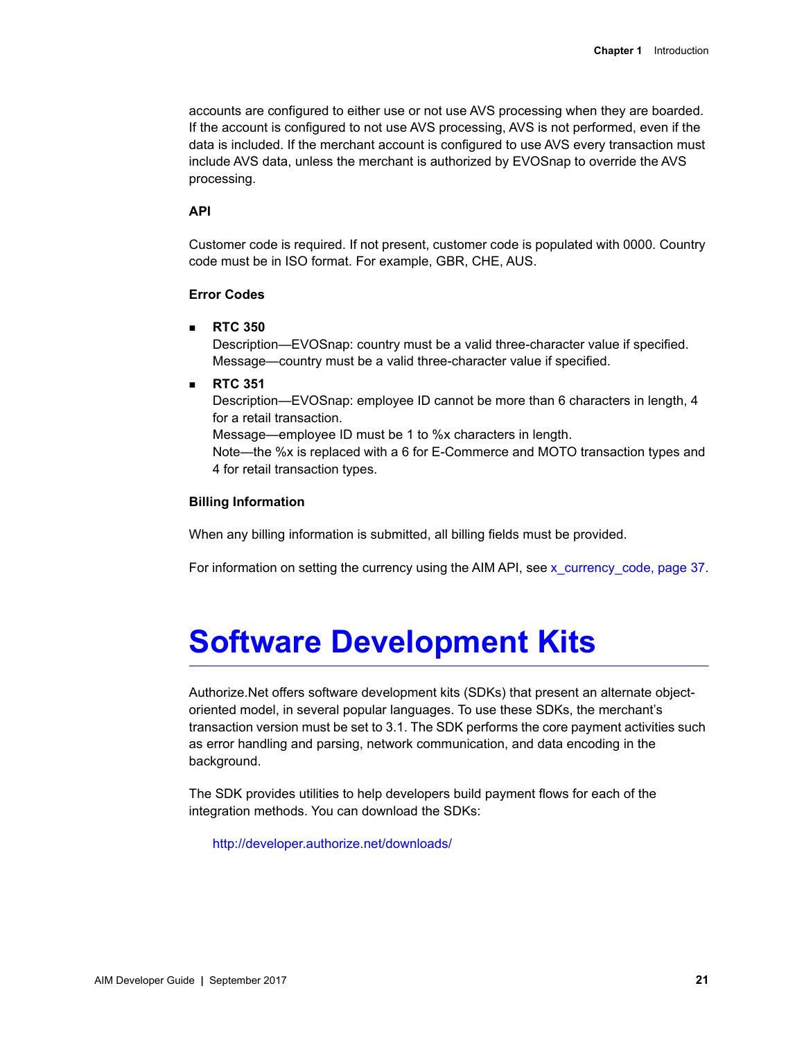accounts are configured to either use or not use AVS processing when they are boarded. If the account is configured to not use AVS processing, AVS is not performed, even if the data is included. If the merchant account is configured to use AVS every transaction must include AVS data, unless the merchant is authorized by EVOSnap to override the AVS processing.

**API**

Customer code is required. If not present, customer code is populated with 0000. Country code must be in ISO format. For example, GBR, CHE, AUS.

**Error Codes**

- **RTC 350**
  Description—EVOSnap: country must be a valid three-character value if specified.
  Message—country must be a valid three-character value if specified.
- **RTC 351**
  Description—EVOSnap: employee ID cannot be more than 6 characters in length, 4 for a retail transaction.
  Message—employee ID must be 1 to %x characters in length.
  Note—the %x is replaced with a 6 for E-Commerce and MOTO transaction types and 4 for retail transaction types.

**Billing Information**

When any billing information is submitted, all billing fields must be provided.

For information on setting the currency using the AIM API, see x_currency_code, page 37.

# Software Development Kits

Authorize.Net offers software development kits (SDKs) that present an alternate object-oriented model, in several popular languages. To use these SDKs, the merchant's transaction version must be set to 3.1. The SDK performs the core payment activities such as error handling and parsing, network communication, and data encoding in the background.

The SDK provides utilities to help developers build payment flows for each of the integration methods. You can download the SDKs:

http://developer.authorize.net/downloads/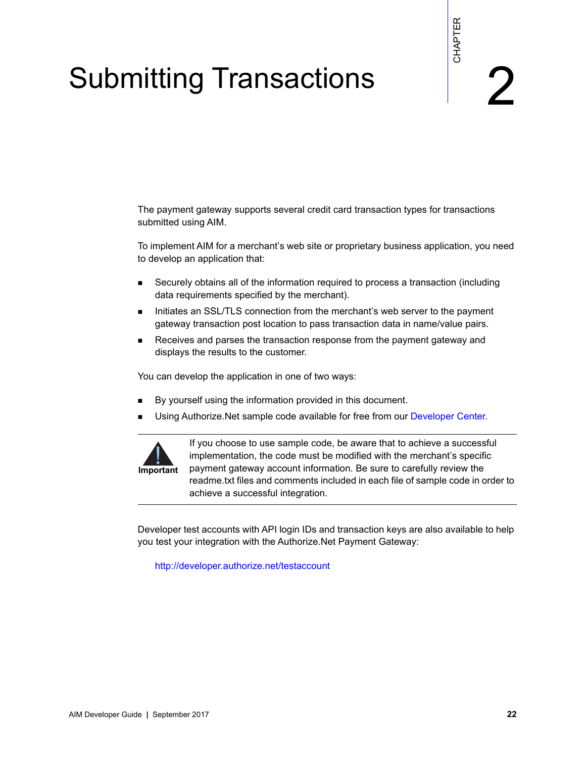# Submitting Transactions

CHAPTER 2

The payment gateway supports several credit card transaction types for transactions submitted using AIM.

To implement AIM for a merchant's web site or proprietary business application, you need to develop an application that:

- Securely obtains all of the information required to process a transaction (including data requirements specified by the merchant).
- Initiates an SSL/TLS connection from the merchant's web server to the payment gateway transaction post location to pass transaction data in name/value pairs.
- Receives and parses the transaction response from the payment gateway and displays the results to the customer.

You can develop the application in one of two ways:

- By yourself using the information provided in this document.
- Using Authorize.Net sample code available for free from our Developer Center.

> **Important**
>
> If you choose to use sample code, be aware that to achieve a successful implementation, the code must be modified with the merchant's specific payment gateway account information. Be sure to carefully review the readme.txt files and comments included in each file of sample code in order to achieve a successful integration.

Developer test accounts with API login IDs and transaction keys are also available to help you test your integration with the Authorize.Net Payment Gateway:

http://developer.authorize.net/testaccount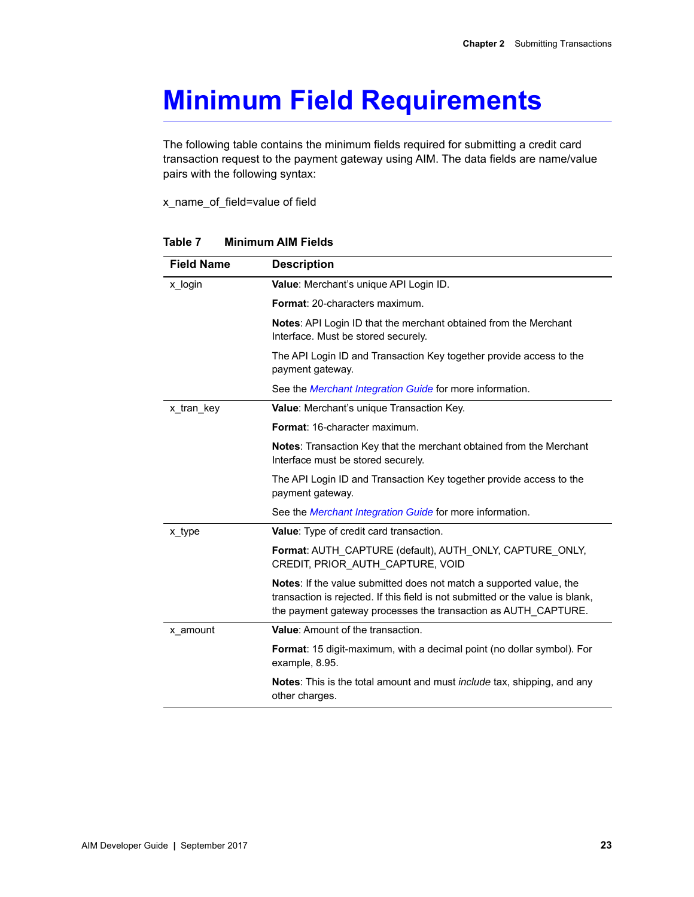# Minimum Field Requirements

The following table contains the minimum fields required for submitting a credit card transaction request to the payment gateway using AIM. The data fields are name/value pairs with the following syntax:

x_name_of_field=value of field

**Table 7 Minimum AIM Fields**

| Field Name | Description |
|---|---|
| x_login | **Value**: Merchant's unique API Login ID.<br><br>**Format**: 20-characters maximum.<br><br>**Notes**: API Login ID that the merchant obtained from the Merchant Interface. Must be stored securely.<br><br>The API Login ID and Transaction Key together provide access to the payment gateway.<br><br>See the *Merchant Integration Guide* for more information. |
| x_tran_key | **Value**: Merchant's unique Transaction Key.<br><br>**Format**: 16-character maximum.<br><br>**Notes**: Transaction Key that the merchant obtained from the Merchant Interface must be stored securely.<br><br>The API Login ID and Transaction Key together provide access to the payment gateway.<br><br>See the *Merchant Integration Guide* for more information. |
| x_type | **Value**: Type of credit card transaction.<br><br>**Format**: AUTH_CAPTURE (default), AUTH_ONLY, CAPTURE_ONLY, CREDIT, PRIOR_AUTH_CAPTURE, VOID<br><br>**Notes**: If the value submitted does not match a supported value, the transaction is rejected. If this field is not submitted or the value is blank, the payment gateway processes the transaction as AUTH_CAPTURE. |
| x_amount | **Value**: Amount of the transaction.<br><br>**Format**: 15 digit-maximum, with a decimal point (no dollar symbol). For example, 8.95.<br><br>**Notes**: This is the total amount and must *include* tax, shipping, and any other charges. |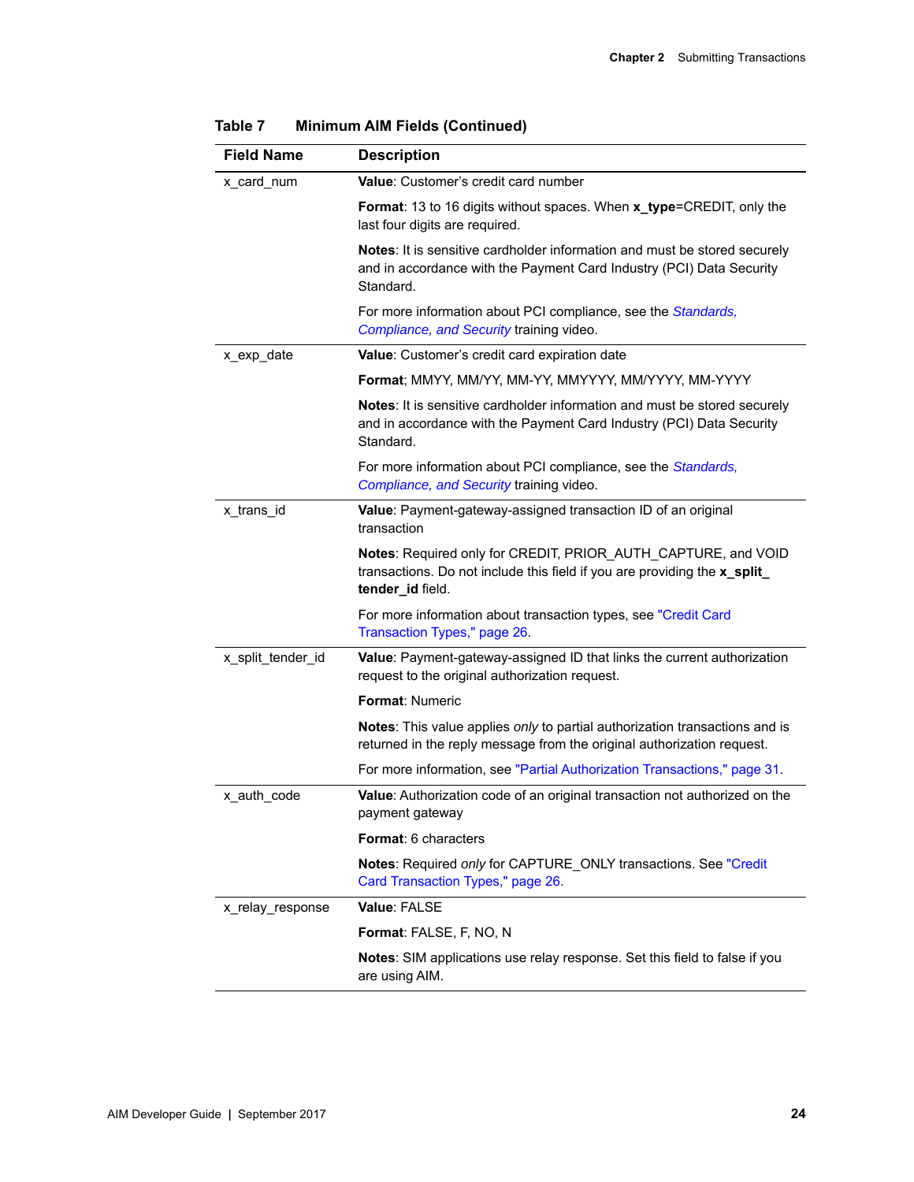**Table 7 Minimum AIM Fields (Continued)**

| Field Name | Description |
|---|---|
| x_card_num | **Value**: Customer's credit card number<br><br>**Format**: 13 to 16 digits without spaces. When **x_type**=CREDIT, only the last four digits are required.<br><br>**Notes**: It is sensitive cardholder information and must be stored securely and in accordance with the Payment Card Industry (PCI) Data Security Standard.<br><br>For more information about PCI compliance, see the *Standards, Compliance, and Security* training video. |
| x_exp_date | **Value**: Customer's credit card expiration date<br><br>**Format**; MMYY, MM/YY, MM-YY, MMYYYY, MM/YYYY, MM-YYYY<br><br>**Notes**: It is sensitive cardholder information and must be stored securely and in accordance with the Payment Card Industry (PCI) Data Security Standard.<br><br>For more information about PCI compliance, see the *Standards, Compliance, and Security* training video. |
| x_trans_id | **Value**: Payment-gateway-assigned transaction ID of an original transaction<br><br>**Notes**: Required only for CREDIT, PRIOR_AUTH_CAPTURE, and VOID transactions. Do not include this field if you are providing the **x_split_tender_id** field.<br><br>For more information about transaction types, see "Credit Card Transaction Types," page 26. |
| x_split_tender_id | **Value**: Payment-gateway-assigned ID that links the current authorization request to the original authorization request.<br><br>**Format**: Numeric<br><br>**Notes**: This value applies *only* to partial authorization transactions and is returned in the reply message from the original authorization request.<br><br>For more information, see "Partial Authorization Transactions," page 31. |
| x_auth_code | **Value**: Authorization code of an original transaction not authorized on the payment gateway<br><br>**Format**: 6 characters<br><br>**Notes**: Required *only* for CAPTURE_ONLY transactions. See "Credit Card Transaction Types," page 26. |
| x_relay_response | **Value**: FALSE<br><br>**Format**: FALSE, F, NO, N<br><br>**Notes**: SIM applications use relay response. Set this field to false if you are using AIM. |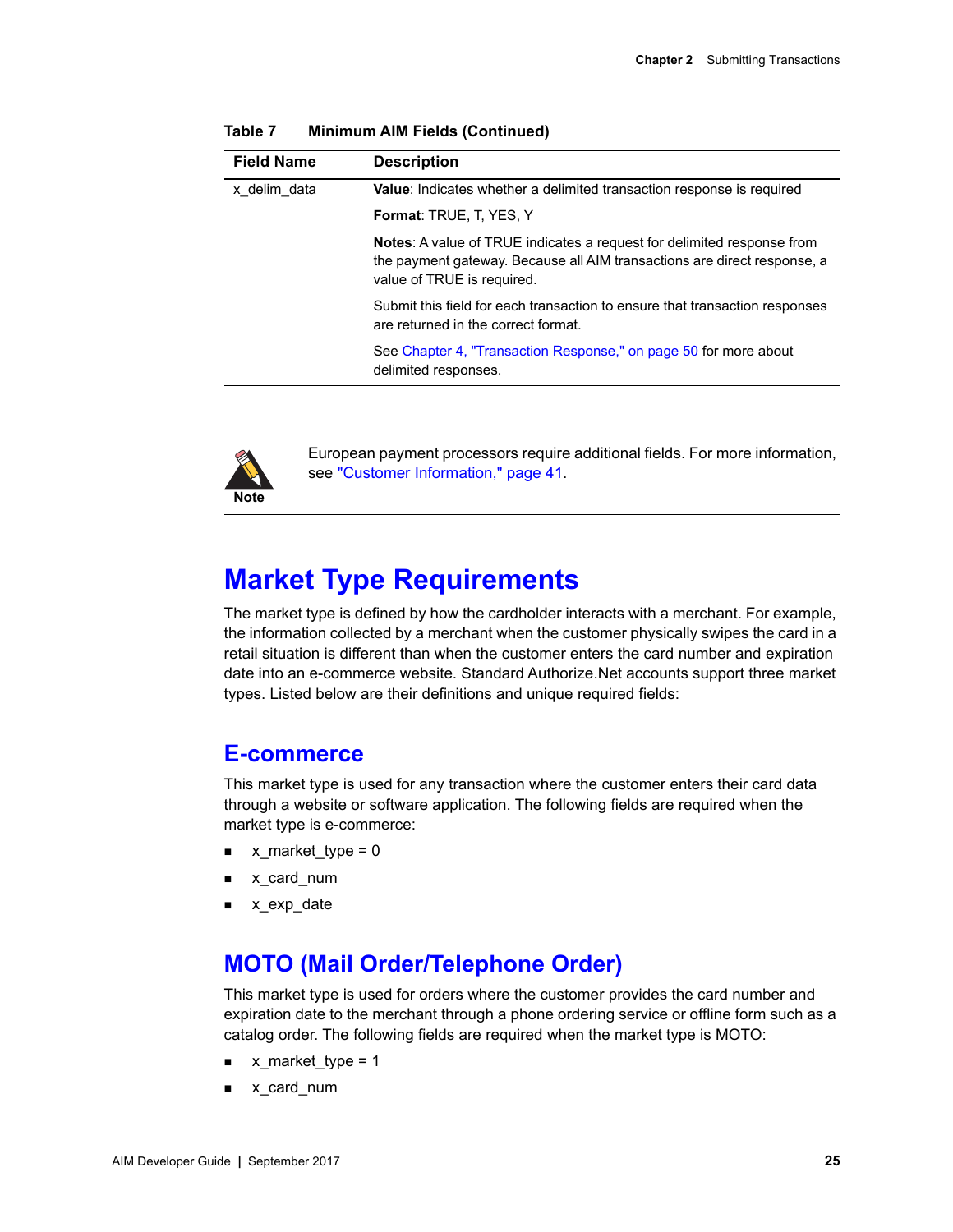**Table 7 Minimum AIM Fields (Continued)**

| Field Name | Description |
|---|---|
| x_delim_data | **Value**: Indicates whether a delimited transaction response is required<br><br>**Format**: TRUE, T, YES, Y<br><br>**Notes**: A value of TRUE indicates a request for delimited response from the payment gateway. Because all AIM transactions are direct response, a value of TRUE is required.<br><br>Submit this field for each transaction to ensure that transaction responses are returned in the correct format.<br><br>See Chapter 4, "Transaction Response," on page 50 for more about delimited responses. |

> **Note**
> European payment processors require additional fields. For more information, see "Customer Information," page 41.

# Market Type Requirements

The market type is defined by how the cardholder interacts with a merchant. For example, the information collected by a merchant when the customer physically swipes the card in a retail situation is different than when the customer enters the card number and expiration date into an e-commerce website. Standard Authorize.Net accounts support three market types. Listed below are their definitions and unique required fields:

## E-commerce

This market type is used for any transaction where the customer enters their card data through a website or software application. The following fields are required when the market type is e-commerce:

- x_market_type = 0
- x_card_num
- x_exp_date

## MOTO (Mail Order/Telephone Order)

This market type is used for orders where the customer provides the card number and expiration date to the merchant through a phone ordering service or offline form such as a catalog order. The following fields are required when the market type is MOTO:

- x_market_type = 1
- x_card_num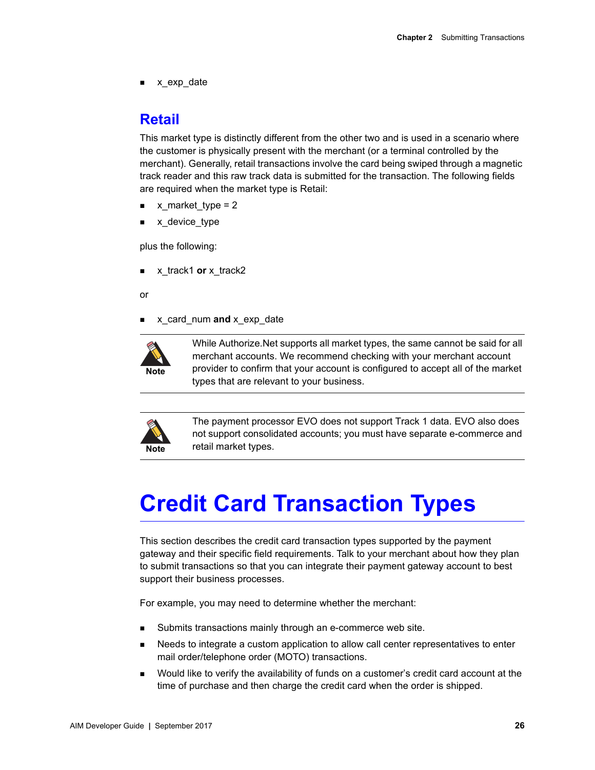- x_exp_date

## Retail

This market type is distinctly different from the other two and is used in a scenario where the customer is physically present with the merchant (or a terminal controlled by the merchant). Generally, retail transactions involve the card being swiped through a magnetic track reader and this raw track data is submitted for the transaction. The following fields are required when the market type is Retail:

- x_market_type = 2
- x_device_type

plus the following:

- x_track1 **or** x_track2

or

- x_card_num **and** x_exp_date

> **Note** While Authorize.Net supports all market types, the same cannot be said for all merchant accounts. We recommend checking with your merchant account provider to confirm that your account is configured to accept all of the market types that are relevant to your business.

> **Note** The payment processor EVO does not support Track 1 data. EVO also does not support consolidated accounts; you must have separate e-commerce and retail market types.

# Credit Card Transaction Types

This section describes the credit card transaction types supported by the payment gateway and their specific field requirements. Talk to your merchant about how they plan to submit transactions so that you can integrate their payment gateway account to best support their business processes.

For example, you may need to determine whether the merchant:

- Submits transactions mainly through an e-commerce web site.
- Needs to integrate a custom application to allow call center representatives to enter mail order/telephone order (MOTO) transactions.
- Would like to verify the availability of funds on a customer's credit card account at the time of purchase and then charge the credit card when the order is shipped.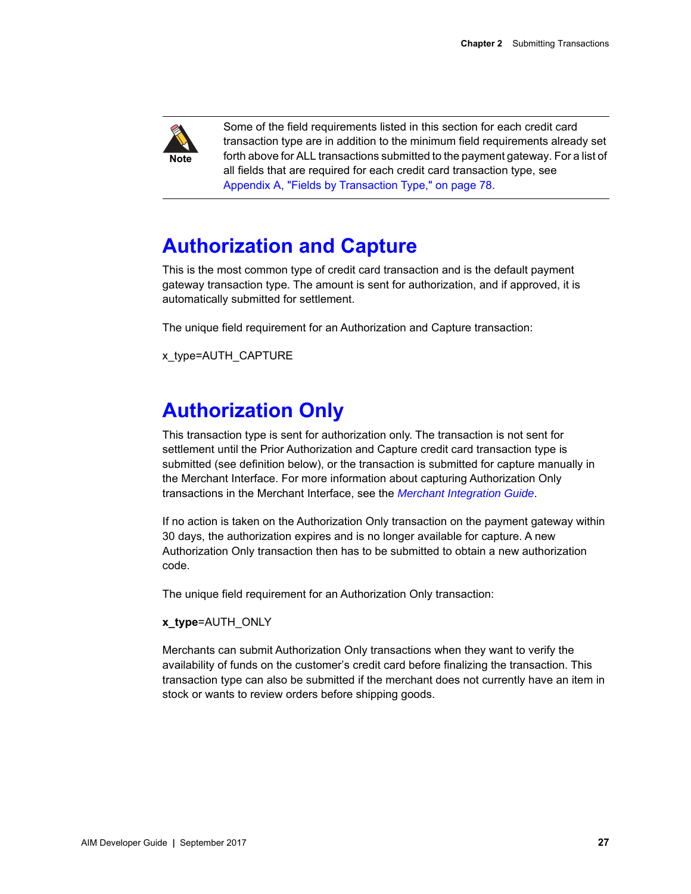> **Note**
>
> Some of the field requirements listed in this section for each credit card transaction type are in addition to the minimum field requirements already set forth above for ALL transactions submitted to the payment gateway. For a list of all fields that are required for each credit card transaction type, see Appendix A, "Fields by Transaction Type," on page 78.

# Authorization and Capture

This is the most common type of credit card transaction and is the default payment gateway transaction type. The amount is sent for authorization, and if approved, it is automatically submitted for settlement.

The unique field requirement for an Authorization and Capture transaction:

x_type=AUTH_CAPTURE

# Authorization Only

This transaction type is sent for authorization only. The transaction is not sent for settlement until the Prior Authorization and Capture credit card transaction type is submitted (see definition below), or the transaction is submitted for capture manually in the Merchant Interface. For more information about capturing Authorization Only transactions in the Merchant Interface, see the *Merchant Integration Guide*.

If no action is taken on the Authorization Only transaction on the payment gateway within 30 days, the authorization expires and is no longer available for capture. A new Authorization Only transaction then has to be submitted to obtain a new authorization code.

The unique field requirement for an Authorization Only transaction:

**x_type**=AUTH_ONLY

Merchants can submit Authorization Only transactions when they want to verify the availability of funds on the customer's credit card before finalizing the transaction. This transaction type can also be submitted if the merchant does not currently have an item in stock or wants to review orders before shipping goods.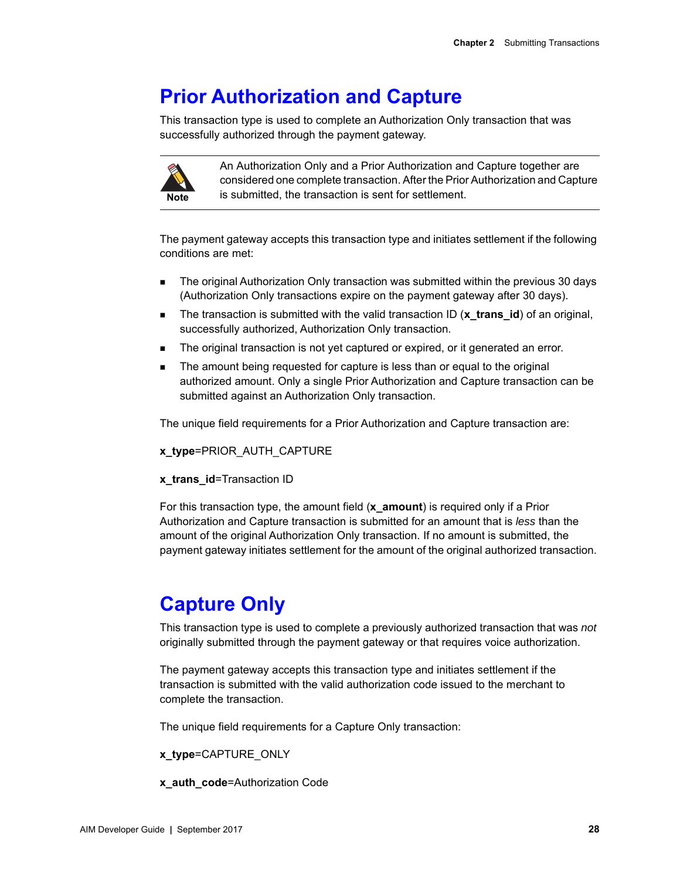## Prior Authorization and Capture

This transaction type is used to complete an Authorization Only transaction that was successfully authorized through the payment gateway.

> **Note:** An Authorization Only and a Prior Authorization and Capture together are considered one complete transaction. After the Prior Authorization and Capture is submitted, the transaction is sent for settlement.

The payment gateway accepts this transaction type and initiates settlement if the following conditions are met:

- The original Authorization Only transaction was submitted within the previous 30 days (Authorization Only transactions expire on the payment gateway after 30 days).
- The transaction is submitted with the valid transaction ID (**x_trans_id**) of an original, successfully authorized, Authorization Only transaction.
- The original transaction is not yet captured or expired, or it generated an error.
- The amount being requested for capture is less than or equal to the original authorized amount. Only a single Prior Authorization and Capture transaction can be submitted against an Authorization Only transaction.

The unique field requirements for a Prior Authorization and Capture transaction are:

**x_type**=PRIOR_AUTH_CAPTURE

**x_trans_id**=Transaction ID

For this transaction type, the amount field (**x_amount**) is required only if a Prior Authorization and Capture transaction is submitted for an amount that is *less* than the amount of the original Authorization Only transaction. If no amount is submitted, the payment gateway initiates settlement for the amount of the original authorized transaction.

## Capture Only

This transaction type is used to complete a previously authorized transaction that was *not* originally submitted through the payment gateway or that requires voice authorization.

The payment gateway accepts this transaction type and initiates settlement if the transaction is submitted with the valid authorization code issued to the merchant to complete the transaction.

The unique field requirements for a Capture Only transaction:

**x_type**=CAPTURE_ONLY

**x_auth_code**=Authorization Code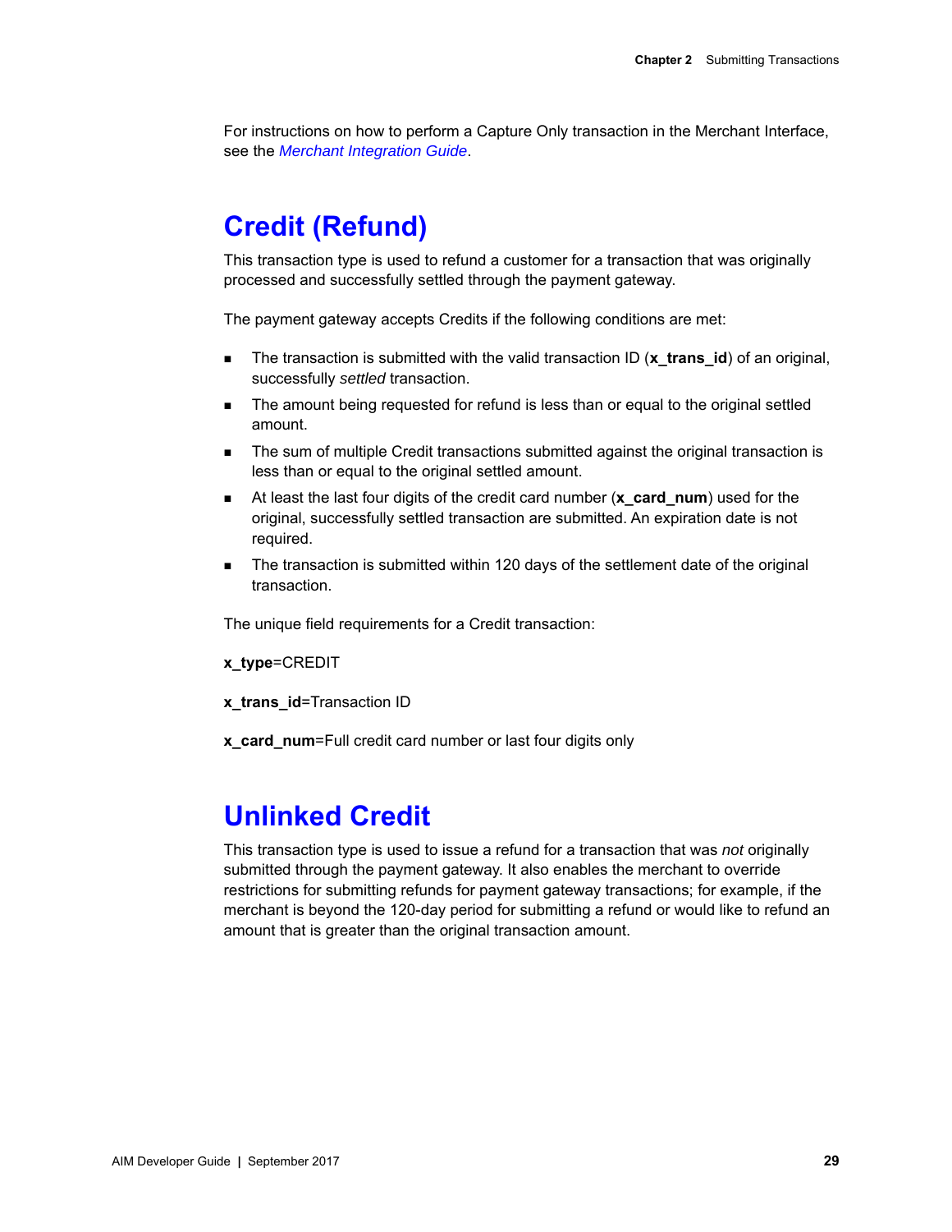For instructions on how to perform a Capture Only transaction in the Merchant Interface, see the *Merchant Integration Guide*.

## Credit (Refund)

This transaction type is used to refund a customer for a transaction that was originally processed and successfully settled through the payment gateway.

The payment gateway accepts Credits if the following conditions are met:

- The transaction is submitted with the valid transaction ID (**x_trans_id**) of an original, successfully *settled* transaction.
- The amount being requested for refund is less than or equal to the original settled amount.
- The sum of multiple Credit transactions submitted against the original transaction is less than or equal to the original settled amount.
- At least the last four digits of the credit card number (**x_card_num**) used for the original, successfully settled transaction are submitted. An expiration date is not required.
- The transaction is submitted within 120 days of the settlement date of the original transaction.

The unique field requirements for a Credit transaction:

**x_type**=CREDIT

**x_trans_id**=Transaction ID

**x_card_num**=Full credit card number or last four digits only

## Unlinked Credit

This transaction type is used to issue a refund for a transaction that was *not* originally submitted through the payment gateway. It also enables the merchant to override restrictions for submitting refunds for payment gateway transactions; for example, if the merchant is beyond the 120-day period for submitting a refund or would like to refund an amount that is greater than the original transaction amount.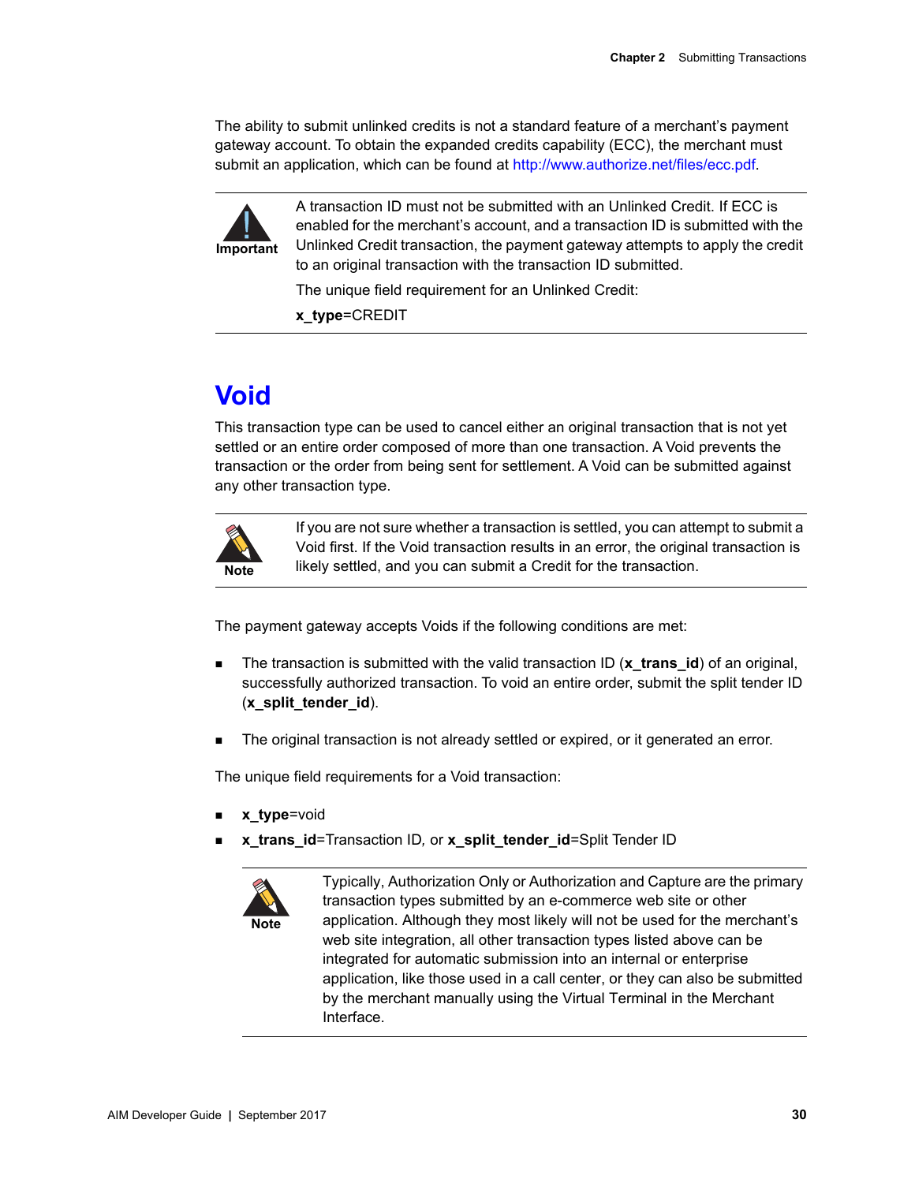The ability to submit unlinked credits is not a standard feature of a merchant's payment gateway account. To obtain the expanded credits capability (ECC), the merchant must submit an application, which can be found at http://www.authorize.net/files/ecc.pdf.

> **Important**
>
> A transaction ID must not be submitted with an Unlinked Credit. If ECC is enabled for the merchant's account, and a transaction ID is submitted with the Unlinked Credit transaction, the payment gateway attempts to apply the credit to an original transaction with the transaction ID submitted.
>
> The unique field requirement for an Unlinked Credit:
>
> **x_type**=CREDIT

# Void

This transaction type can be used to cancel either an original transaction that is not yet settled or an entire order composed of more than one transaction. A Void prevents the transaction or the order from being sent for settlement. A Void can be submitted against any other transaction type.

> **Note**
>
> If you are not sure whether a transaction is settled, you can attempt to submit a Void first. If the Void transaction results in an error, the original transaction is likely settled, and you can submit a Credit for the transaction.

The payment gateway accepts Voids if the following conditions are met:

- The transaction is submitted with the valid transaction ID (**x_trans_id**) of an original, successfully authorized transaction. To void an entire order, submit the split tender ID (**x_split_tender_id**).
- The original transaction is not already settled or expired, or it generated an error.

The unique field requirements for a Void transaction:

- **x_type**=void
- **x_trans_id**=Transaction ID, or **x_split_tender_id**=Split Tender ID

> **Note**
>
> Typically, Authorization Only or Authorization and Capture are the primary transaction types submitted by an e-commerce web site or other application. Although they most likely will not be used for the merchant's web site integration, all other transaction types listed above can be integrated for automatic submission into an internal or enterprise application, like those used in a call center, or they can also be submitted by the merchant manually using the Virtual Terminal in the Merchant Interface.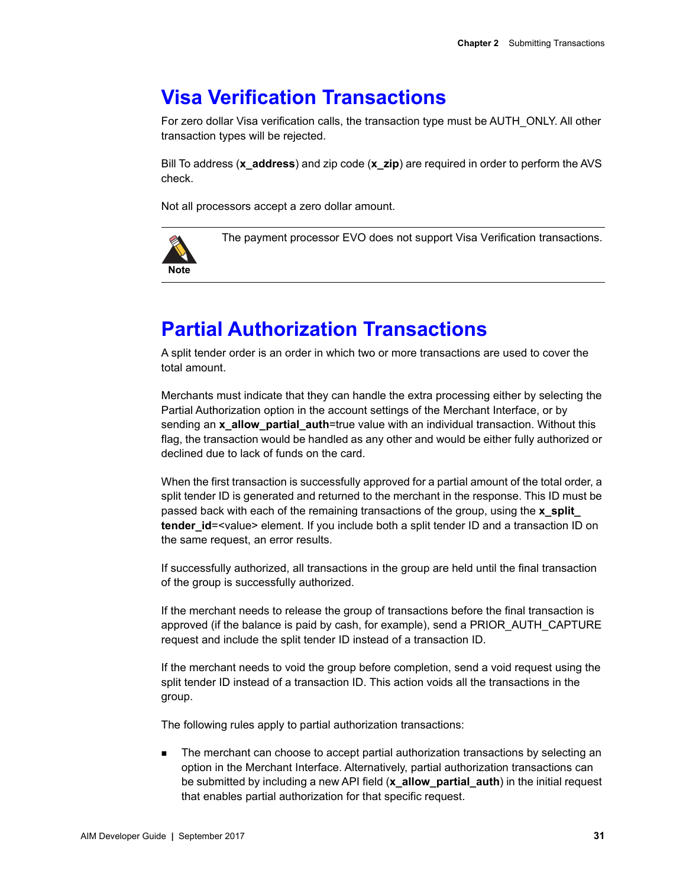# Visa Verification Transactions

For zero dollar Visa verification calls, the transaction type must be AUTH_ONLY. All other transaction types will be rejected.

Bill To address (**x_address**) and zip code (**x_zip**) are required in order to perform the AVS check.

Not all processors accept a zero dollar amount.

> **Note** The payment processor EVO does not support Visa Verification transactions.

# Partial Authorization Transactions

A split tender order is an order in which two or more transactions are used to cover the total amount.

Merchants must indicate that they can handle the extra processing either by selecting the Partial Authorization option in the account settings of the Merchant Interface, or by sending an **x_allow_partial_auth**=true value with an individual transaction. Without this flag, the transaction would be handled as any other and would be either fully authorized or declined due to lack of funds on the card.

When the first transaction is successfully approved for a partial amount of the total order, a split tender ID is generated and returned to the merchant in the response. This ID must be passed back with each of the remaining transactions of the group, using the **x_split_tender_id**=<value> element. If you include both a split tender ID and a transaction ID on the same request, an error results.

If successfully authorized, all transactions in the group are held until the final transaction of the group is successfully authorized.

If the merchant needs to release the group of transactions before the final transaction is approved (if the balance is paid by cash, for example), send a PRIOR_AUTH_CAPTURE request and include the split tender ID instead of a transaction ID.

If the merchant needs to void the group before completion, send a void request using the split tender ID instead of a transaction ID. This action voids all the transactions in the group.

The following rules apply to partial authorization transactions:

- The merchant can choose to accept partial authorization transactions by selecting an option in the Merchant Interface. Alternatively, partial authorization transactions can be submitted by including a new API field (**x_allow_partial_auth**) in the initial request that enables partial authorization for that specific request.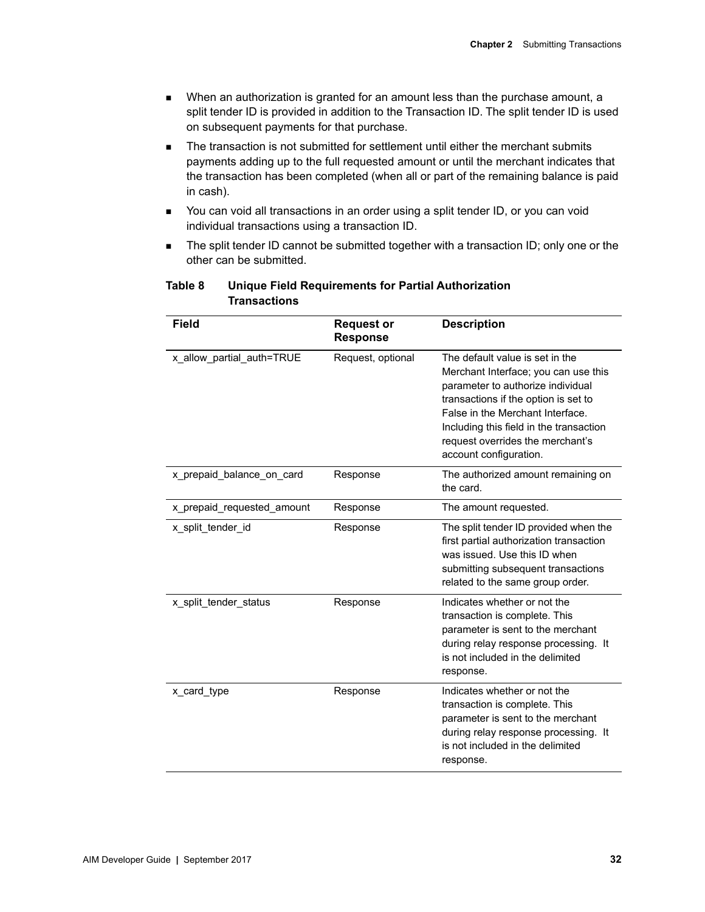- When an authorization is granted for an amount less than the purchase amount, a split tender ID is provided in addition to the Transaction ID. The split tender ID is used on subsequent payments for that purchase.
- The transaction is not submitted for settlement until either the merchant submits payments adding up to the full requested amount or until the merchant indicates that the transaction has been completed (when all or part of the remaining balance is paid in cash).
- You can void all transactions in an order using a split tender ID, or you can void individual transactions using a transaction ID.
- The split tender ID cannot be submitted together with a transaction ID; only one or the other can be submitted.

**Table 8 Unique Field Requirements for Partial Authorization Transactions**

| Field | Request or Response | Description |
|---|---|---|
| x_allow_partial_auth=TRUE | Request, optional | The default value is set in the Merchant Interface; you can use this parameter to authorize individual transactions if the option is set to False in the Merchant Interface. Including this field in the transaction request overrides the merchant's account configuration. |
| x_prepaid_balance_on_card | Response | The authorized amount remaining on the card. |
| x_prepaid_requested_amount | Response | The amount requested. |
| x_split_tender_id | Response | The split tender ID provided when the first partial authorization transaction was issued. Use this ID when submitting subsequent transactions related to the same group order. |
| x_split_tender_status | Response | Indicates whether or not the transaction is complete. This parameter is sent to the merchant during relay response processing. It is not included in the delimited response. |
| x_card_type | Response | Indicates whether or not the transaction is complete. This parameter is sent to the merchant during relay response processing. It is not included in the delimited response. |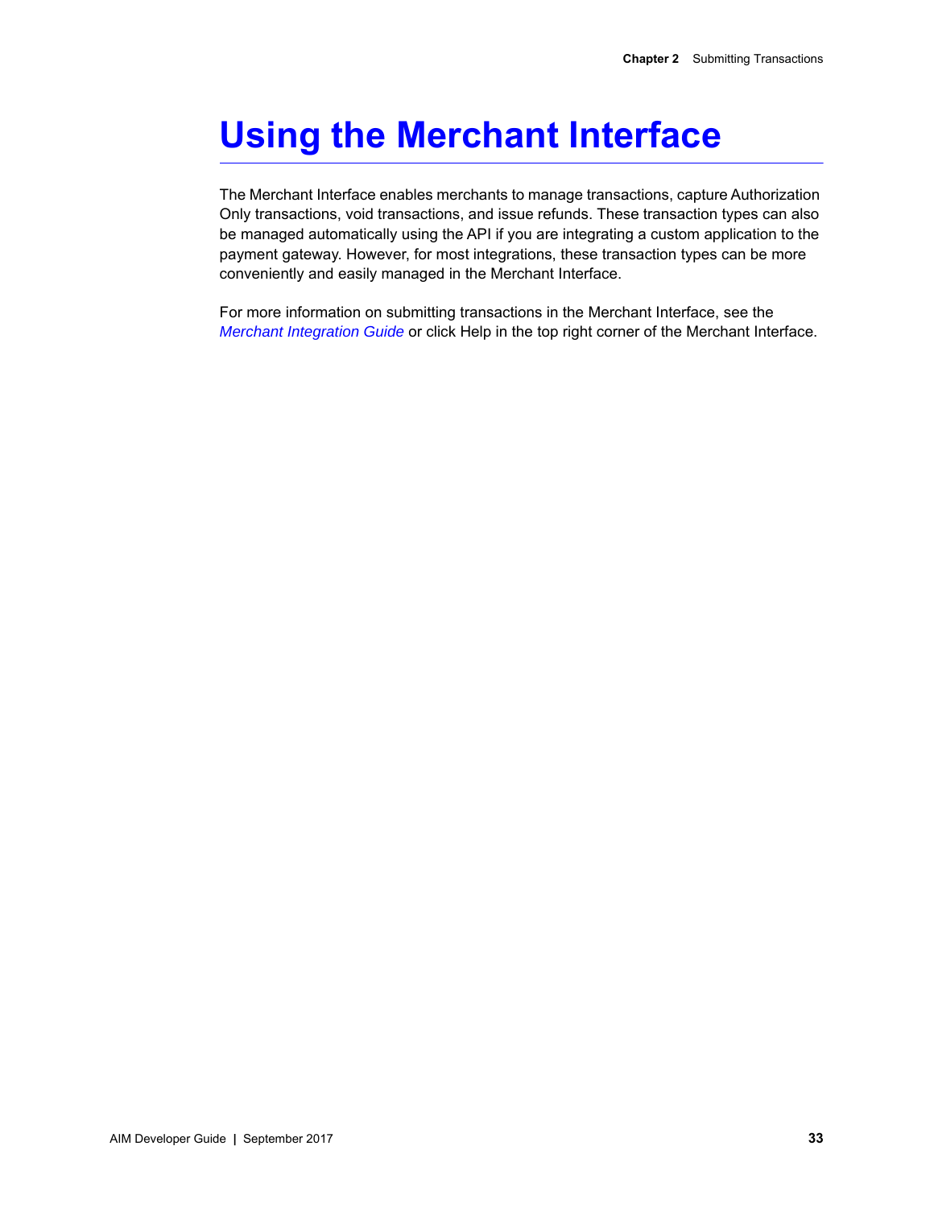# Using the Merchant Interface

The Merchant Interface enables merchants to manage transactions, capture Authorization Only transactions, void transactions, and issue refunds. These transaction types can also be managed automatically using the API if you are integrating a custom application to the payment gateway. However, for most integrations, these transaction types can be more conveniently and easily managed in the Merchant Interface.

For more information on submitting transactions in the Merchant Interface, see the *Merchant Integration Guide* or click Help in the top right corner of the Merchant Interface.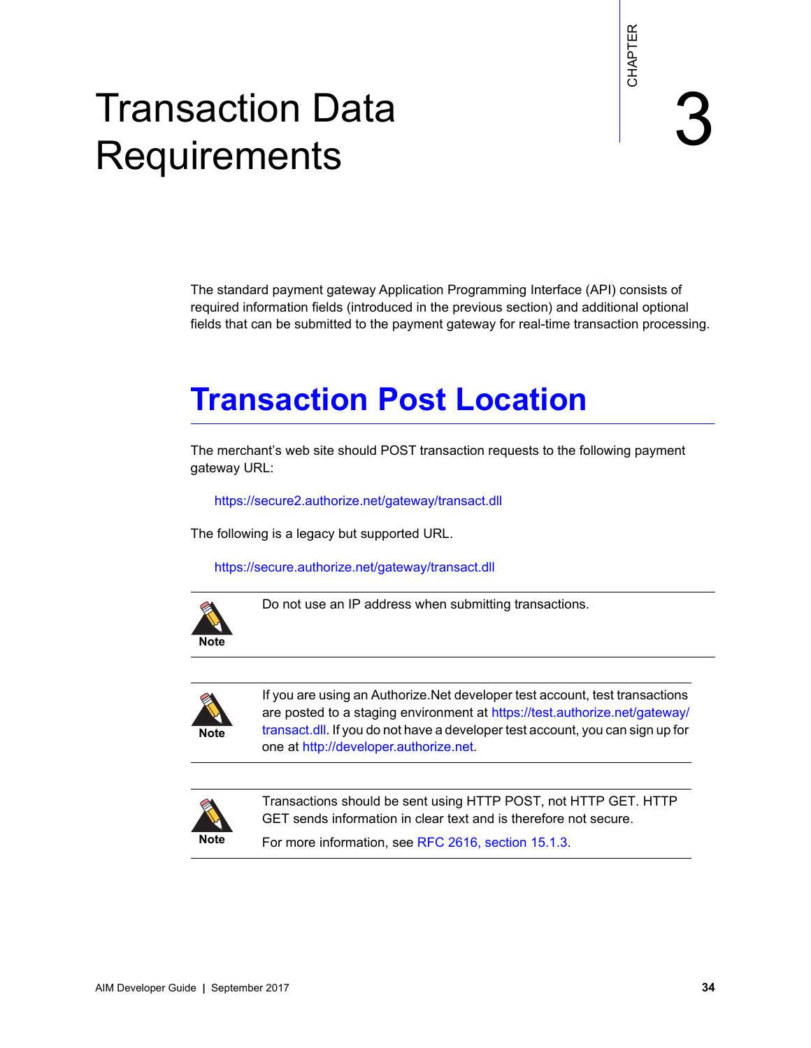# Transaction Data Requirements

CHAPTER 3

The standard payment gateway Application Programming Interface (API) consists of required information fields (introduced in the previous section) and additional optional fields that can be submitted to the payment gateway for real-time transaction processing.

## Transaction Post Location

The merchant's web site should POST transaction requests to the following payment gateway URL:

https://secure2.authorize.net/gateway/transact.dll

The following is a legacy but supported URL.

https://secure.authorize.net/gateway/transact.dll

**Note** Do not use an IP address when submitting transactions.

**Note** If you are using an Authorize.Net developer test account, test transactions are posted to a staging environment at https://test.authorize.net/gateway/transact.dll. If you do not have a developer test account, you can sign up for one at http://developer.authorize.net.

**Note** Transactions should be sent using HTTP POST, not HTTP GET. HTTP GET sends information in clear text and is therefore not secure.

For more information, see RFC 2616, section 15.1.3.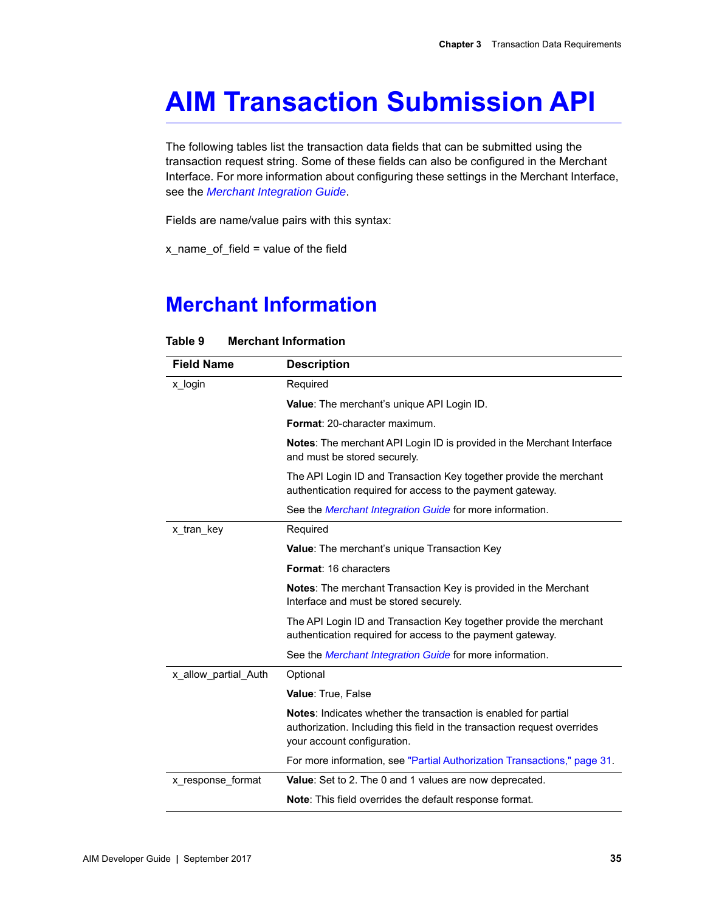# AIM Transaction Submission API

The following tables list the transaction data fields that can be submitted using the transaction request string. Some of these fields can also be configured in the Merchant Interface. For more information about configuring these settings in the Merchant Interface, see the *Merchant Integration Guide*.

Fields are name/value pairs with this syntax:

x_name_of_field = value of the field

## Merchant Information

**Table 9 Merchant Information**

| Field Name | Description |
|---|---|
| x_login | Required<br><br>**Value**: The merchant's unique API Login ID.<br><br>**Format**: 20-character maximum.<br><br>**Notes**: The merchant API Login ID is provided in the Merchant Interface and must be stored securely.<br><br>The API Login ID and Transaction Key together provide the merchant authentication required for access to the payment gateway.<br><br>See the *Merchant Integration Guide* for more information. |
| x_tran_key | Required<br><br>**Value**: The merchant's unique Transaction Key<br><br>**Format**: 16 characters<br><br>**Notes**: The merchant Transaction Key is provided in the Merchant Interface and must be stored securely.<br><br>The API Login ID and Transaction Key together provide the merchant authentication required for access to the payment gateway.<br><br>See the *Merchant Integration Guide* for more information. |
| x_allow_partial_Auth | Optional<br><br>**Value**: True, False<br><br>**Notes**: Indicates whether the transaction is enabled for partial authorization. Including this field in the transaction request overrides your account configuration.<br><br>For more information, see "Partial Authorization Transactions," page 31. |
| x_response_format | **Value**: Set to 2. The 0 and 1 values are now deprecated.<br><br>**Note**: This field overrides the default response format. |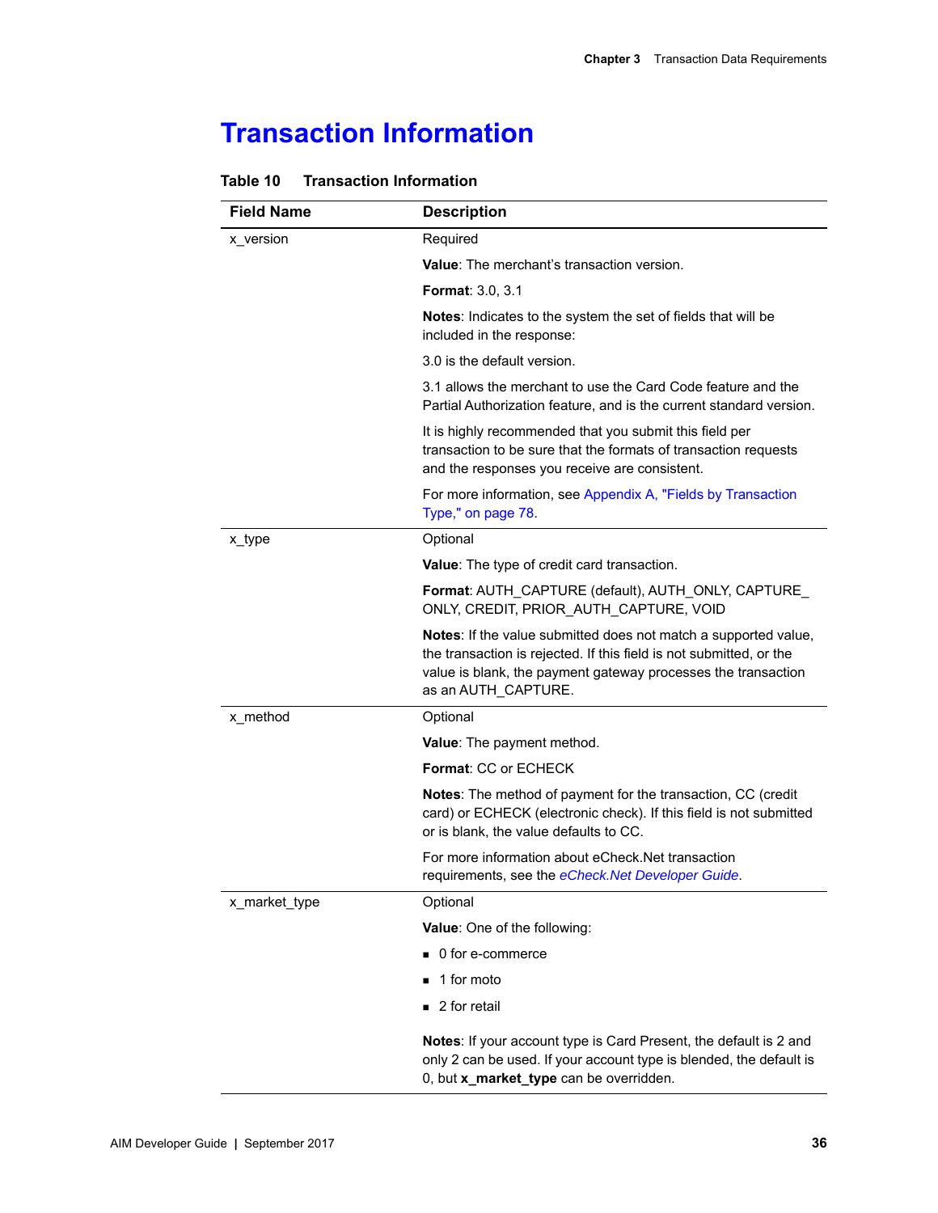# Transaction Information

**Table 10 Transaction Information**

| Field Name | Description |
|---|---|
| x_version | Required<br><br>**Value**: The merchant's transaction version.<br><br>**Format**: 3.0, 3.1<br><br>**Notes**: Indicates to the system the set of fields that will be included in the response:<br><br>3.0 is the default version.<br><br>3.1 allows the merchant to use the Card Code feature and the Partial Authorization feature, and is the current standard version.<br><br>It is highly recommended that you submit this field per transaction to be sure that the formats of transaction requests and the responses you receive are consistent.<br><br>For more information, see Appendix A, "Fields by Transaction Type," on page 78. |
| x_type | Optional<br><br>**Value**: The type of credit card transaction.<br><br>**Format**: AUTH_CAPTURE (default), AUTH_ONLY, CAPTURE_ONLY, CREDIT, PRIOR_AUTH_CAPTURE, VOID<br><br>**Notes**: If the value submitted does not match a supported value, the transaction is rejected. If this field is not submitted, or the value is blank, the payment gateway processes the transaction as an AUTH_CAPTURE. |
| x_method | Optional<br><br>**Value**: The payment method.<br><br>**Format**: CC or ECHECK<br><br>**Notes**: The method of payment for the transaction, CC (credit card) or ECHECK (electronic check). If this field is not submitted or is blank, the value defaults to CC.<br><br>For more information about eCheck.Net transaction requirements, see the *eCheck.Net Developer Guide*. |
| x_market_type | Optional<br><br>**Value**: One of the following:<br><br>▪ 0 for e-commerce<br>▪ 1 for moto<br>▪ 2 for retail<br><br>**Notes**: If your account type is Card Present, the default is 2 and only 2 can be used. If your account type is blended, the default is 0, but **x_market_type** can be overridden. |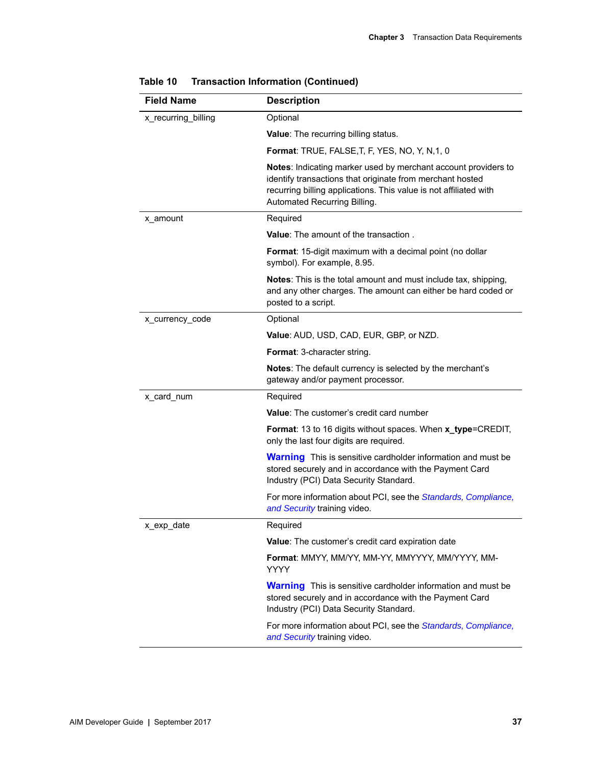**Table 10 Transaction Information (Continued)**

| Field Name | Description |
| --- | --- |
| x_recurring_billing | Optional<br><br>**Value**: The recurring billing status.<br><br>**Format**: TRUE, FALSE,T, F, YES, NO, Y, N,1, 0<br><br>**Notes**: Indicating marker used by merchant account providers to identify transactions that originate from merchant hosted recurring billing applications. This value is not affiliated with Automated Recurring Billing. |
| x_amount | Required<br><br>**Value**: The amount of the transaction .<br><br>**Format**: 15-digit maximum with a decimal point (no dollar symbol). For example, 8.95.<br><br>**Notes**: This is the total amount and must include tax, shipping, and any other charges. The amount can either be hard coded or posted to a script. |
| x_currency_code | Optional<br><br>**Value**: AUD, USD, CAD, EUR, GBP, or NZD.<br><br>**Format**: 3-character string.<br><br>**Notes**: The default currency is selected by the merchant's gateway and/or payment processor. |
| x_card_num | Required<br><br>**Value**: The customer's credit card number<br><br>**Format**: 13 to 16 digits without spaces. When **x_type**=CREDIT, only the last four digits are required.<br><br>**Warning** This is sensitive cardholder information and must be stored securely and in accordance with the Payment Card Industry (PCI) Data Security Standard.<br><br>For more information about PCI, see the *Standards, Compliance, and Security* training video. |
| x_exp_date | Required<br><br>**Value**: The customer's credit card expiration date<br><br>**Format**: MMYY, MM/YY, MM-YY, MMYYYY, MM/YYYY, MM-YYYY<br><br>**Warning** This is sensitive cardholder information and must be stored securely and in accordance with the Payment Card Industry (PCI) Data Security Standard.<br><br>For more information about PCI, see the *Standards, Compliance, and Security* training video. |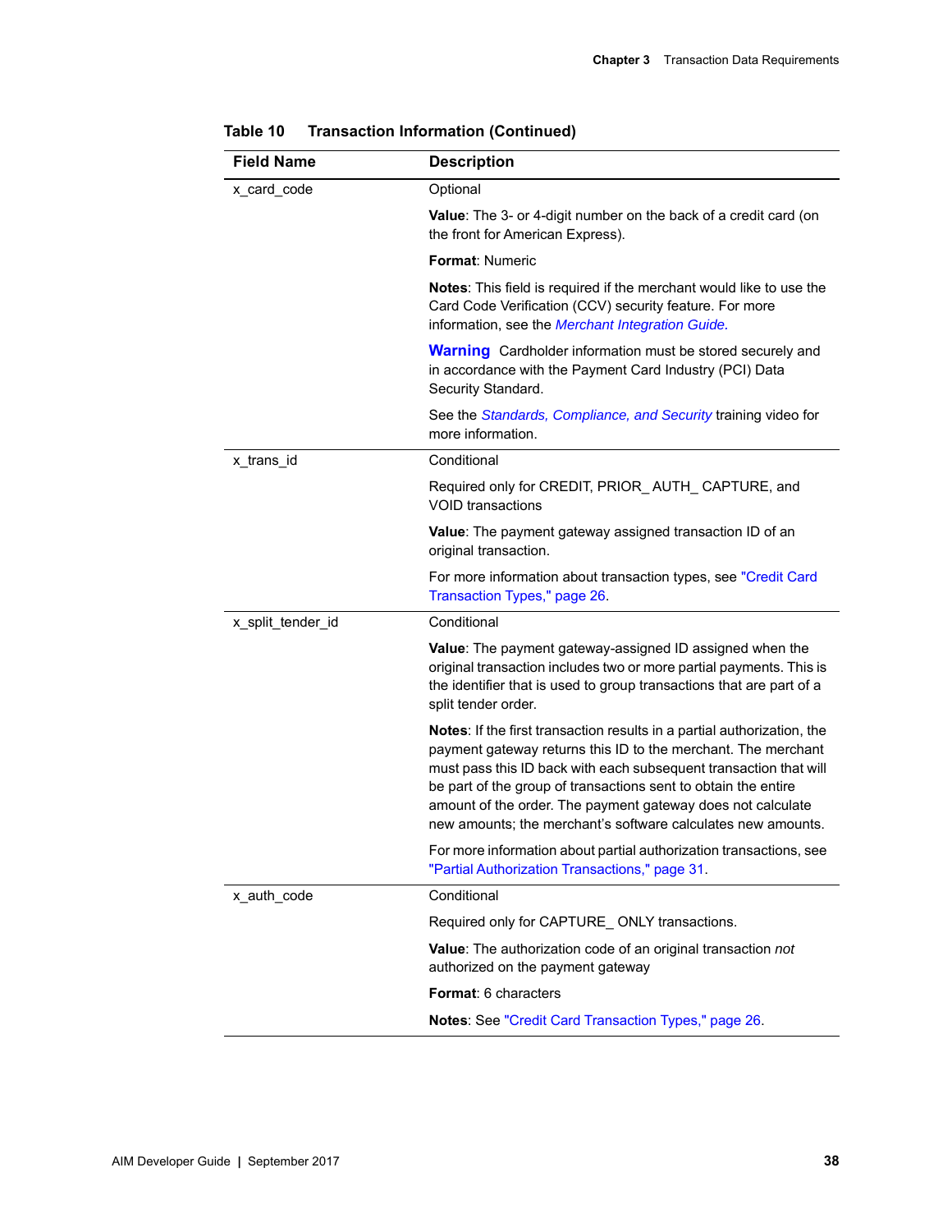**Table 10 Transaction Information (Continued)**

| Field Name | Description |
|---|---|
| x_card_code | Optional<br><br>**Value**: The 3- or 4-digit number on the back of a credit card (on the front for American Express).<br><br>**Format**: Numeric<br><br>**Notes**: This field is required if the merchant would like to use the Card Code Verification (CCV) security feature. For more information, see the *Merchant Integration Guide.*<br><br>**Warning** Cardholder information must be stored securely and in accordance with the Payment Card Industry (PCI) Data Security Standard.<br><br>See the *Standards, Compliance, and Security* training video for more information. |
| x_trans_id | Conditional<br><br>Required only for CREDIT, PRIOR_ AUTH_ CAPTURE, and VOID transactions<br><br>**Value**: The payment gateway assigned transaction ID of an original transaction.<br><br>For more information about transaction types, see "Credit Card Transaction Types," page 26. |
| x_split_tender_id | Conditional<br><br>**Value**: The payment gateway-assigned ID assigned when the original transaction includes two or more partial payments. This is the identifier that is used to group transactions that are part of a split tender order.<br><br>**Notes**: If the first transaction results in a partial authorization, the payment gateway returns this ID to the merchant. The merchant must pass this ID back with each subsequent transaction that will be part of the group of transactions sent to obtain the entire amount of the order. The payment gateway does not calculate new amounts; the merchant's software calculates new amounts.<br><br>For more information about partial authorization transactions, see "Partial Authorization Transactions," page 31. |
| x_auth_code | Conditional<br><br>Required only for CAPTURE_ ONLY transactions.<br><br>**Value**: The authorization code of an original transaction *not* authorized on the payment gateway<br><br>**Format**: 6 characters<br><br>**Notes**: See "Credit Card Transaction Types," page 26. |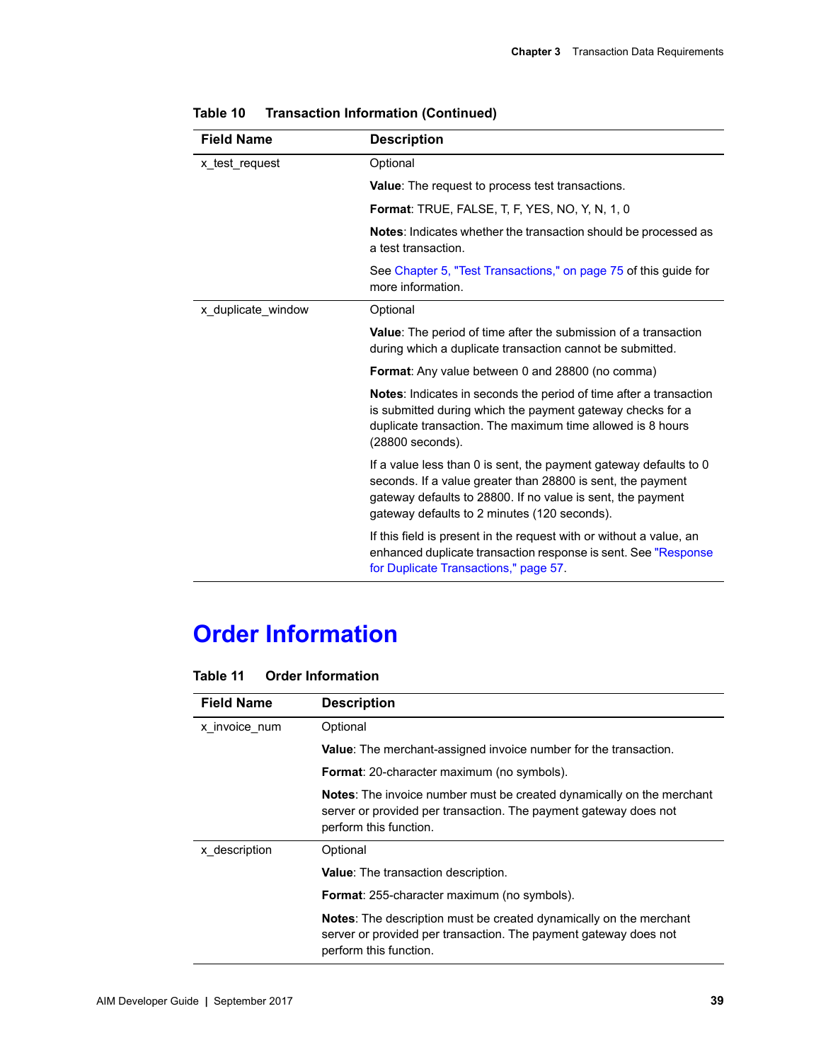**Table 10 Transaction Information (Continued)**

| Field Name | Description |
|---|---|
| x_test_request | Optional<br><br>**Value**: The request to process test transactions.<br><br>**Format**: TRUE, FALSE, T, F, YES, NO, Y, N, 1, 0<br><br>**Notes**: Indicates whether the transaction should be processed as a test transaction.<br><br>See Chapter 5, "Test Transactions," on page 75 of this guide for more information. |
| x_duplicate_window | Optional<br><br>**Value**: The period of time after the submission of a transaction during which a duplicate transaction cannot be submitted.<br><br>**Format**: Any value between 0 and 28800 (no comma)<br><br>**Notes**: Indicates in seconds the period of time after a transaction is submitted during which the payment gateway checks for a duplicate transaction. The maximum time allowed is 8 hours (28800 seconds).<br><br>If a value less than 0 is sent, the payment gateway defaults to 0 seconds. If a value greater than 28800 is sent, the payment gateway defaults to 28800. If no value is sent, the payment gateway defaults to 2 minutes (120 seconds).<br><br>If this field is present in the request with or without a value, an enhanced duplicate transaction response is sent. See "Response for Duplicate Transactions," page 57. |

## Order Information

**Table 11 Order Information**

| Field Name | Description |
|---|---|
| x_invoice_num | Optional<br><br>**Value**: The merchant-assigned invoice number for the transaction.<br><br>**Format**: 20-character maximum (no symbols).<br><br>**Notes**: The invoice number must be created dynamically on the merchant server or provided per transaction. The payment gateway does not perform this function. |
| x_description | Optional<br><br>**Value**: The transaction description.<br><br>**Format**: 255-character maximum (no symbols).<br><br>**Notes**: The description must be created dynamically on the merchant server or provided per transaction. The payment gateway does not perform this function. |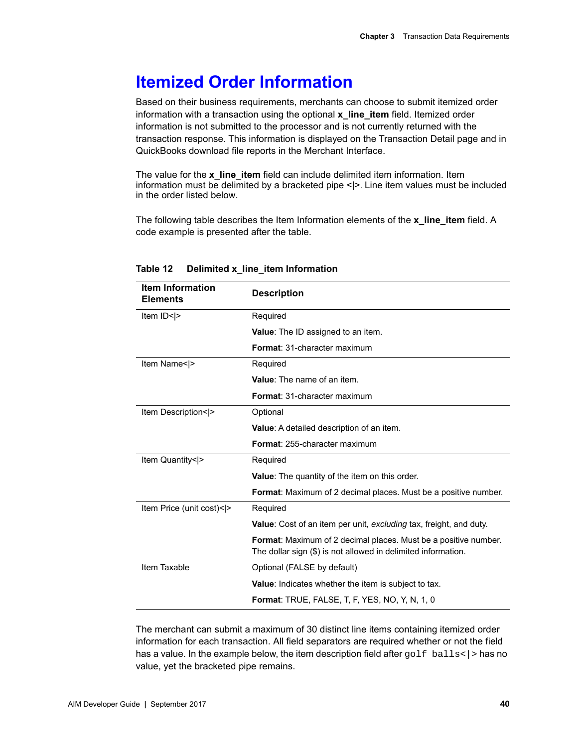# Itemized Order Information

Based on their business requirements, merchants can choose to submit itemized order information with a transaction using the optional **x_line_item** field. Itemized order information is not submitted to the processor and is not currently returned with the transaction response. This information is displayed on the Transaction Detail page and in QuickBooks download file reports in the Merchant Interface.

The value for the **x_line_item** field can include delimited item information. Item information must be delimited by a bracketed pipe <|>. Line item values must be included in the order listed below.

The following table describes the Item Information elements of the **x_line_item** field. A code example is presented after the table.

**Table 12 Delimited x_line_item Information**

| Item Information Elements | Description |
|---|---|
| Item ID<\|> | Required<br>**Value**: The ID assigned to an item.<br>**Format**: 31-character maximum |
| Item Name<\|> | Required<br>**Value**: The name of an item.<br>**Format**: 31-character maximum |
| Item Description<\|> | Optional<br>**Value**: A detailed description of an item.<br>**Format**: 255-character maximum |
| Item Quantity<\|> | Required<br>**Value**: The quantity of the item on this order.<br>**Format**: Maximum of 2 decimal places. Must be a positive number. |
| Item Price (unit cost)<\|> | Required<br>**Value**: Cost of an item per unit, *excluding* tax, freight, and duty.<br>**Format**: Maximum of 2 decimal places. Must be a positive number. The dollar sign ($) is not allowed in delimited information. |
| Item Taxable | Optional (FALSE by default)<br>**Value**: Indicates whether the item is subject to tax.<br>**Format**: TRUE, FALSE, T, F, YES, NO, Y, N, 1, 0 |

The merchant can submit a maximum of 30 distinct line items containing itemized order information for each transaction. All field separators are required whether or not the field has a value. In the example below, the item description field after `golf balls<|>` has no value, yet the bracketed pipe remains.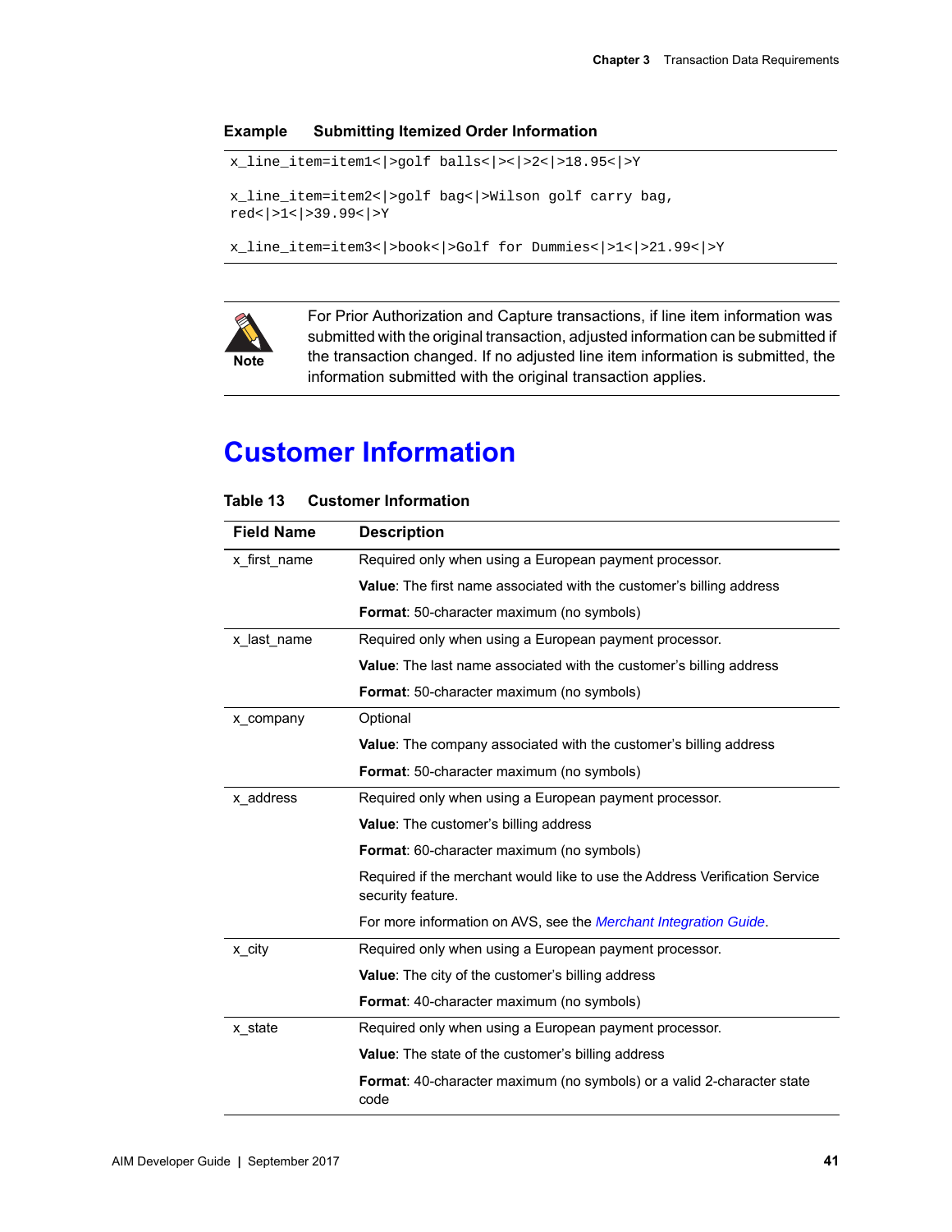**Example Submitting Itemized Order Information**

```
x_line_item=item1<|>golf balls<|><|>2<|>18.95<|>Y

x_line_item=item2<|>golf bag<|>Wilson golf carry bag,
red<|>1<|>39.99<|>Y

x_line_item=item3<|>book<|>Golf for Dummies<|>1<|>21.99<|>Y
```

**Note** For Prior Authorization and Capture transactions, if line item information was submitted with the original transaction, adjusted information can be submitted if the transaction changed. If no adjusted line item information is submitted, the information submitted with the original transaction applies.

## Customer Information

**Table 13 Customer Information**

| Field Name | Description |
|---|---|
| x_first_name | Required only when using a European payment processor.<br>**Value**: The first name associated with the customer's billing address<br>**Format**: 50-character maximum (no symbols) |
| x_last_name | Required only when using a European payment processor.<br>**Value**: The last name associated with the customer's billing address<br>**Format**: 50-character maximum (no symbols) |
| x_company | Optional<br>**Value**: The company associated with the customer's billing address<br>**Format**: 50-character maximum (no symbols) |
| x_address | Required only when using a European payment processor.<br>**Value**: The customer's billing address<br>**Format**: 60-character maximum (no symbols)<br>Required if the merchant would like to use the Address Verification Service security feature.<br>For more information on AVS, see the *Merchant Integration Guide*. |
| x_city | Required only when using a European payment processor.<br>**Value**: The city of the customer's billing address<br>**Format**: 40-character maximum (no symbols) |
| x_state | Required only when using a European payment processor.<br>**Value**: The state of the customer's billing address<br>**Format**: 40-character maximum (no symbols) or a valid 2-character state code |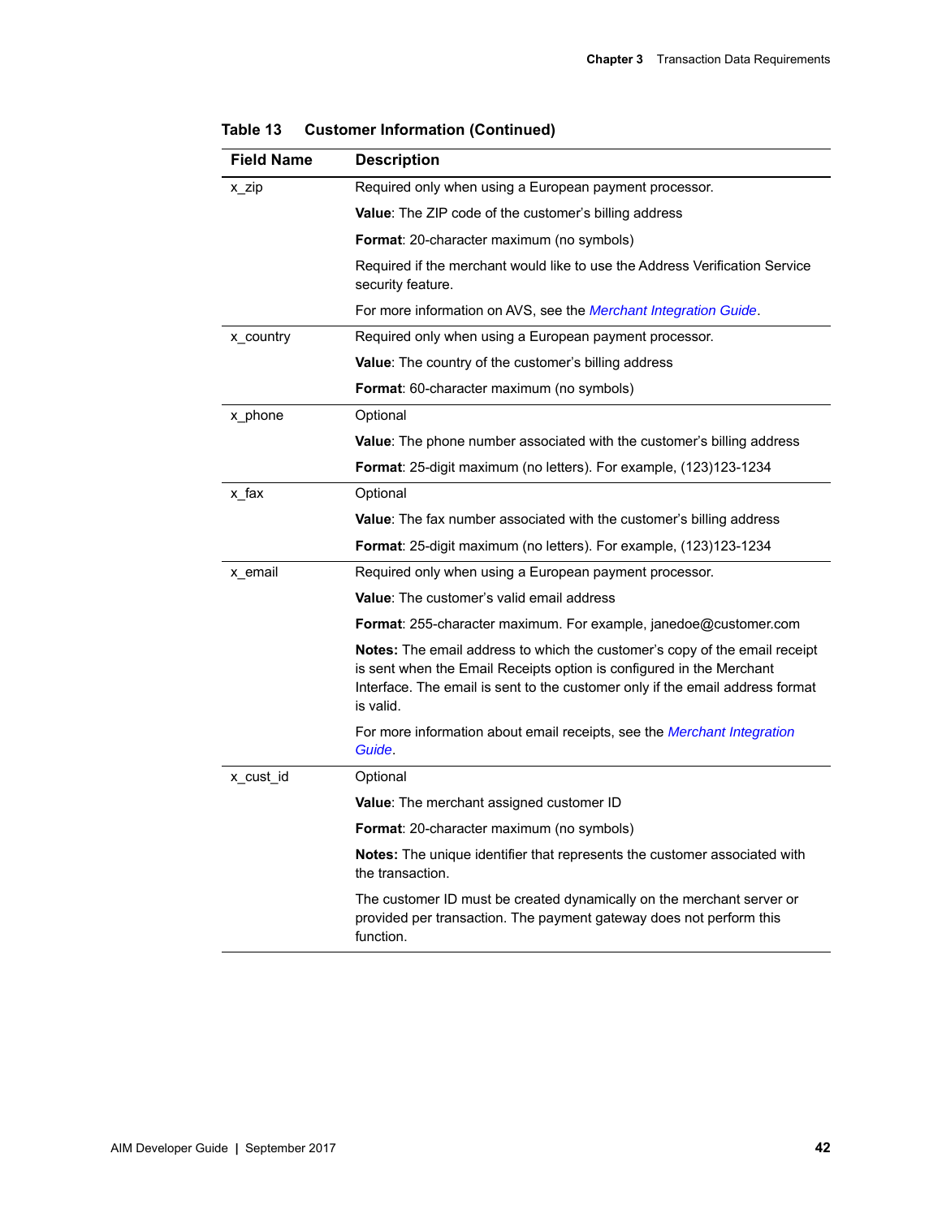**Table 13 Customer Information (Continued)**

| Field Name | Description |
|---|---|
| x_zip | Required only when using a European payment processor.<br><br>**Value**: The ZIP code of the customer's billing address<br><br>**Format**: 20-character maximum (no symbols)<br><br>Required if the merchant would like to use the Address Verification Service security feature.<br><br>For more information on AVS, see the *Merchant Integration Guide*. |
| x_country | Required only when using a European payment processor.<br><br>**Value**: The country of the customer's billing address<br><br>**Format**: 60-character maximum (no symbols) |
| x_phone | Optional<br><br>**Value**: The phone number associated with the customer's billing address<br><br>**Format**: 25-digit maximum (no letters). For example, (123)123-1234 |
| x_fax | Optional<br><br>**Value**: The fax number associated with the customer's billing address<br><br>**Format**: 25-digit maximum (no letters). For example, (123)123-1234 |
| x_email | Required only when using a European payment processor.<br><br>**Value**: The customer's valid email address<br><br>**Format**: 255-character maximum. For example, janedoe@customer.com<br><br>**Notes:** The email address to which the customer's copy of the email receipt is sent when the Email Receipts option is configured in the Merchant Interface. The email is sent to the customer only if the email address format is valid.<br><br>For more information about email receipts, see the *Merchant Integration Guide*. |
| x_cust_id | Optional<br><br>**Value**: The merchant assigned customer ID<br><br>**Format**: 20-character maximum (no symbols)<br><br>**Notes:** The unique identifier that represents the customer associated with the transaction.<br><br>The customer ID must be created dynamically on the merchant server or provided per transaction. The payment gateway does not perform this function. |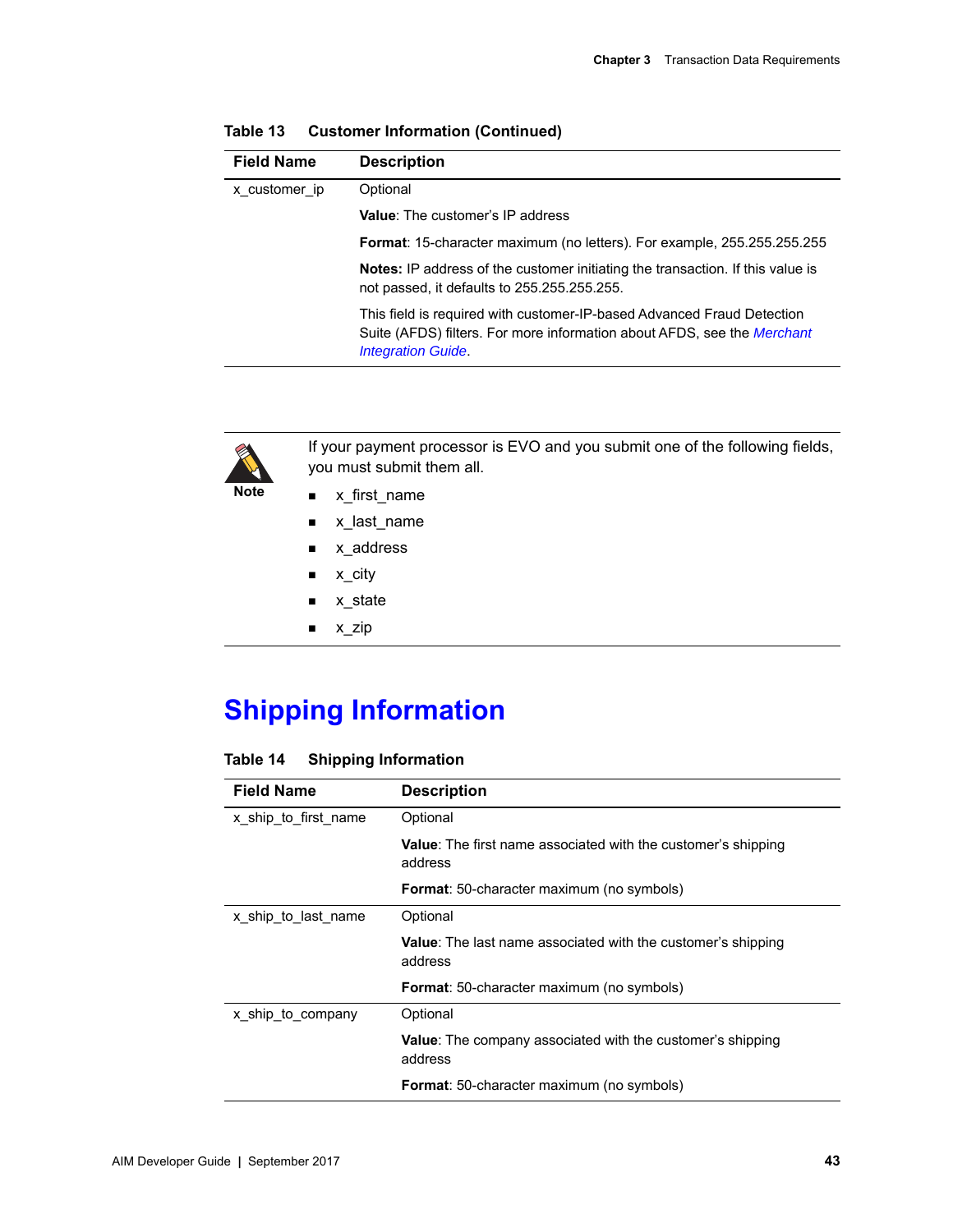**Table 13 Customer Information (Continued)**

| Field Name | Description |
|---|---|
| x_customer_ip | Optional<br><br>**Value**: The customer's IP address<br><br>**Format**: 15-character maximum (no letters). For example, 255.255.255.255<br><br>**Notes:** IP address of the customer initiating the transaction. If this value is not passed, it defaults to 255.255.255.255.<br><br>This field is required with customer-IP-based Advanced Fraud Detection Suite (AFDS) filters. For more information about AFDS, see the *Merchant Integration Guide*. |

**Note**

If your payment processor is EVO and you submit one of the following fields, you must submit them all.

- x_first_name
- x_last_name
- x_address
- x_city
- x_state
- x_zip

# Shipping Information

**Table 14 Shipping Information**

| Field Name | Description |
|---|---|
| x_ship_to_first_name | Optional<br><br>**Value**: The first name associated with the customer's shipping address<br><br>**Format**: 50-character maximum (no symbols) |
| x_ship_to_last_name | Optional<br><br>**Value**: The last name associated with the customer's shipping address<br><br>**Format**: 50-character maximum (no symbols) |
| x_ship_to_company | Optional<br><br>**Value**: The company associated with the customer's shipping address<br><br>**Format**: 50-character maximum (no symbols) |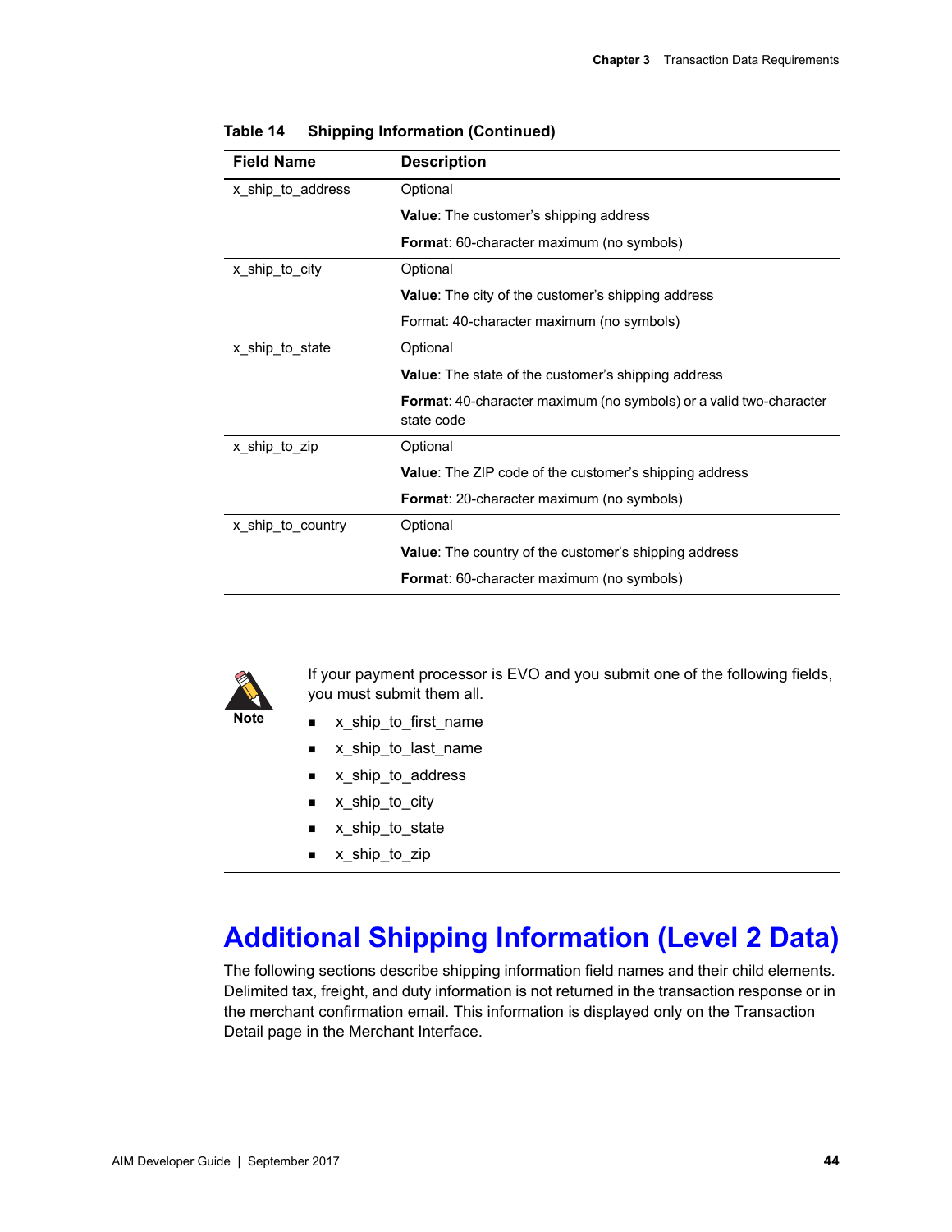**Table 14 Shipping Information (Continued)**

| Field Name | Description |
|---|---|
| x_ship_to_address | Optional<br><br>**Value**: The customer's shipping address<br><br>**Format**: 60-character maximum (no symbols) |
| x_ship_to_city | Optional<br><br>**Value**: The city of the customer's shipping address<br><br>Format: 40-character maximum (no symbols) |
| x_ship_to_state | Optional<br><br>**Value**: The state of the customer's shipping address<br><br>**Format**: 40-character maximum (no symbols) or a valid two-character state code |
| x_ship_to_zip | Optional<br><br>**Value**: The ZIP code of the customer's shipping address<br><br>**Format**: 20-character maximum (no symbols) |
| x_ship_to_country | Optional<br><br>**Value**: The country of the customer's shipping address<br><br>**Format**: 60-character maximum (no symbols) |

**Note**

If your payment processor is EVO and you submit one of the following fields, you must submit them all.

- x_ship_to_first_name
- x_ship_to_last_name
- x_ship_to_address
- x_ship_to_city
- x_ship_to_state
- x_ship_to_zip

# Additional Shipping Information (Level 2 Data)

The following sections describe shipping information field names and their child elements. Delimited tax, freight, and duty information is not returned in the transaction response or in the merchant confirmation email. This information is displayed only on the Transaction Detail page in the Merchant Interface.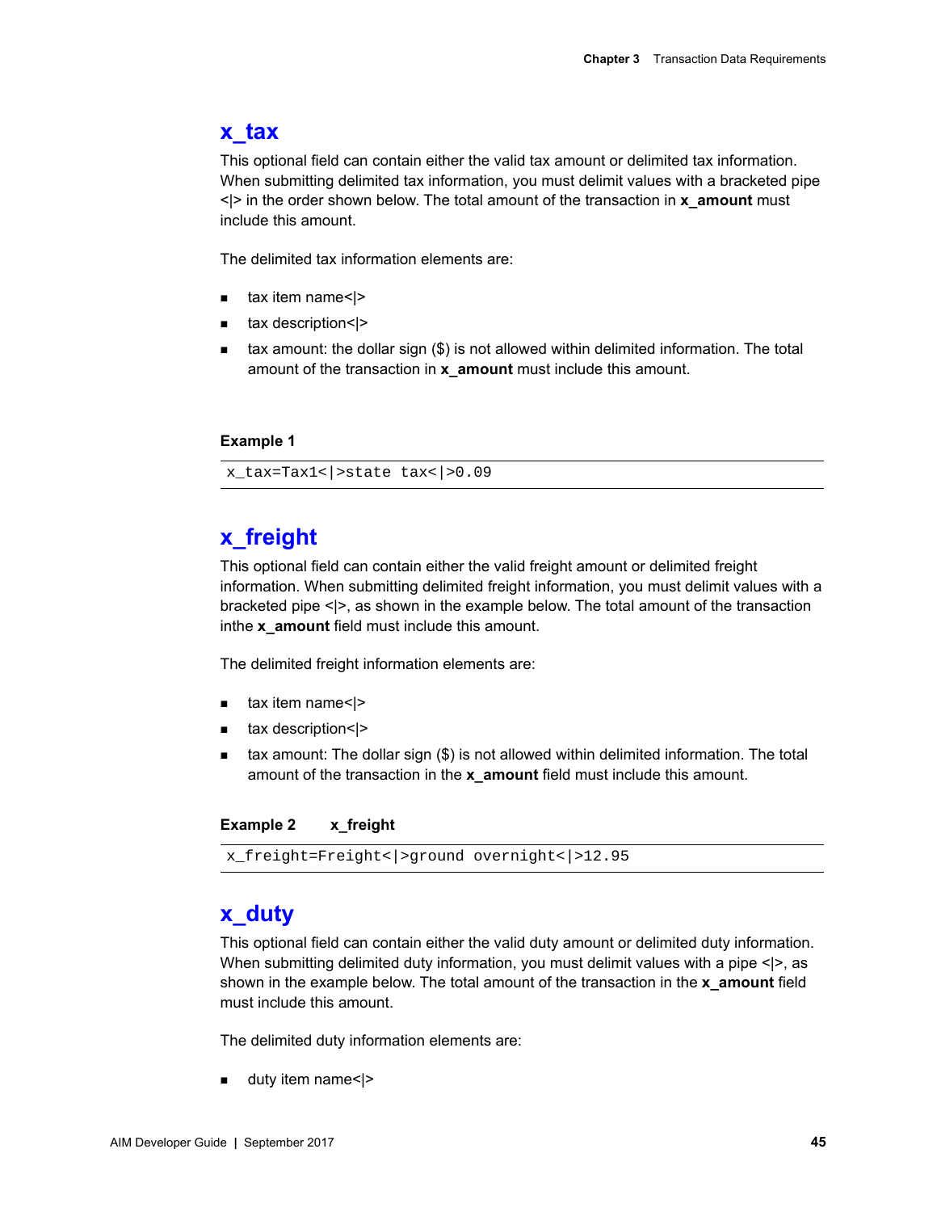## x_tax

This optional field can contain either the valid tax amount or delimited tax information. When submitting delimited tax information, you must delimit values with a bracketed pipe <|> in the order shown below. The total amount of the transaction in **x_amount** must include this amount.

The delimited tax information elements are:

- tax item name<|>
- tax description<|>
- tax amount: the dollar sign ($) is not allowed within delimited information. The total amount of the transaction in **x_amount** must include this amount.

**Example 1**

```
x_tax=Tax1<|>state tax<|>0.09
```

## x_freight

This optional field can contain either the valid freight amount or delimited freight information. When submitting delimited freight information, you must delimit values with a bracketed pipe <|>, as shown in the example below. The total amount of the transaction inthe **x_amount** field must include this amount.

The delimited freight information elements are:

- tax item name<|>
- tax description<|>
- tax amount: The dollar sign ($) is not allowed within delimited information. The total amount of the transaction in the **x_amount** field must include this amount.

**Example 2 x_freight**

```
x_freight=Freight<|>ground overnight<|>12.95
```

## x_duty

This optional field can contain either the valid duty amount or delimited duty information. When submitting delimited duty information, you must delimit values with a pipe <|>, as shown in the example below. The total amount of the transaction in the **x_amount** field must include this amount.

The delimited duty information elements are:

- duty item name<|>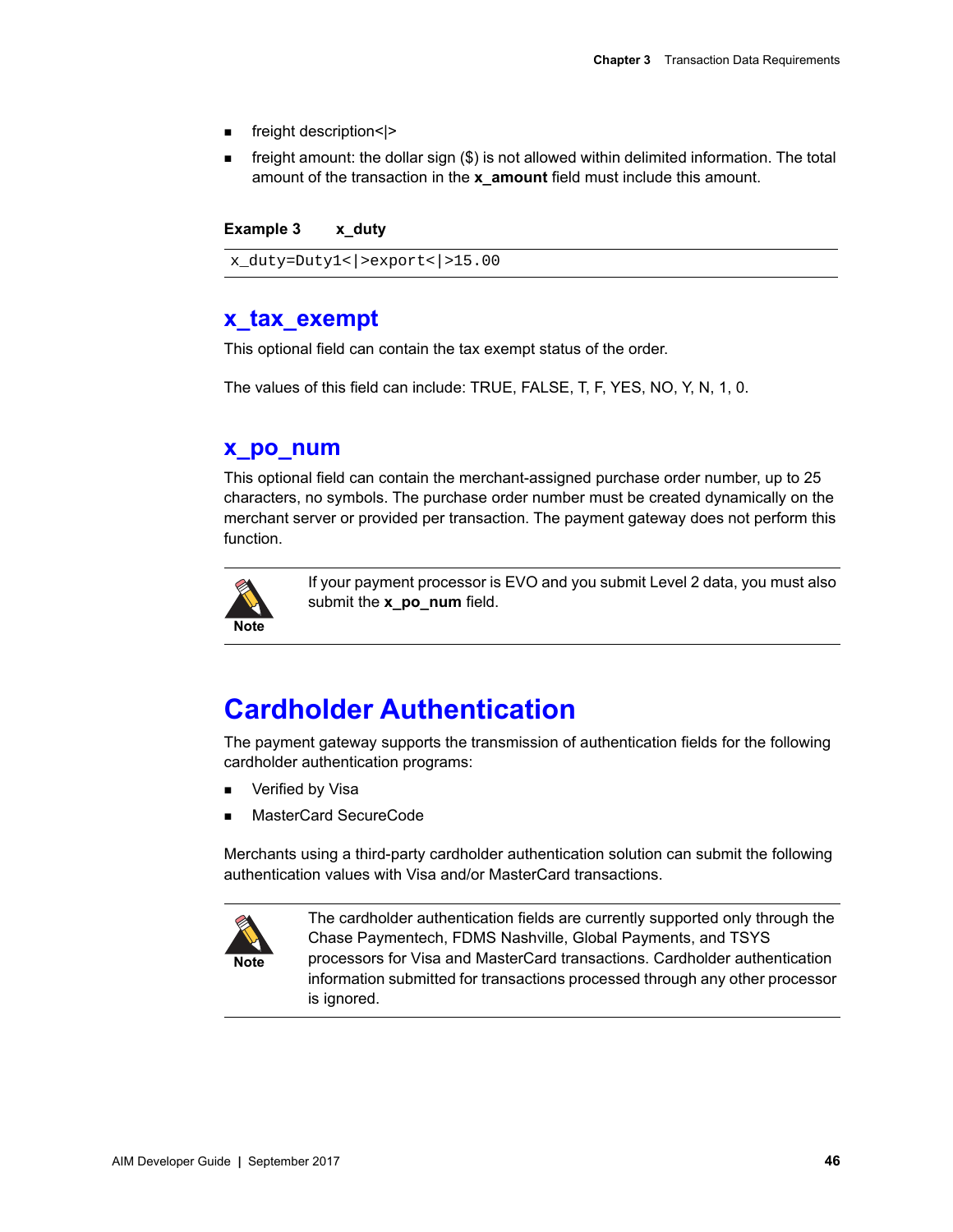- freight description<|>
- freight amount: the dollar sign ($) is not allowed within delimited information. The total amount of the transaction in the **x_amount** field must include this amount.

**Example 3 x_duty**

```
x_duty=Duty1<|>export<|>15.00
```

## x_tax_exempt

This optional field can contain the tax exempt status of the order.

The values of this field can include: TRUE, FALSE, T, F, YES, NO, Y, N, 1, 0.

## x_po_num

This optional field can contain the merchant-assigned purchase order number, up to 25 characters, no symbols. The purchase order number must be created dynamically on the merchant server or provided per transaction. The payment gateway does not perform this function.

> **Note** If your payment processor is EVO and you submit Level 2 data, you must also submit the **x_po_num** field.

# Cardholder Authentication

The payment gateway supports the transmission of authentication fields for the following cardholder authentication programs:

- Verified by Visa
- MasterCard SecureCode

Merchants using a third-party cardholder authentication solution can submit the following authentication values with Visa and/or MasterCard transactions.

> **Note** The cardholder authentication fields are currently supported only through the Chase Paymentech, FDMS Nashville, Global Payments, and TSYS processors for Visa and MasterCard transactions. Cardholder authentication information submitted for transactions processed through any other processor is ignored.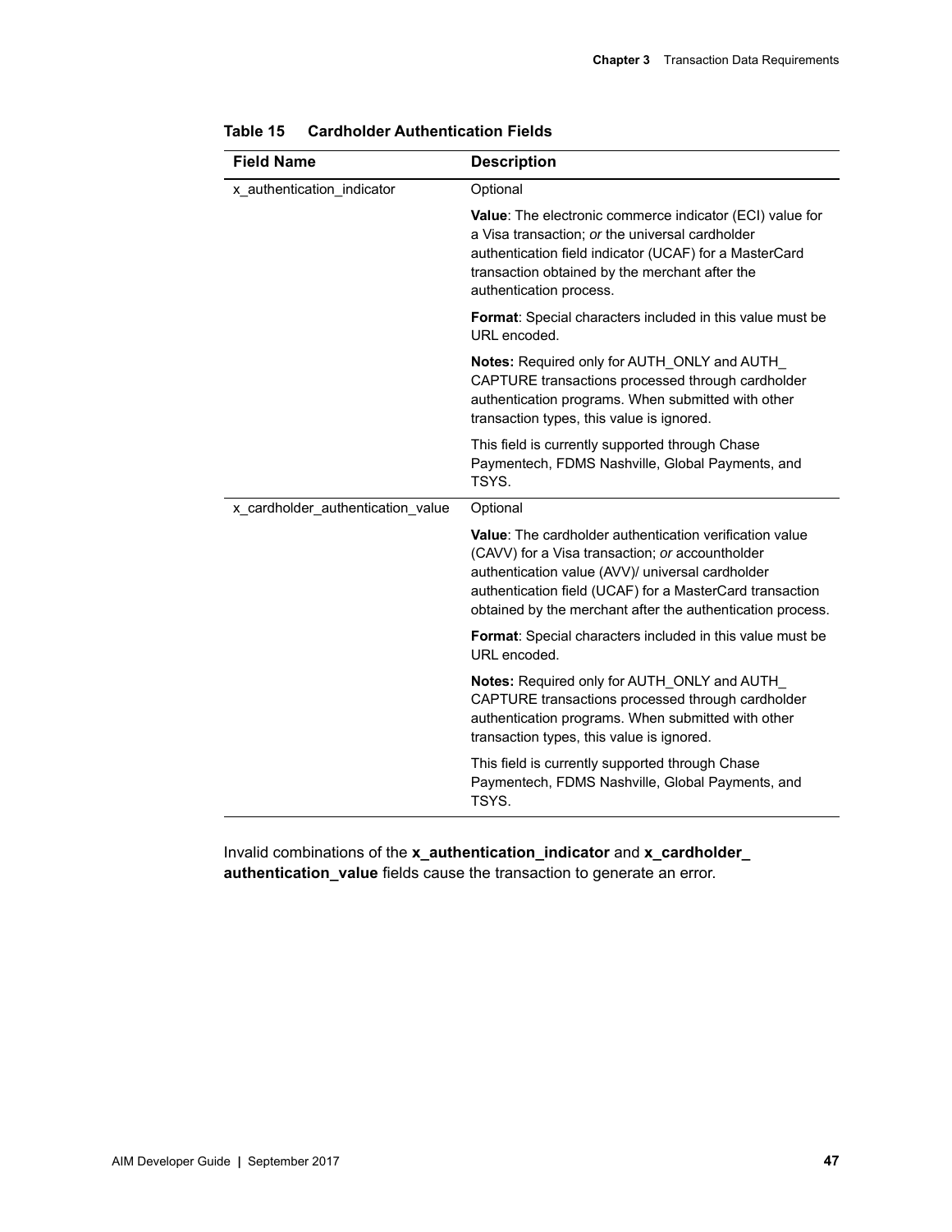**Table 15 Cardholder Authentication Fields**

| Field Name | Description |
|---|---|
| x_authentication_indicator | Optional<br><br>**Value**: The electronic commerce indicator (ECI) value for a Visa transaction; *or* the universal cardholder authentication field indicator (UCAF) for a MasterCard transaction obtained by the merchant after the authentication process.<br><br>**Format**: Special characters included in this value must be URL encoded.<br><br>**Notes:** Required only for AUTH_ONLY and AUTH_CAPTURE transactions processed through cardholder authentication programs. When submitted with other transaction types, this value is ignored.<br><br>This field is currently supported through Chase Paymentech, FDMS Nashville, Global Payments, and TSYS. |
| x_cardholder_authentication_value | Optional<br><br>**Value**: The cardholder authentication verification value (CAVV) for a Visa transaction; *or* accountholder authentication value (AVV)/ universal cardholder authentication field (UCAF) for a MasterCard transaction obtained by the merchant after the authentication process.<br><br>**Format**: Special characters included in this value must be URL encoded.<br><br>**Notes:** Required only for AUTH_ONLY and AUTH_CAPTURE transactions processed through cardholder authentication programs. When submitted with other transaction types, this value is ignored.<br><br>This field is currently supported through Chase Paymentech, FDMS Nashville, Global Payments, and TSYS. |

Invalid combinations of the **x_authentication_indicator** and **x_cardholder_authentication_value** fields cause the transaction to generate an error.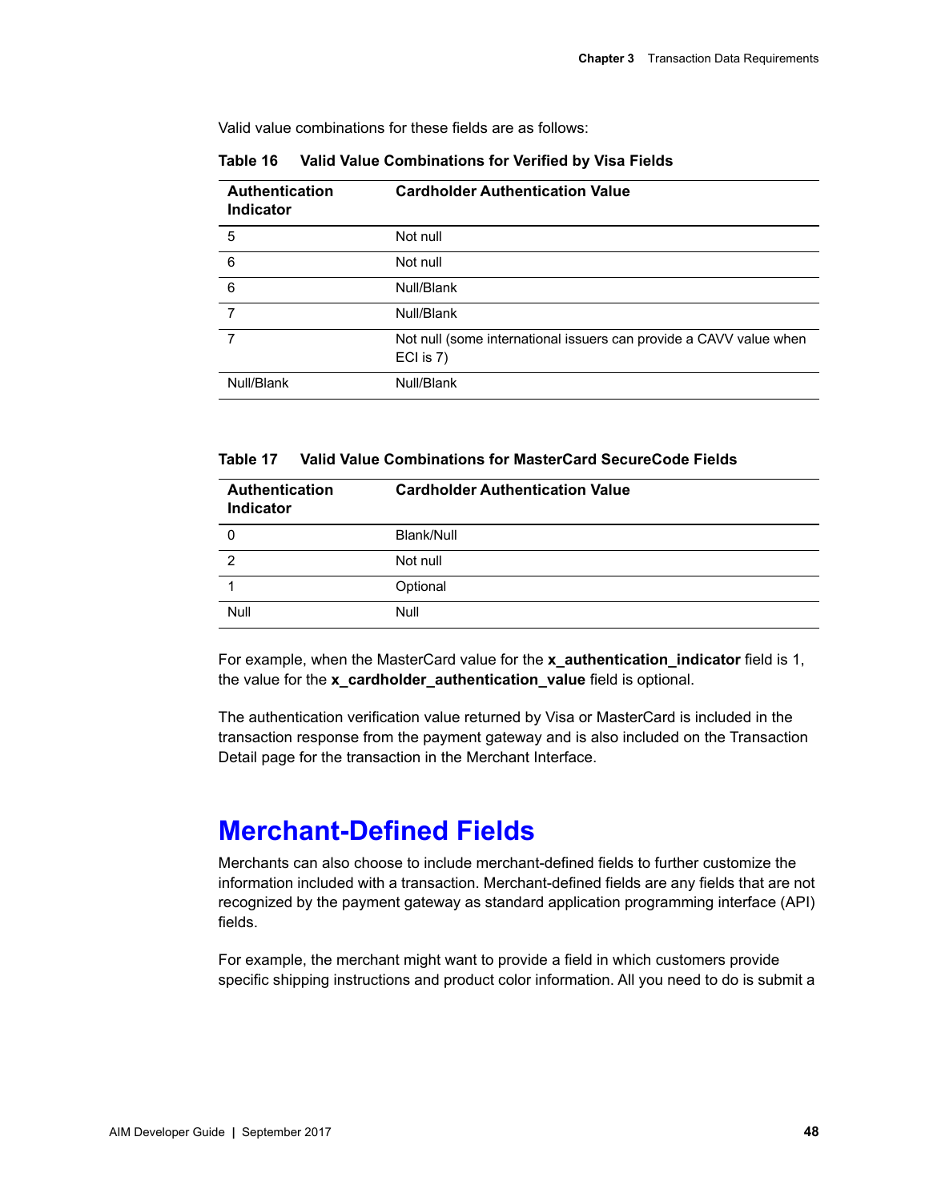Valid value combinations for these fields are as follows:

**Table 16 Valid Value Combinations for Verified by Visa Fields**

| Authentication Indicator | Cardholder Authentication Value |
|---|---|
| 5 | Not null |
| 6 | Not null |
| 6 | Null/Blank |
| 7 | Null/Blank |
| 7 | Not null (some international issuers can provide a CAVV value when ECI is 7) |
| Null/Blank | Null/Blank |

**Table 17 Valid Value Combinations for MasterCard SecureCode Fields**

| Authentication Indicator | Cardholder Authentication Value |
|---|---|
| 0 | Blank/Null |
| 2 | Not null |
| 1 | Optional |
| Null | Null |

For example, when the MasterCard value for the **x_authentication_indicator** field is 1, the value for the **x_cardholder_authentication_value** field is optional.

The authentication verification value returned by Visa or MasterCard is included in the transaction response from the payment gateway and is also included on the Transaction Detail page for the transaction in the Merchant Interface.

# Merchant-Defined Fields

Merchants can also choose to include merchant-defined fields to further customize the information included with a transaction. Merchant-defined fields are any fields that are not recognized by the payment gateway as standard application programming interface (API) fields.

For example, the merchant might want to provide a field in which customers provide specific shipping instructions and product color information. All you need to do is submit a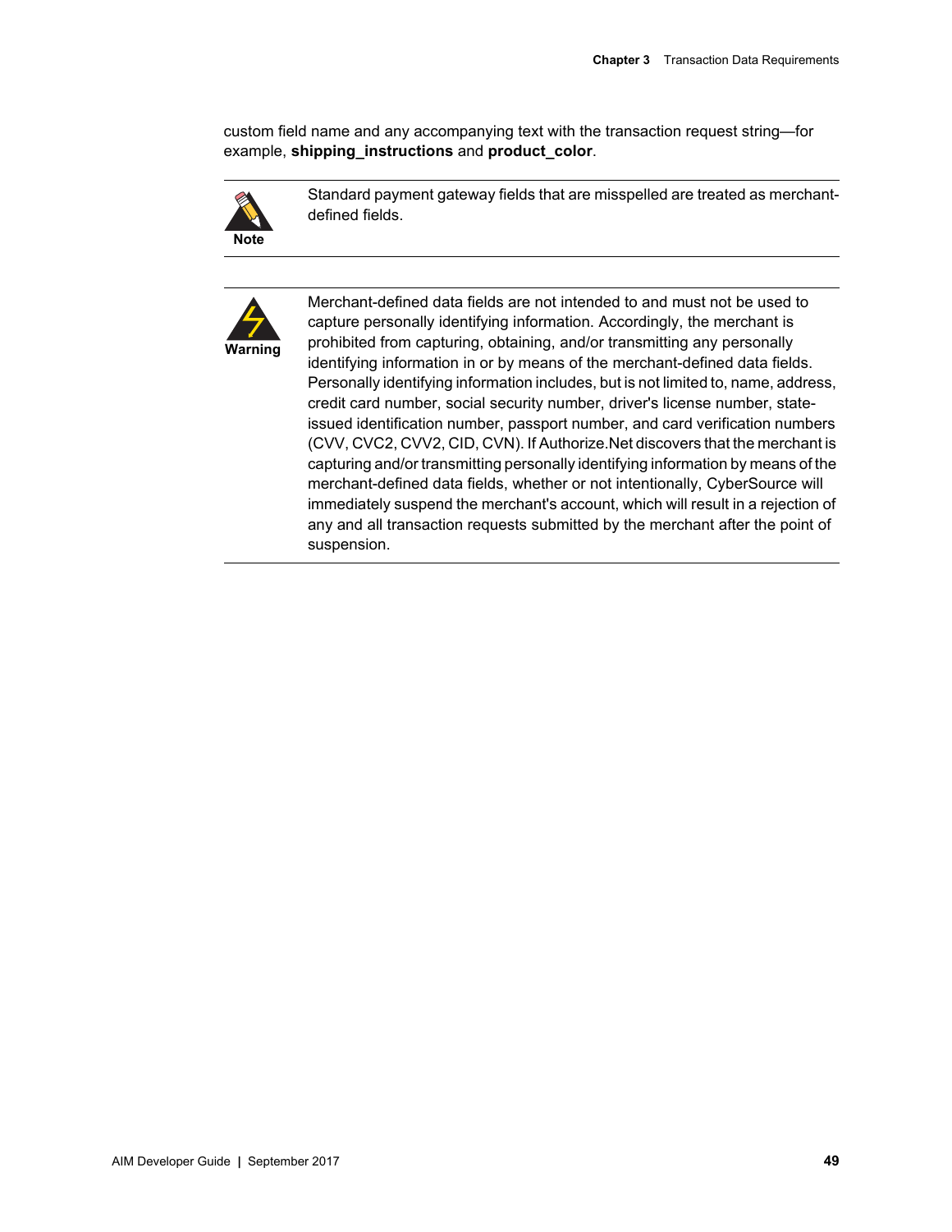custom field name and any accompanying text with the transaction request string—for example, **shipping_instructions** and **product_color**.

---

**Note**

Standard payment gateway fields that are misspelled are treated as merchant-defined fields.

---

**Warning**

Merchant-defined data fields are not intended to and must not be used to capture personally identifying information. Accordingly, the merchant is prohibited from capturing, obtaining, and/or transmitting any personally identifying information in or by means of the merchant-defined data fields. Personally identifying information includes, but is not limited to, name, address, credit card number, social security number, driver's license number, state-issued identification number, passport number, and card verification numbers (CVV, CVC2, CVV2, CID, CVN). If Authorize.Net discovers that the merchant is capturing and/or transmitting personally identifying information by means of the merchant-defined data fields, whether or not intentionally, CyberSource will immediately suspend the merchant's account, which will result in a rejection of any and all transaction requests submitted by the merchant after the point of suspension.

---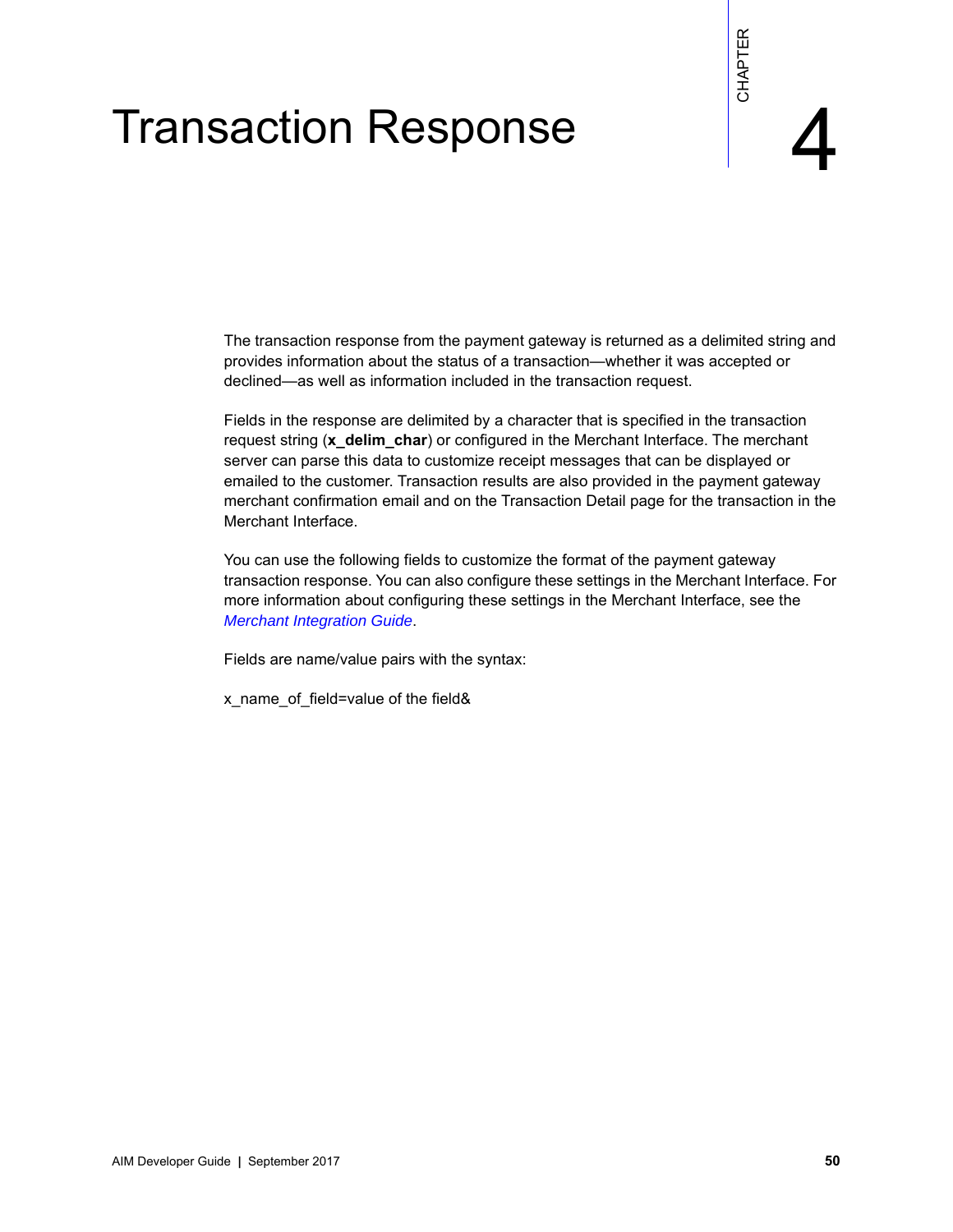# Transaction Response

CHAPTER 4

The transaction response from the payment gateway is returned as a delimited string and provides information about the status of a transaction—whether it was accepted or declined—as well as information included in the transaction request.

Fields in the response are delimited by a character that is specified in the transaction request string (**x_delim_char**) or configured in the Merchant Interface. The merchant server can parse this data to customize receipt messages that can be displayed or emailed to the customer. Transaction results are also provided in the payment gateway merchant confirmation email and on the Transaction Detail page for the transaction in the Merchant Interface.

You can use the following fields to customize the format of the payment gateway transaction response. You can also configure these settings in the Merchant Interface. For more information about configuring these settings in the Merchant Interface, see the *Merchant Integration Guide*.

Fields are name/value pairs with the syntax:

x_name_of_field=value of the field&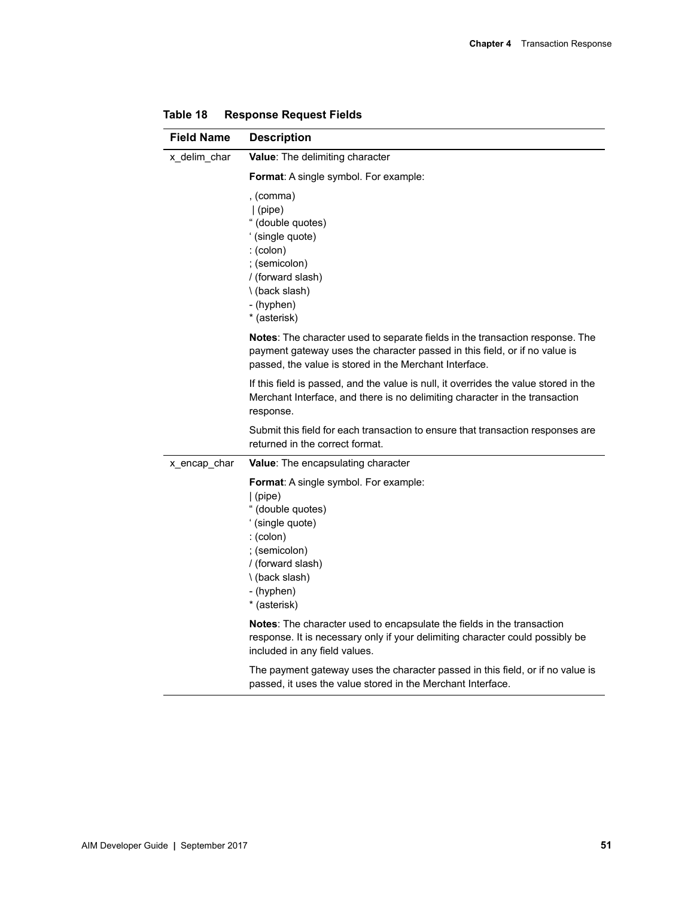**Table 18 Response Request Fields**

| Field Name | Description |
|---|---|
| x_delim_char | **Value**: The delimiting character<br><br>**Format**: A single symbol. For example:<br><br>, (comma)<br>\| (pipe)<br>" (double quotes)<br>' (single quote)<br>: (colon)<br>; (semicolon)<br>/ (forward slash)<br>\ (back slash)<br>- (hyphen)<br>* (asterisk)<br><br>**Notes**: The character used to separate fields in the transaction response. The payment gateway uses the character passed in this field, or if no value is passed, the value is stored in the Merchant Interface.<br><br>If this field is passed, and the value is null, it overrides the value stored in the Merchant Interface, and there is no delimiting character in the transaction response.<br><br>Submit this field for each transaction to ensure that transaction responses are returned in the correct format. |
| x_encap_char | **Value**: The encapsulating character<br><br>**Format**: A single symbol. For example:<br>\| (pipe)<br>" (double quotes)<br>' (single quote)<br>: (colon)<br>; (semicolon)<br>/ (forward slash)<br>\ (back slash)<br>- (hyphen)<br>* (asterisk)<br><br>**Notes**: The character used to encapsulate the fields in the transaction response. It is necessary only if your delimiting character could possibly be included in any field values.<br><br>The payment gateway uses the character passed in this field, or if no value is passed, it uses the value stored in the Merchant Interface. |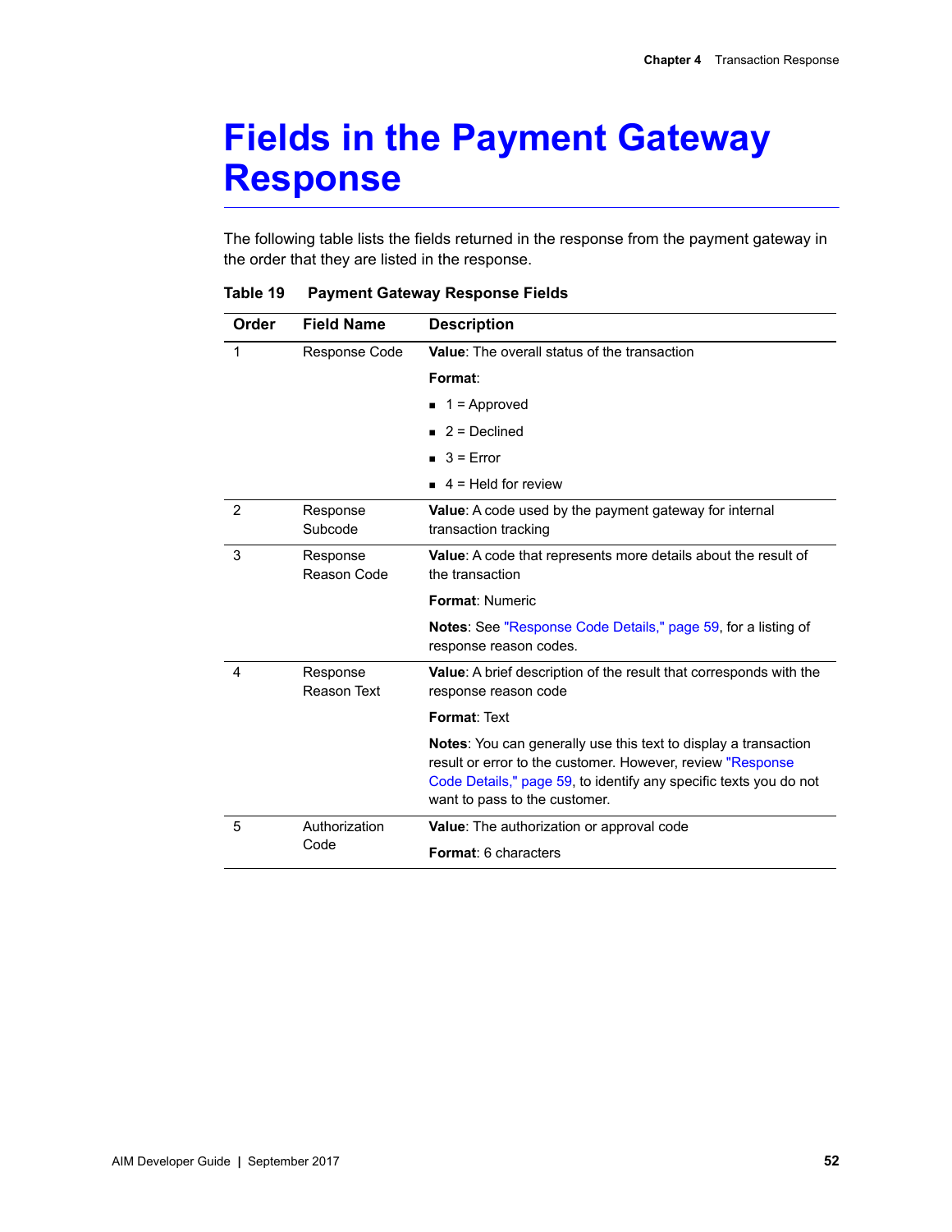# Fields in the Payment Gateway Response

The following table lists the fields returned in the response from the payment gateway in the order that they are listed in the response.

**Table 19 Payment Gateway Response Fields**

| Order | Field Name | Description |
|---|---|---|
| 1 | Response Code | **Value**: The overall status of the transaction<br><br>**Format**:<br><br>- 1 = Approved<br>- 2 = Declined<br>- 3 = Error<br>- 4 = Held for review |
| 2 | Response Subcode | **Value**: A code used by the payment gateway for internal transaction tracking |
| 3 | Response Reason Code | **Value**: A code that represents more details about the result of the transaction<br><br>**Format**: Numeric<br><br>**Notes**: See "Response Code Details," page 59, for a listing of response reason codes. |
| 4 | Response Reason Text | **Value**: A brief description of the result that corresponds with the response reason code<br><br>**Format**: Text<br><br>**Notes**: You can generally use this text to display a transaction result or error to the customer. However, review "Response Code Details," page 59, to identify any specific texts you do not want to pass to the customer. |
| 5 | Authorization Code | **Value**: The authorization or approval code<br><br>**Format**: 6 characters |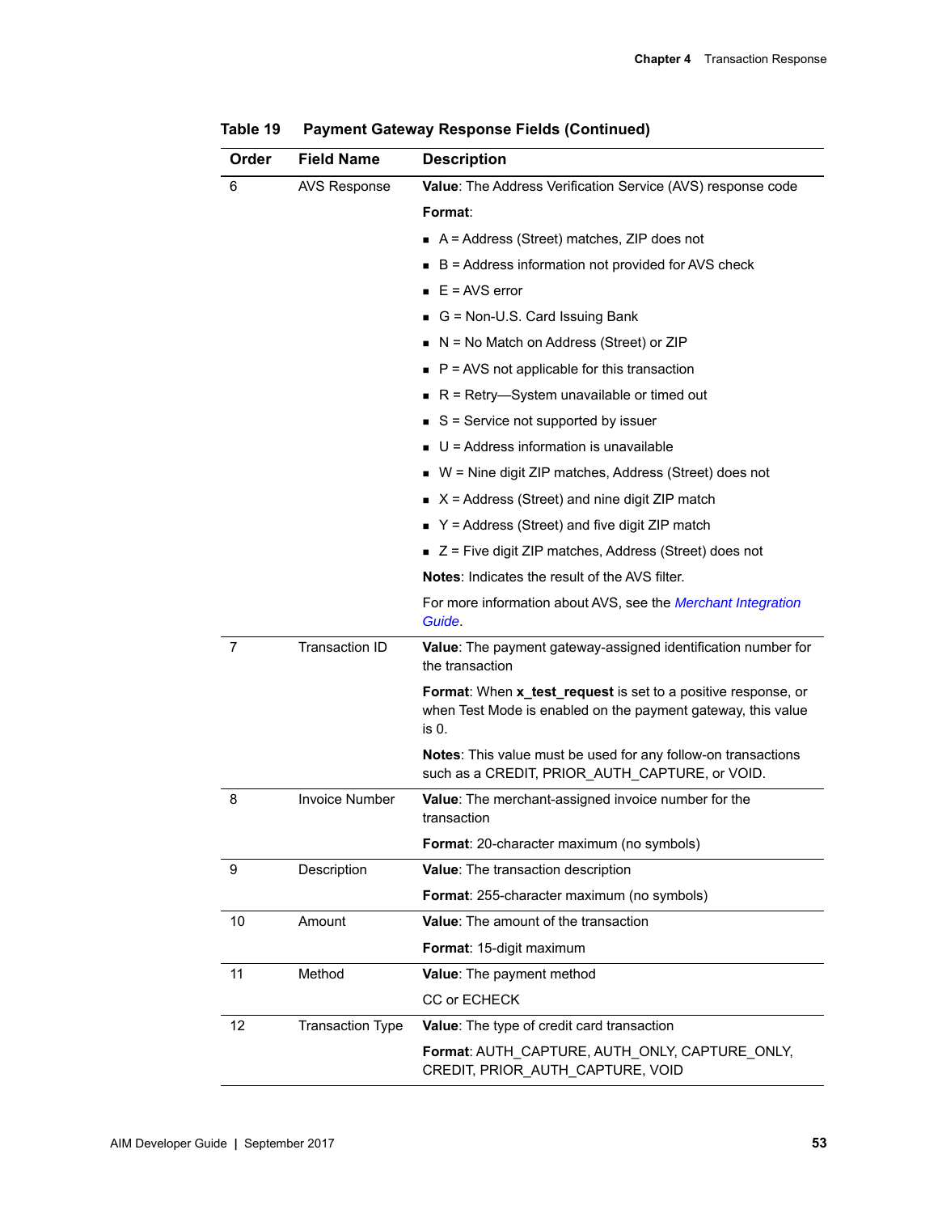**Table 19 Payment Gateway Response Fields (Continued)**

| Order | Field Name | Description |
|---|---|---|
| 6 | AVS Response | **Value**: The Address Verification Service (AVS) response code<br><br>**Format**:<br>■ A = Address (Street) matches, ZIP does not<br>■ B = Address information not provided for AVS check<br>■ E = AVS error<br>■ G = Non-U.S. Card Issuing Bank<br>■ N = No Match on Address (Street) or ZIP<br>■ P = AVS not applicable for this transaction<br>■ R = Retry—System unavailable or timed out<br>■ S = Service not supported by issuer<br>■ U = Address information is unavailable<br>■ W = Nine digit ZIP matches, Address (Street) does not<br>■ X = Address (Street) and nine digit ZIP match<br>■ Y = Address (Street) and five digit ZIP match<br>■ Z = Five digit ZIP matches, Address (Street) does not<br><br>**Notes**: Indicates the result of the AVS filter.<br><br>For more information about AVS, see the *Merchant Integration Guide*. |
| 7 | Transaction ID | **Value**: The payment gateway-assigned identification number for the transaction<br><br>**Format**: When **x_test_request** is set to a positive response, or when Test Mode is enabled on the payment gateway, this value is 0.<br><br>**Notes**: This value must be used for any follow-on transactions such as a CREDIT, PRIOR_AUTH_CAPTURE, or VOID. |
| 8 | Invoice Number | **Value**: The merchant-assigned invoice number for the transaction<br><br>**Format**: 20-character maximum (no symbols) |
| 9 | Description | **Value**: The transaction description<br><br>**Format**: 255-character maximum (no symbols) |
| 10 | Amount | **Value**: The amount of the transaction<br><br>**Format**: 15-digit maximum |
| 11 | Method | **Value**: The payment method<br><br>CC or ECHECK |
| 12 | Transaction Type | **Value**: The type of credit card transaction<br><br>**Format**: AUTH_CAPTURE, AUTH_ONLY, CAPTURE_ONLY, CREDIT, PRIOR_AUTH_CAPTURE, VOID |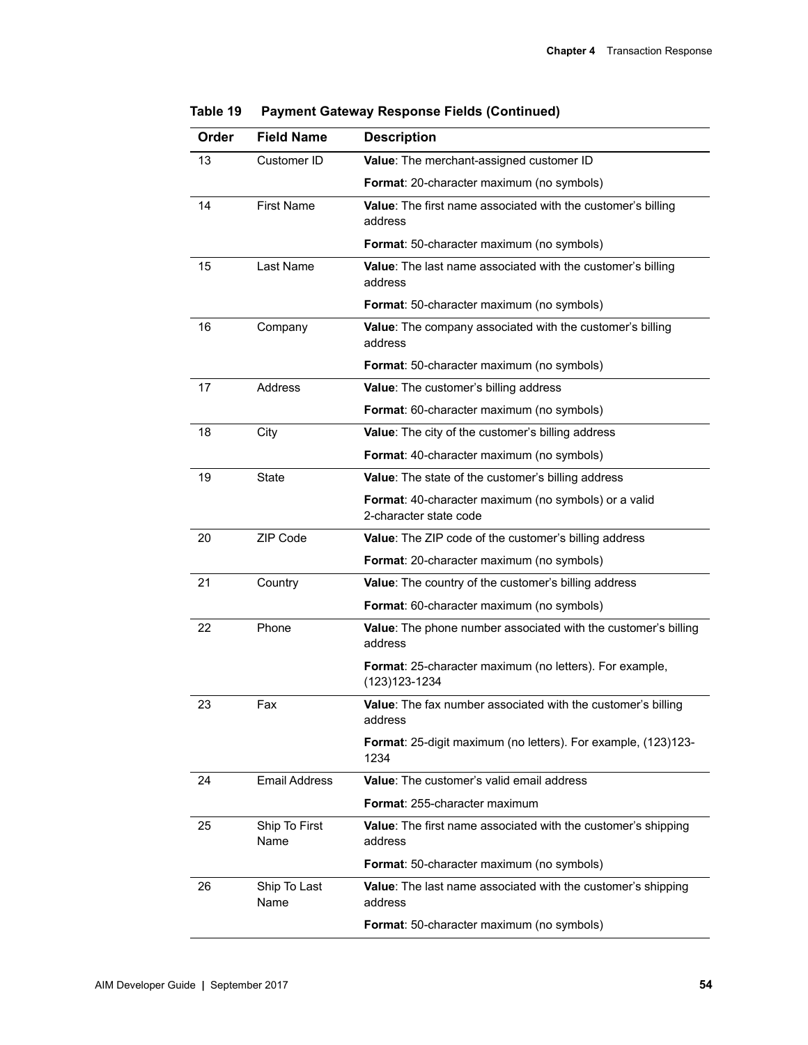**Table 19 Payment Gateway Response Fields (Continued)**

| Order | Field Name | Description |
|---|---|---|
| 13 | Customer ID | **Value**: The merchant-assigned customer ID |
| | | **Format**: 20-character maximum (no symbols) |
| 14 | First Name | **Value**: The first name associated with the customer's billing address |
| | | **Format**: 50-character maximum (no symbols) |
| 15 | Last Name | **Value**: The last name associated with the customer's billing address |
| | | **Format**: 50-character maximum (no symbols) |
| 16 | Company | **Value**: The company associated with the customer's billing address |
| | | **Format**: 50-character maximum (no symbols) |
| 17 | Address | **Value**: The customer's billing address |
| | | **Format**: 60-character maximum (no symbols) |
| 18 | City | **Value**: The city of the customer's billing address |
| | | **Format**: 40-character maximum (no symbols) |
| 19 | State | **Value**: The state of the customer's billing address |
| | | **Format**: 40-character maximum (no symbols) or a valid 2-character state code |
| 20 | ZIP Code | **Value**: The ZIP code of the customer's billing address |
| | | **Format**: 20-character maximum (no symbols) |
| 21 | Country | **Value**: The country of the customer's billing address |
| | | **Format**: 60-character maximum (no symbols) |
| 22 | Phone | **Value**: The phone number associated with the customer's billing address |
| | | **Format**: 25-character maximum (no letters). For example, (123)123-1234 |
| 23 | Fax | **Value**: The fax number associated with the customer's billing address |
| | | **Format**: 25-digit maximum (no letters). For example, (123)123-1234 |
| 24 | Email Address | **Value**: The customer's valid email address |
| | | **Format**: 255-character maximum |
| 25 | Ship To First Name | **Value**: The first name associated with the customer's shipping address |
| | | **Format**: 50-character maximum (no symbols) |
| 26 | Ship To Last Name | **Value**: The last name associated with the customer's shipping address |
| | | **Format**: 50-character maximum (no symbols) |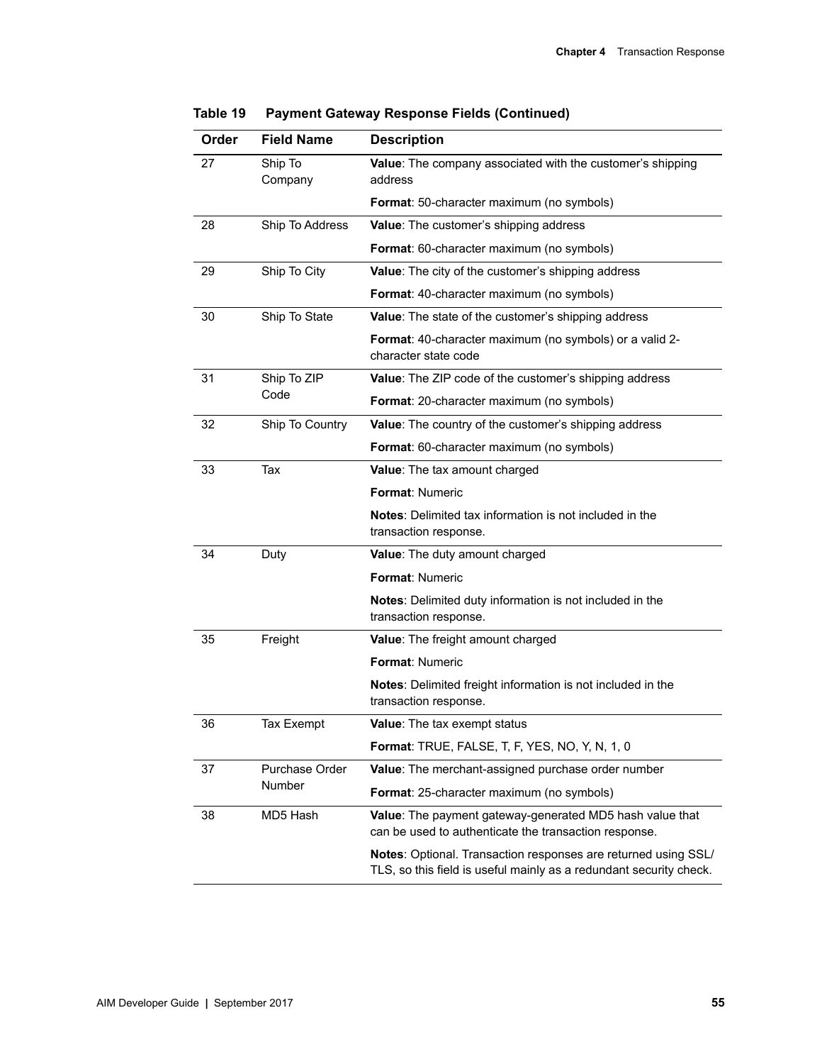**Table 19 Payment Gateway Response Fields (Continued)**

| Order | Field Name | Description |
|---|---|---|
| 27 | Ship To Company | **Value**: The company associated with the customer's shipping address |
| | | **Format**: 50-character maximum (no symbols) |
| 28 | Ship To Address | **Value**: The customer's shipping address |
| | | **Format**: 60-character maximum (no symbols) |
| 29 | Ship To City | **Value**: The city of the customer's shipping address |
| | | **Format**: 40-character maximum (no symbols) |
| 30 | Ship To State | **Value**: The state of the customer's shipping address |
| | | **Format**: 40-character maximum (no symbols) or a valid 2-character state code |
| 31 | Ship To ZIP Code | **Value**: The ZIP code of the customer's shipping address |
| | | **Format**: 20-character maximum (no symbols) |
| 32 | Ship To Country | **Value**: The country of the customer's shipping address |
| | | **Format**: 60-character maximum (no symbols) |
| 33 | Tax | **Value**: The tax amount charged |
| | | **Format**: Numeric |
| | | **Notes**: Delimited tax information is not included in the transaction response. |
| 34 | Duty | **Value**: The duty amount charged |
| | | **Format**: Numeric |
| | | **Notes**: Delimited duty information is not included in the transaction response. |
| 35 | Freight | **Value**: The freight amount charged |
| | | **Format**: Numeric |
| | | **Notes**: Delimited freight information is not included in the transaction response. |
| 36 | Tax Exempt | **Value**: The tax exempt status |
| | | **Format**: TRUE, FALSE, T, F, YES, NO, Y, N, 1, 0 |
| 37 | Purchase Order Number | **Value**: The merchant-assigned purchase order number |
| | | **Format**: 25-character maximum (no symbols) |
| 38 | MD5 Hash | **Value**: The payment gateway-generated MD5 hash value that can be used to authenticate the transaction response. |
| | | **Notes**: Optional. Transaction responses are returned using SSL/TLS, so this field is useful mainly as a redundant security check. |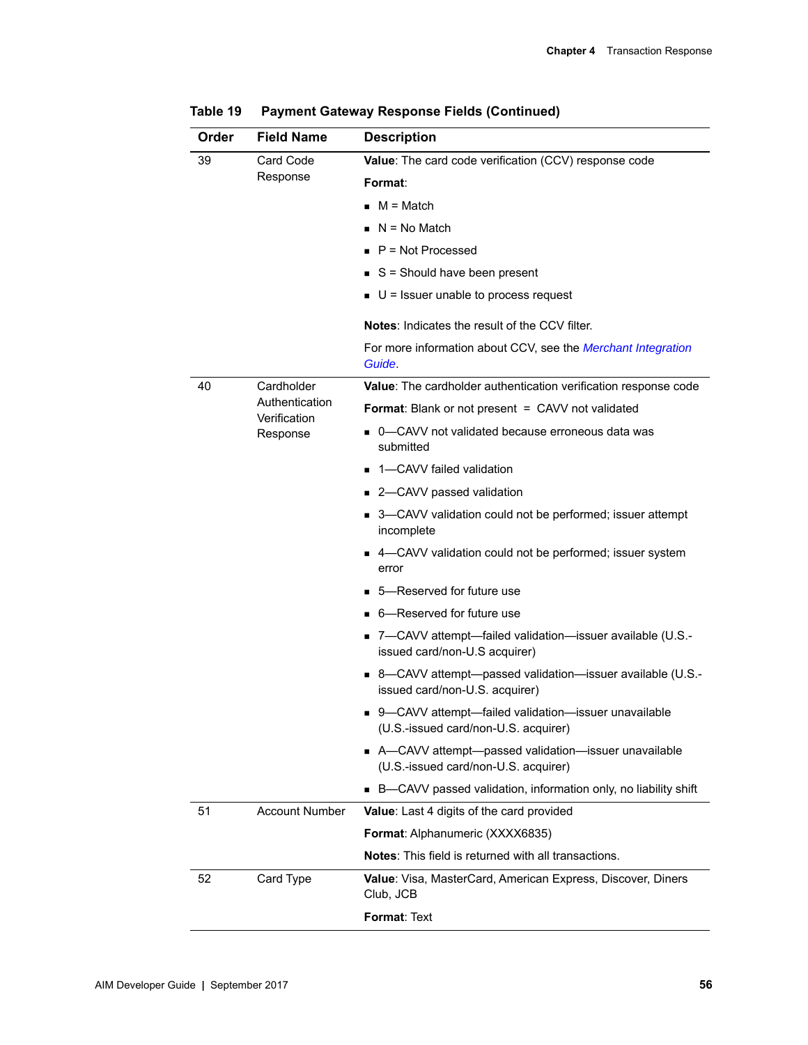**Table 19 Payment Gateway Response Fields (Continued)**

| Order | Field Name | Description |
|---|---|---|
| 39 | Card Code Response | **Value**: The card code verification (CCV) response code<br><br>**Format**:<br>▪ M = Match<br>▪ N = No Match<br>▪ P = Not Processed<br>▪ S = Should have been present<br>▪ U = Issuer unable to process request<br><br>**Notes**: Indicates the result of the CCV filter.<br><br>For more information about CCV, see the *Merchant Integration Guide*. |
| 40 | Cardholder Authentication Verification Response | **Value**: The cardholder authentication verification response code<br><br>**Format**: Blank or not present = CAVV not validated<br>▪ 0—CAVV not validated because erroneous data was submitted<br>▪ 1—CAVV failed validation<br>▪ 2—CAVV passed validation<br>▪ 3—CAVV validation could not be performed; issuer attempt incomplete<br>▪ 4—CAVV validation could not be performed; issuer system error<br>▪ 5—Reserved for future use<br>▪ 6—Reserved for future use<br>▪ 7—CAVV attempt—failed validation—issuer available (U.S.-issued card/non-U.S acquirer)<br>▪ 8—CAVV attempt—passed validation—issuer available (U.S.-issued card/non-U.S. acquirer)<br>▪ 9—CAVV attempt—failed validation—issuer unavailable (U.S.-issued card/non-U.S. acquirer)<br>▪ A—CAVV attempt—passed validation—issuer unavailable (U.S.-issued card/non-U.S. acquirer)<br>▪ B—CAVV passed validation, information only, no liability shift |
| 51 | Account Number | **Value**: Last 4 digits of the card provided<br><br>**Format**: Alphanumeric (XXXX6835)<br><br>**Notes**: This field is returned with all transactions. |
| 52 | Card Type | **Value**: Visa, MasterCard, American Express, Discover, Diners Club, JCB<br><br>**Format**: Text |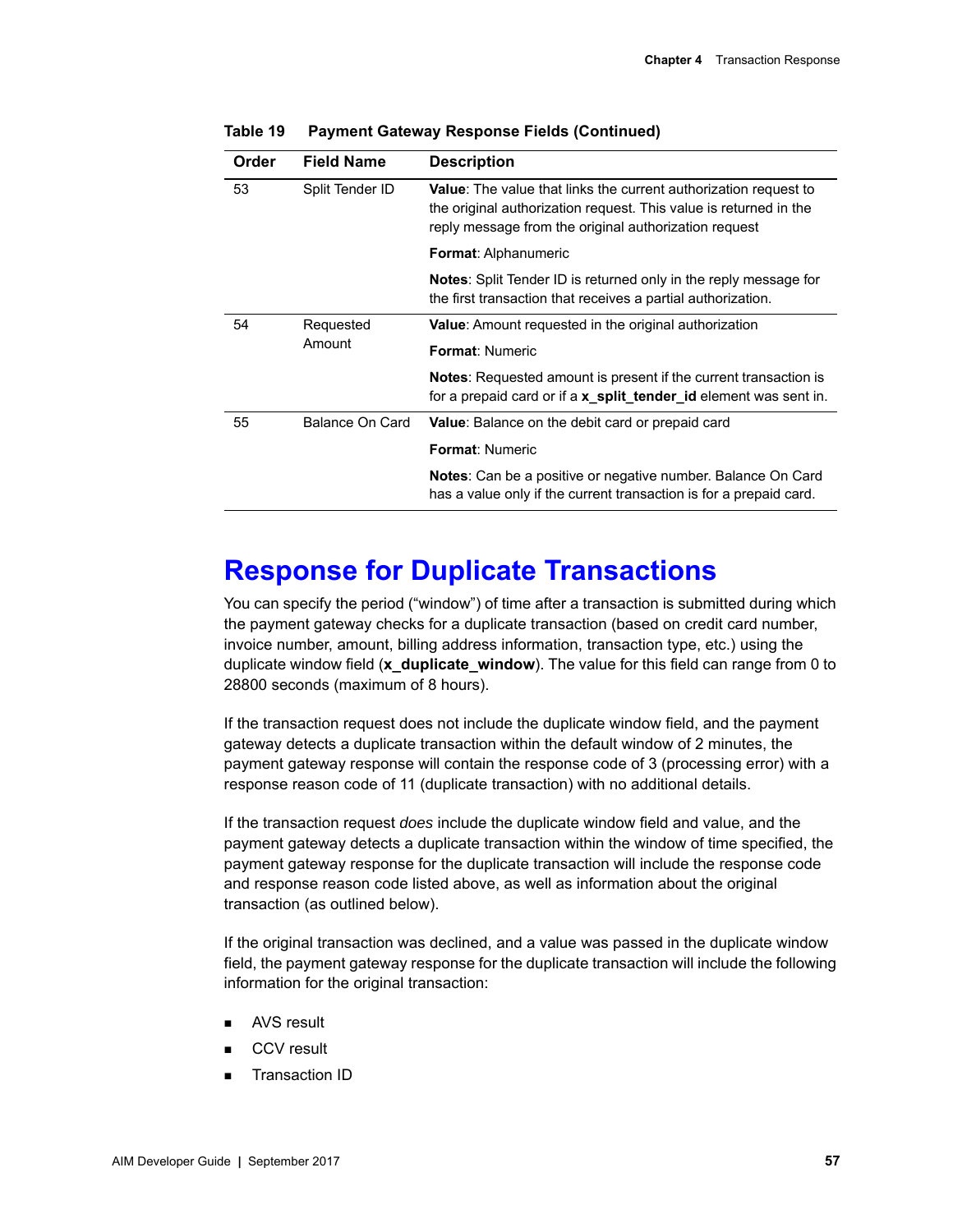**Table 19 Payment Gateway Response Fields (Continued)**

| Order | Field Name | Description |
|---|---|---|
| 53 | Split Tender ID | **Value**: The value that links the current authorization request to the original authorization request. This value is returned in the reply message from the original authorization request<br><br>**Format**: Alphanumeric<br><br>**Notes**: Split Tender ID is returned only in the reply message for the first transaction that receives a partial authorization. |
| 54 | Requested Amount | **Value**: Amount requested in the original authorization<br><br>**Format**: Numeric<br><br>**Notes**: Requested amount is present if the current transaction is for a prepaid card or if a **x_split_tender_id** element was sent in. |
| 55 | Balance On Card | **Value**: Balance on the debit card or prepaid card<br><br>**Format**: Numeric<br><br>**Notes**: Can be a positive or negative number. Balance On Card has a value only if the current transaction is for a prepaid card. |

# Response for Duplicate Transactions

You can specify the period ("window") of time after a transaction is submitted during which the payment gateway checks for a duplicate transaction (based on credit card number, invoice number, amount, billing address information, transaction type, etc.) using the duplicate window field (**x_duplicate_window**). The value for this field can range from 0 to 28800 seconds (maximum of 8 hours).

If the transaction request does not include the duplicate window field, and the payment gateway detects a duplicate transaction within the default window of 2 minutes, the payment gateway response will contain the response code of 3 (processing error) with a response reason code of 11 (duplicate transaction) with no additional details.

If the transaction request *does* include the duplicate window field and value, and the payment gateway detects a duplicate transaction within the window of time specified, the payment gateway response for the duplicate transaction will include the response code and response reason code listed above, as well as information about the original transaction (as outlined below).

If the original transaction was declined, and a value was passed in the duplicate window field, the payment gateway response for the duplicate transaction will include the following information for the original transaction:

- AVS result
- CCV result
- Transaction ID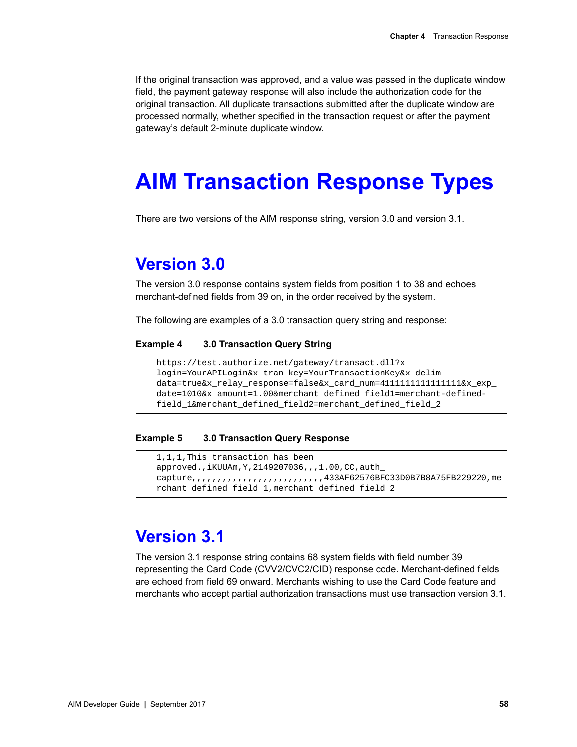If the original transaction was approved, and a value was passed in the duplicate window field, the payment gateway response will also include the authorization code for the original transaction. All duplicate transactions submitted after the duplicate window are processed normally, whether specified in the transaction request or after the payment gateway's default 2-minute duplicate window.

# AIM Transaction Response Types

There are two versions of the AIM response string, version 3.0 and version 3.1.

## Version 3.0

The version 3.0 response contains system fields from position 1 to 38 and echoes merchant-defined fields from 39 on, in the order received by the system.

The following are examples of a 3.0 transaction query string and response:

**Example 4 3.0 Transaction Query String**

```
https://test.authorize.net/gateway/transact.dll?x_
login=YourAPILogin&x_tran_key=YourTransactionKey&x_delim_
data=true&x_relay_response=false&x_card_num=4111111111111111&x_exp_
date=1010&x_amount=1.00&merchant_defined_field1=merchant-defined-
field_1&merchant_defined_field2=merchant_defined_field_2
```

**Example 5 3.0 Transaction Query Response**

```
1,1,1,This transaction has been
approved.,iKUUAm,Y,2149207036,,,1.00,CC,auth_
capture,,,,,,,,,,,,,,,,,,,,,,,,,433AF62576BFC33D0B7B8A75FB229220,me
rchant defined field 1,merchant defined field 2
```

## Version 3.1

The version 3.1 response string contains 68 system fields with field number 39 representing the Card Code (CVV2/CVC2/CID) response code. Merchant-defined fields are echoed from field 69 onward. Merchants wishing to use the Card Code feature and merchants who accept partial authorization transactions must use transaction version 3.1.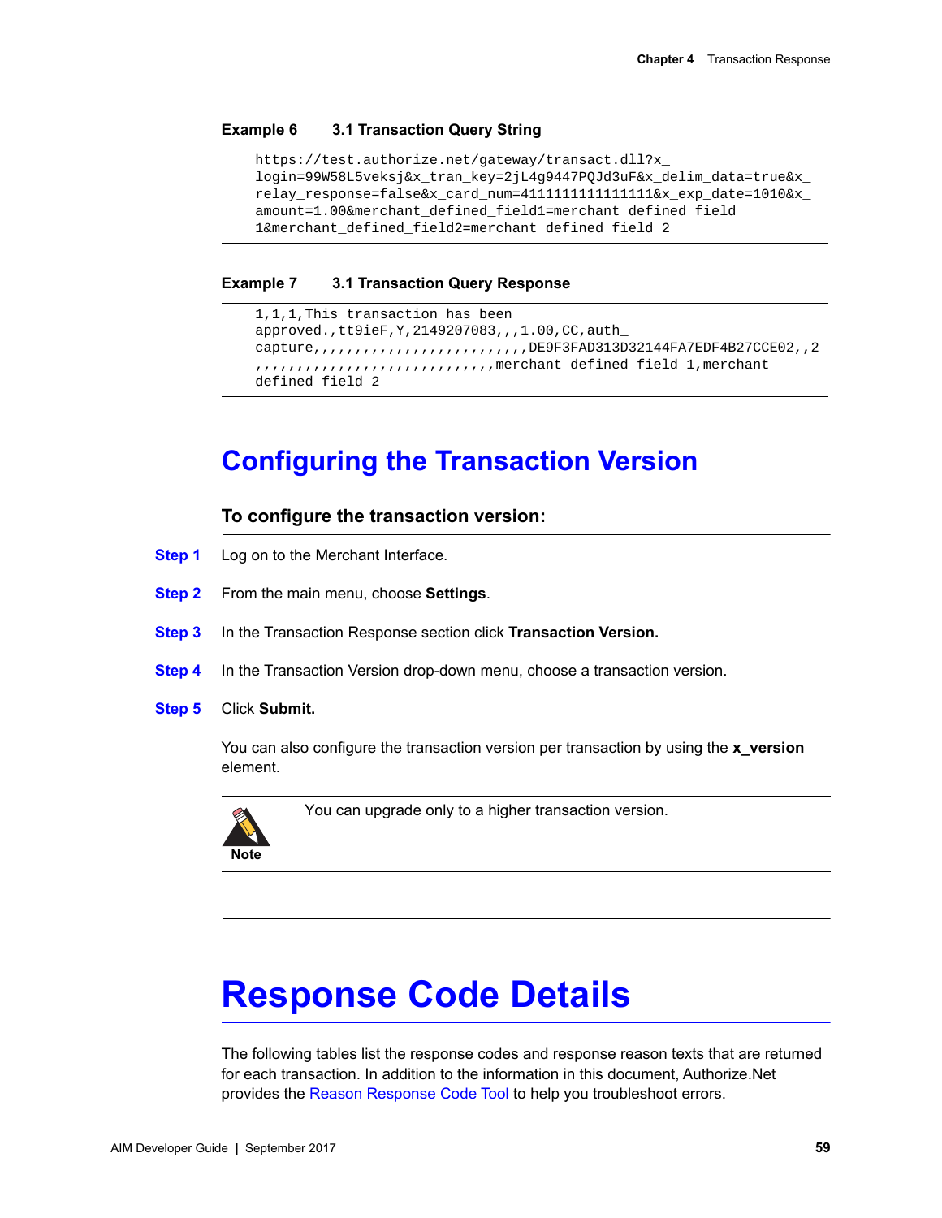**Example 6 3.1 Transaction Query String**

```
https://test.authorize.net/gateway/transact.dll?x_
login=99W58L5veksj&x_tran_key=2jL4g9447PQJd3uF&x_delim_data=true&x_
relay_response=false&x_card_num=4111111111111111&x_exp_date=1010&x_
amount=1.00&merchant_defined_field1=merchant defined field
1&merchant_defined_field2=merchant defined field 2
```

**Example 7 3.1 Transaction Query Response**

```
1,1,1,This transaction has been
approved.,tt9ieF,Y,2149207083,,,1.00,CC,auth_
capture,,,,,,,,,,,,,,,,,,,,,,,,,DE9F3FAD313D32144FA7EDF4B27CCE02,,2
,,,,,,,,,,,,,,,,,,,,,,,,,,,,,merchant defined field 1,merchant
defined field 2
```

## Configuring the Transaction Version

**To configure the transaction version:**

**Step 1** Log on to the Merchant Interface.

**Step 2** From the main menu, choose **Settings**.

**Step 3** In the Transaction Response section click **Transaction Version.**

**Step 4** In the Transaction Version drop-down menu, choose a transaction version.

**Step 5** Click **Submit.**

You can also configure the transaction version per transaction by using the **x_version** element.

**Note** You can upgrade only to a higher transaction version.

# Response Code Details

The following tables list the response codes and response reason texts that are returned for each transaction. In addition to the information in this document, Authorize.Net provides the Reason Response Code Tool to help you troubleshoot errors.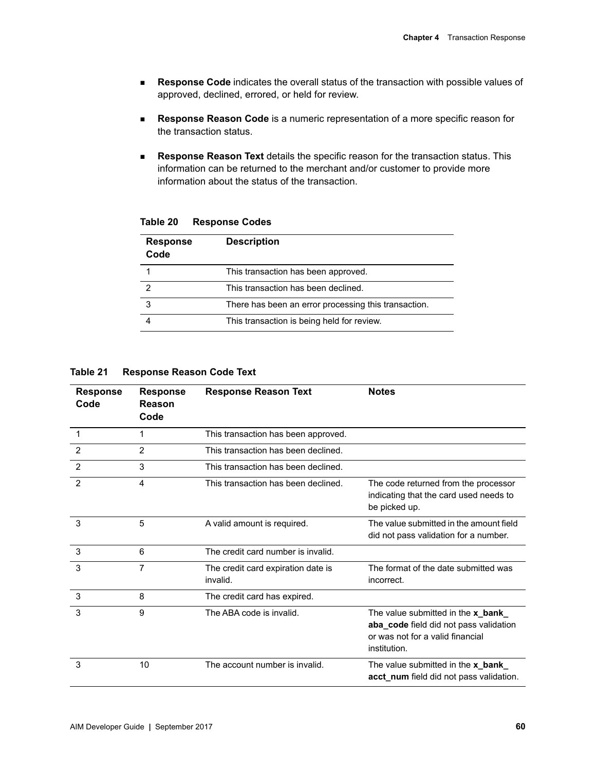- **Response Code** indicates the overall status of the transaction with possible values of approved, declined, errored, or held for review.
- **Response Reason Code** is a numeric representation of a more specific reason for the transaction status.
- **Response Reason Text** details the specific reason for the transaction status. This information can be returned to the merchant and/or customer to provide more information about the status of the transaction.

**Table 20 Response Codes**

| Response Code | Description |
|---|---|
| 1 | This transaction has been approved. |
| 2 | This transaction has been declined. |
| 3 | There has been an error processing this transaction. |
| 4 | This transaction is being held for review. |

**Table 21 Response Reason Code Text**

| Response Code | Response Reason Code | Response Reason Text | Notes |
|---|---|---|---|
| 1 | 1 | This transaction has been approved. | |
| 2 | 2 | This transaction has been declined. | |
| 2 | 3 | This transaction has been declined. | |
| 2 | 4 | This transaction has been declined. | The code returned from the processor indicating that the card used needs to be picked up. |
| 3 | 5 | A valid amount is required. | The value submitted in the amount field did not pass validation for a number. |
| 3 | 6 | The credit card number is invalid. | |
| 3 | 7 | The credit card expiration date is invalid. | The format of the date submitted was incorrect. |
| 3 | 8 | The credit card has expired. | |
| 3 | 9 | The ABA code is invalid. | The value submitted in the **x_bank_aba_code** field did not pass validation or was not for a valid financial institution. |
| 3 | 10 | The account number is invalid. | The value submitted in the **x_bank_acct_num** field did not pass validation. |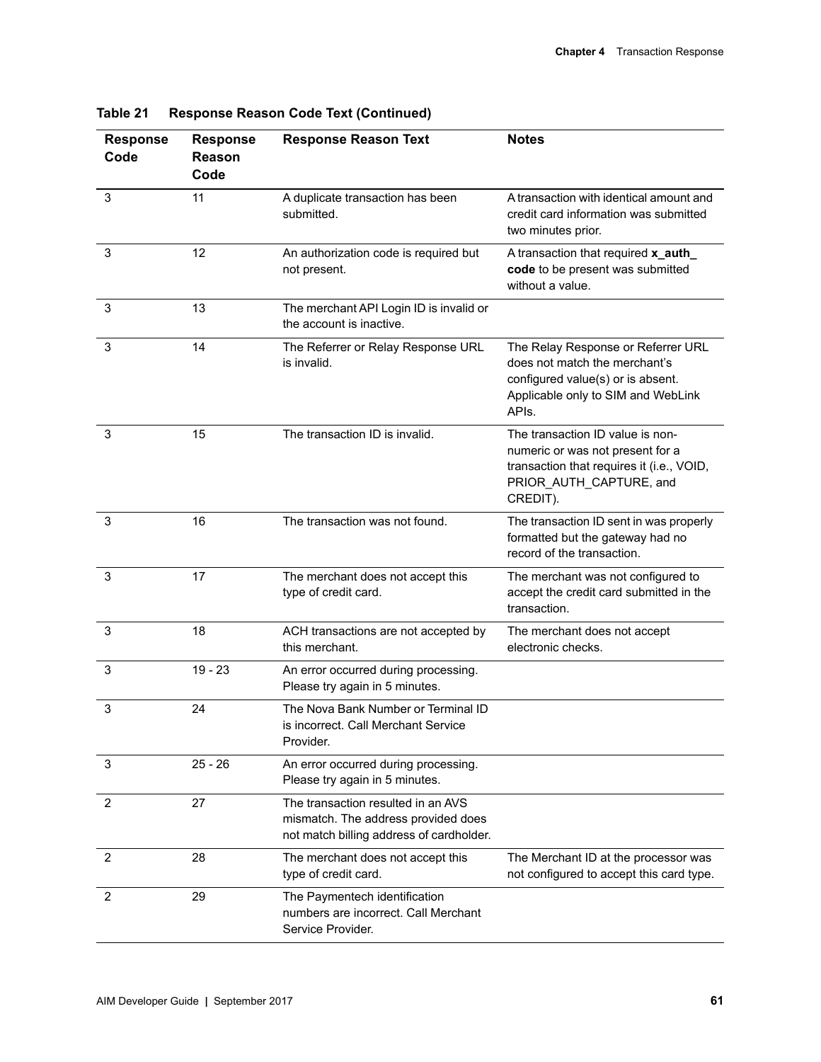**Table 21 Response Reason Code Text (Continued)**

| Response Code | Response Reason Code | Response Reason Text | Notes |
|---|---|---|---|
| 3 | 11 | A duplicate transaction has been submitted. | A transaction with identical amount and credit card information was submitted two minutes prior. |
| 3 | 12 | An authorization code is required but not present. | A transaction that required **x_auth_code** to be present was submitted without a value. |
| 3 | 13 | The merchant API Login ID is invalid or the account is inactive. | |
| 3 | 14 | The Referrer or Relay Response URL is invalid. | The Relay Response or Referrer URL does not match the merchant's configured value(s) or is absent. Applicable only to SIM and WebLink APIs. |
| 3 | 15 | The transaction ID is invalid. | The transaction ID value is non-numeric or was not present for a transaction that requires it (i.e., VOID, PRIOR_AUTH_CAPTURE, and CREDIT). |
| 3 | 16 | The transaction was not found. | The transaction ID sent in was properly formatted but the gateway had no record of the transaction. |
| 3 | 17 | The merchant does not accept this type of credit card. | The merchant was not configured to accept the credit card submitted in the transaction. |
| 3 | 18 | ACH transactions are not accepted by this merchant. | The merchant does not accept electronic checks. |
| 3 | 19 - 23 | An error occurred during processing. Please try again in 5 minutes. | |
| 3 | 24 | The Nova Bank Number or Terminal ID is incorrect. Call Merchant Service Provider. | |
| 3 | 25 - 26 | An error occurred during processing. Please try again in 5 minutes. | |
| 2 | 27 | The transaction resulted in an AVS mismatch. The address provided does not match billing address of cardholder. | |
| 2 | 28 | The merchant does not accept this type of credit card. | The Merchant ID at the processor was not configured to accept this card type. |
| 2 | 29 | The Paymentech identification numbers are incorrect. Call Merchant Service Provider. | |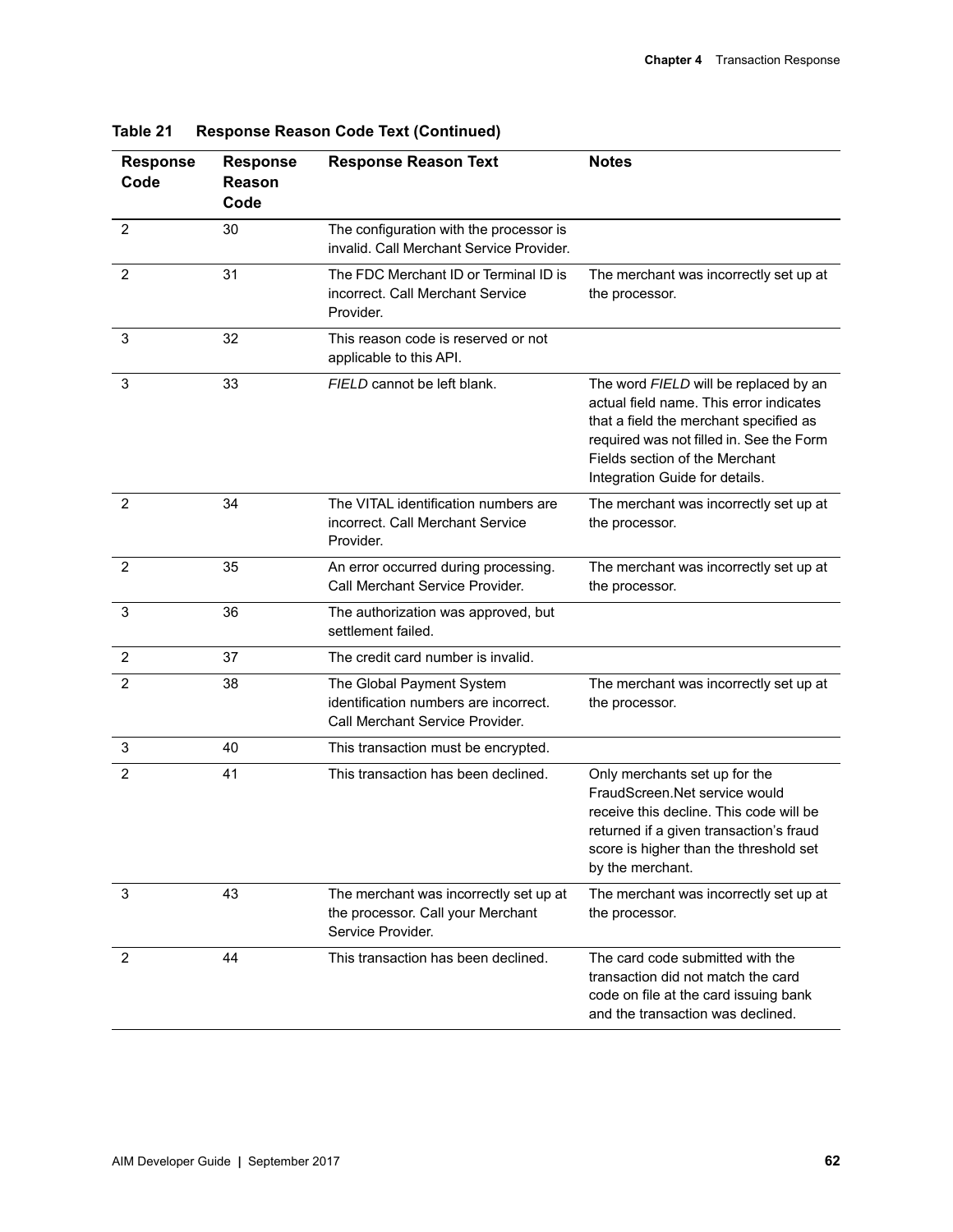**Table 21 Response Reason Code Text (Continued)**

| Response Code | Response Reason Code | Response Reason Text | Notes |
|---|---|---|---|
| 2 | 30 | The configuration with the processor is invalid. Call Merchant Service Provider. | |
| 2 | 31 | The FDC Merchant ID or Terminal ID is incorrect. Call Merchant Service Provider. | The merchant was incorrectly set up at the processor. |
| 3 | 32 | This reason code is reserved or not applicable to this API. | |
| 3 | 33 | *FIELD* cannot be left blank. | The word *FIELD* will be replaced by an actual field name. This error indicates that a field the merchant specified as required was not filled in. See the Form Fields section of the Merchant Integration Guide for details. |
| 2 | 34 | The VITAL identification numbers are incorrect. Call Merchant Service Provider. | The merchant was incorrectly set up at the processor. |
| 2 | 35 | An error occurred during processing. Call Merchant Service Provider. | The merchant was incorrectly set up at the processor. |
| 3 | 36 | The authorization was approved, but settlement failed. | |
| 2 | 37 | The credit card number is invalid. | |
| 2 | 38 | The Global Payment System identification numbers are incorrect. Call Merchant Service Provider. | The merchant was incorrectly set up at the processor. |
| 3 | 40 | This transaction must be encrypted. | |
| 2 | 41 | This transaction has been declined. | Only merchants set up for the FraudScreen.Net service would receive this decline. This code will be returned if a given transaction's fraud score is higher than the threshold set by the merchant. |
| 3 | 43 | The merchant was incorrectly set up at the processor. Call your Merchant Service Provider. | The merchant was incorrectly set up at the processor. |
| 2 | 44 | This transaction has been declined. | The card code submitted with the transaction did not match the card code on file at the card issuing bank and the transaction was declined. |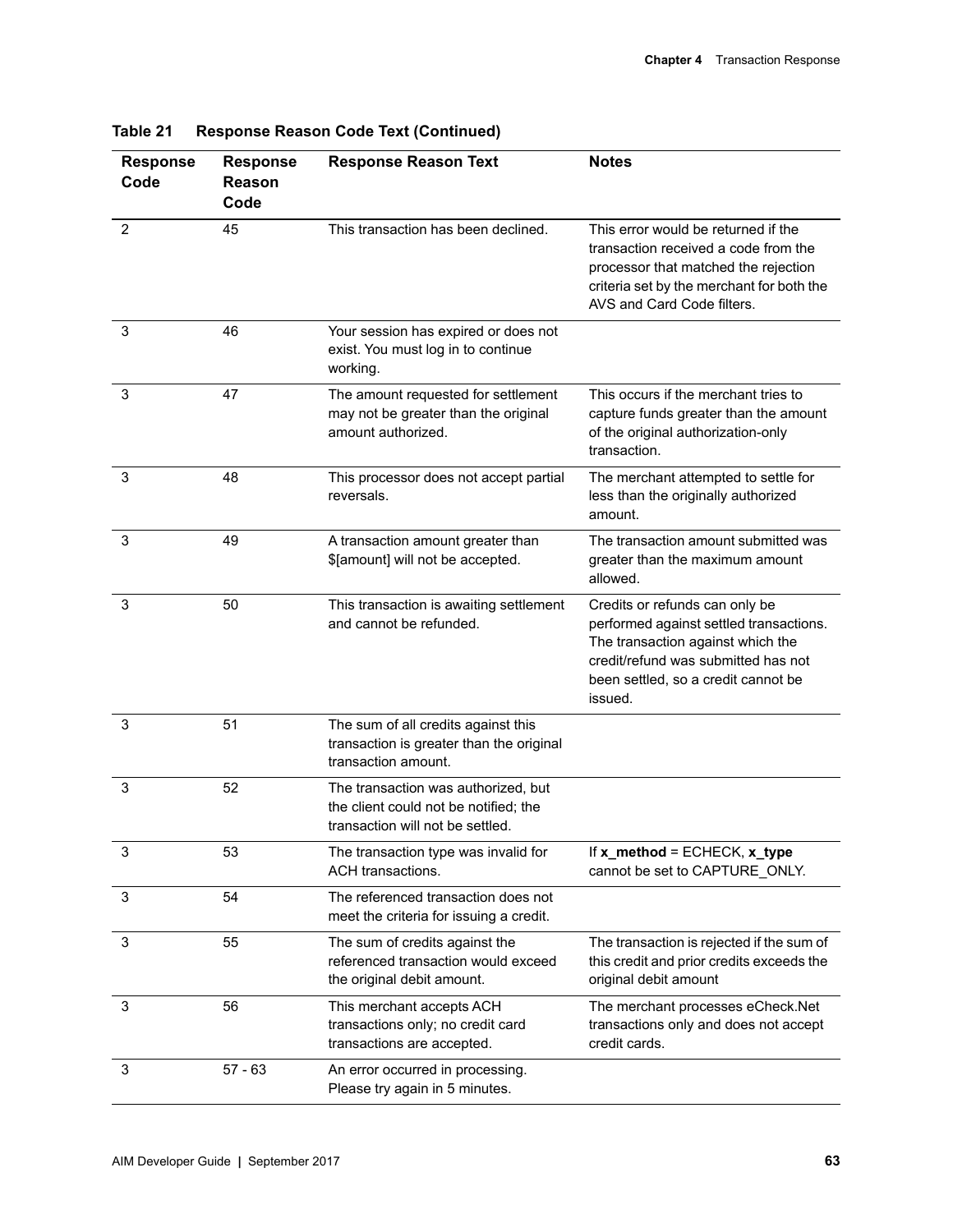**Table 21 Response Reason Code Text (Continued)**

| Response Code | Response Reason Code | Response Reason Text | Notes |
|---|---|---|---|
| 2 | 45 | This transaction has been declined. | This error would be returned if the transaction received a code from the processor that matched the rejection criteria set by the merchant for both the AVS and Card Code filters. |
| 3 | 46 | Your session has expired or does not exist. You must log in to continue working. | |
| 3 | 47 | The amount requested for settlement may not be greater than the original amount authorized. | This occurs if the merchant tries to capture funds greater than the amount of the original authorization-only transaction. |
| 3 | 48 | This processor does not accept partial reversals. | The merchant attempted to settle for less than the originally authorized amount. |
| 3 | 49 | A transaction amount greater than $[amount] will not be accepted. | The transaction amount submitted was greater than the maximum amount allowed. |
| 3 | 50 | This transaction is awaiting settlement and cannot be refunded. | Credits or refunds can only be performed against settled transactions. The transaction against which the credit/refund was submitted has not been settled, so a credit cannot be issued. |
| 3 | 51 | The sum of all credits against this transaction is greater than the original transaction amount. | |
| 3 | 52 | The transaction was authorized, but the client could not be notified; the transaction will not be settled. | |
| 3 | 53 | The transaction type was invalid for ACH transactions. | If **x_method** = ECHECK, **x_type** cannot be set to CAPTURE_ONLY. |
| 3 | 54 | The referenced transaction does not meet the criteria for issuing a credit. | |
| 3 | 55 | The sum of credits against the referenced transaction would exceed the original debit amount. | The transaction is rejected if the sum of this credit and prior credits exceeds the original debit amount |
| 3 | 56 | This merchant accepts ACH transactions only; no credit card transactions are accepted. | The merchant processes eCheck.Net transactions only and does not accept credit cards. |
| 3 | 57 - 63 | An error occurred in processing. Please try again in 5 minutes. | |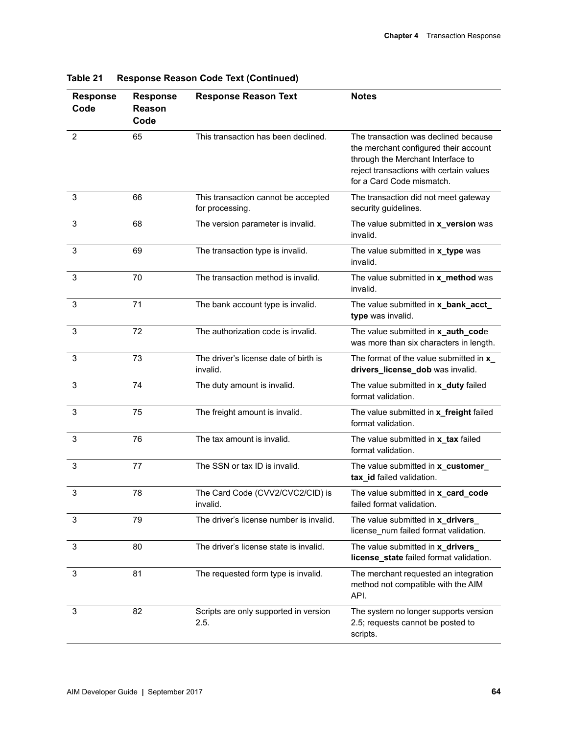**Table 21 Response Reason Code Text (Continued)**

| Response Code | Response Reason Code | Response Reason Text | Notes |
|---|---|---|---|
| 2 | 65 | This transaction has been declined. | The transaction was declined because the merchant configured their account through the Merchant Interface to reject transactions with certain values for a Card Code mismatch. |
| 3 | 66 | This transaction cannot be accepted for processing. | The transaction did not meet gateway security guidelines. |
| 3 | 68 | The version parameter is invalid. | The value submitted in **x_version** was invalid. |
| 3 | 69 | The transaction type is invalid. | The value submitted in **x_type** was invalid. |
| 3 | 70 | The transaction method is invalid. | The value submitted in **x_method** was invalid. |
| 3 | 71 | The bank account type is invalid. | The value submitted in **x_bank_acct_type** was invalid. |
| 3 | 72 | The authorization code is invalid. | The value submitted in **x_auth_cod**e was more than six characters in length. |
| 3 | 73 | The driver's license date of birth is invalid. | The format of the value submitted in **x_drivers_license_dob** was invalid. |
| 3 | 74 | The duty amount is invalid. | The value submitted in **x_duty** failed format validation. |
| 3 | 75 | The freight amount is invalid. | The value submitted in **x_freight** failed format validation. |
| 3 | 76 | The tax amount is invalid. | The value submitted in **x_tax** failed format validation. |
| 3 | 77 | The SSN or tax ID is invalid. | The value submitted in **x_customer_tax_id** failed validation. |
| 3 | 78 | The Card Code (CVV2/CVC2/CID) is invalid. | The value submitted in **x_card_code** failed format validation. |
| 3 | 79 | The driver's license number is invalid. | The value submitted in **x_drivers_**license_num failed format validation. |
| 3 | 80 | The driver's license state is invalid. | The value submitted in **x_drivers_license_state** failed format validation. |
| 3 | 81 | The requested form type is invalid. | The merchant requested an integration method not compatible with the AIM API. |
| 3 | 82 | Scripts are only supported in version 2.5. | The system no longer supports version 2.5; requests cannot be posted to scripts. |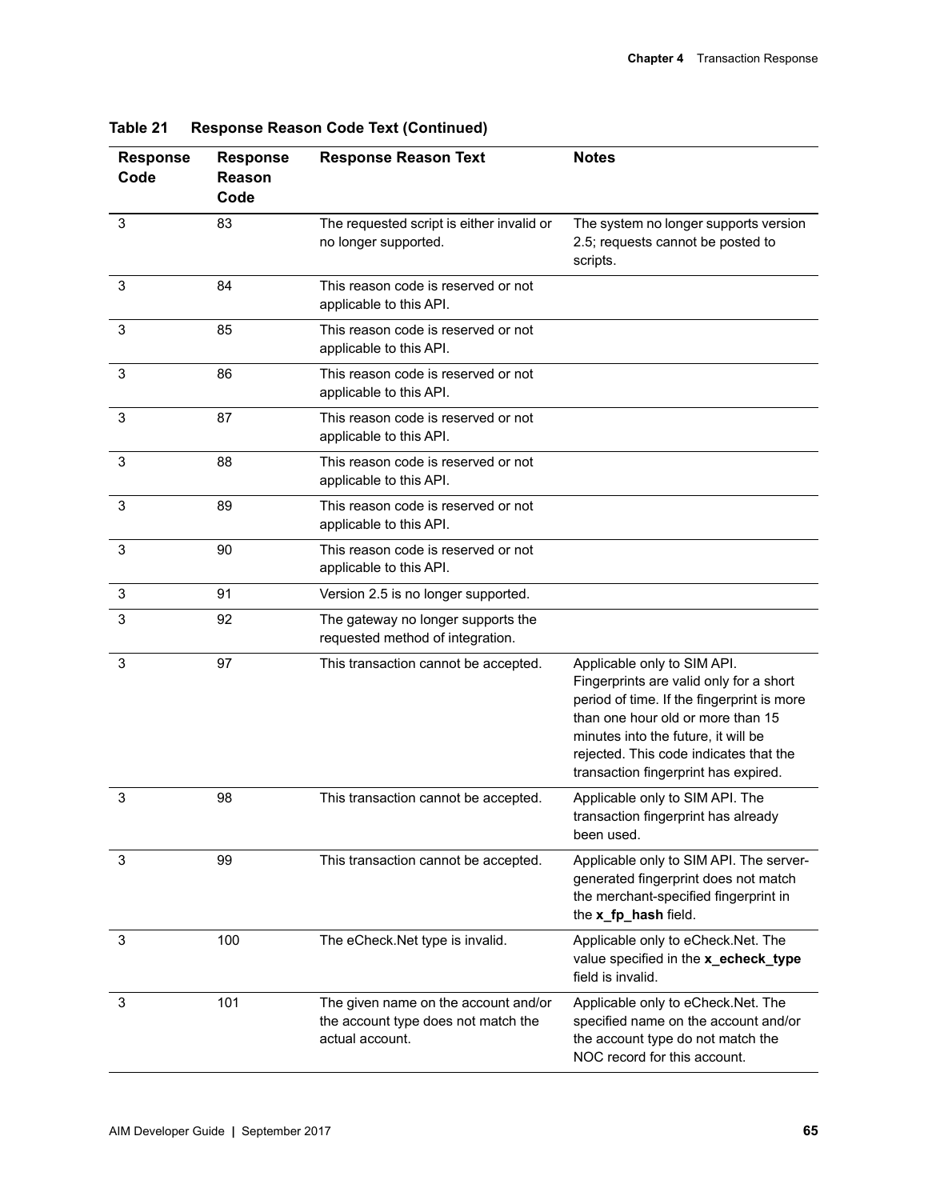**Table 21 Response Reason Code Text (Continued)**

| Response Code | Response Reason Code | Response Reason Text | Notes |
|---|---|---|---|
| 3 | 83 | The requested script is either invalid or no longer supported. | The system no longer supports version 2.5; requests cannot be posted to scripts. |
| 3 | 84 | This reason code is reserved or not applicable to this API. | |
| 3 | 85 | This reason code is reserved or not applicable to this API. | |
| 3 | 86 | This reason code is reserved or not applicable to this API. | |
| 3 | 87 | This reason code is reserved or not applicable to this API. | |
| 3 | 88 | This reason code is reserved or not applicable to this API. | |
| 3 | 89 | This reason code is reserved or not applicable to this API. | |
| 3 | 90 | This reason code is reserved or not applicable to this API. | |
| 3 | 91 | Version 2.5 is no longer supported. | |
| 3 | 92 | The gateway no longer supports the requested method of integration. | |
| 3 | 97 | This transaction cannot be accepted. | Applicable only to SIM API. Fingerprints are valid only for a short period of time. If the fingerprint is more than one hour old or more than 15 minutes into the future, it will be rejected. This code indicates that the transaction fingerprint has expired. |
| 3 | 98 | This transaction cannot be accepted. | Applicable only to SIM API. The transaction fingerprint has already been used. |
| 3 | 99 | This transaction cannot be accepted. | Applicable only to SIM API. The server-generated fingerprint does not match the merchant-specified fingerprint in the **x_fp_hash** field. |
| 3 | 100 | The eCheck.Net type is invalid. | Applicable only to eCheck.Net. The value specified in the **x_echeck_type** field is invalid. |
| 3 | 101 | The given name on the account and/or the account type does not match the actual account. | Applicable only to eCheck.Net. The specified name on the account and/or the account type do not match the NOC record for this account. |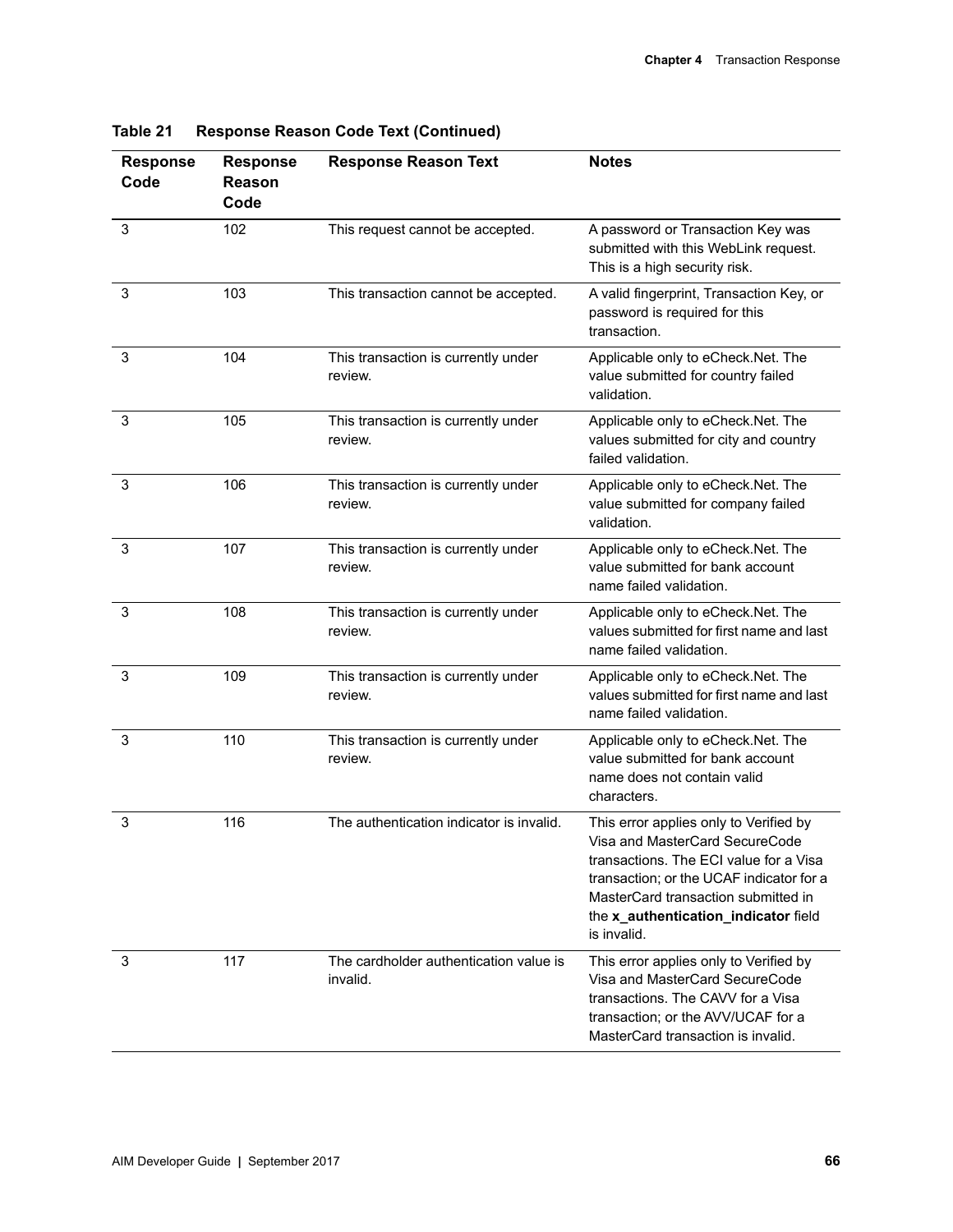**Table 21 Response Reason Code Text (Continued)**

| Response Code | Response Reason Code | Response Reason Text | Notes |
|---|---|---|---|
| 3 | 102 | This request cannot be accepted. | A password or Transaction Key was submitted with this WebLink request. This is a high security risk. |
| 3 | 103 | This transaction cannot be accepted. | A valid fingerprint, Transaction Key, or password is required for this transaction. |
| 3 | 104 | This transaction is currently under review. | Applicable only to eCheck.Net. The value submitted for country failed validation. |
| 3 | 105 | This transaction is currently under review. | Applicable only to eCheck.Net. The values submitted for city and country failed validation. |
| 3 | 106 | This transaction is currently under review. | Applicable only to eCheck.Net. The value submitted for company failed validation. |
| 3 | 107 | This transaction is currently under review. | Applicable only to eCheck.Net. The value submitted for bank account name failed validation. |
| 3 | 108 | This transaction is currently under review. | Applicable only to eCheck.Net. The values submitted for first name and last name failed validation. |
| 3 | 109 | This transaction is currently under review. | Applicable only to eCheck.Net. The values submitted for first name and last name failed validation. |
| 3 | 110 | This transaction is currently under review. | Applicable only to eCheck.Net. The value submitted for bank account name does not contain valid characters. |
| 3 | 116 | The authentication indicator is invalid. | This error applies only to Verified by Visa and MasterCard SecureCode transactions. The ECI value for a Visa transaction; or the UCAF indicator for a MasterCard transaction submitted in the **x_authentication_indicator** field is invalid. |
| 3 | 117 | The cardholder authentication value is invalid. | This error applies only to Verified by Visa and MasterCard SecureCode transactions. The CAVV for a Visa transaction; or the AVV/UCAF for a MasterCard transaction is invalid. |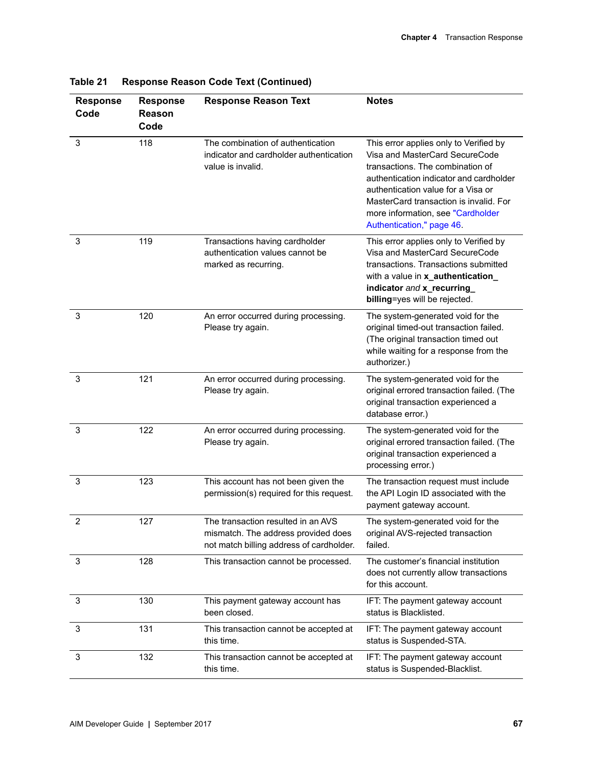**Table 21 Response Reason Code Text (Continued)**

| Response Code | Response Reason Code | Response Reason Text | Notes |
|---|---|---|---|
| 3 | 118 | The combination of authentication indicator and cardholder authentication value is invalid. | This error applies only to Verified by Visa and MasterCard SecureCode transactions. The combination of authentication indicator and cardholder authentication value for a Visa or MasterCard transaction is invalid. For more information, see "Cardholder Authentication," page 46. |
| 3 | 119 | Transactions having cardholder authentication values cannot be marked as recurring. | This error applies only to Verified by Visa and MasterCard SecureCode transactions. Transactions submitted with a value in **x_authentication_ indicator** *and* **x_recurring_ billing**=yes will be rejected. |
| 3 | 120 | An error occurred during processing. Please try again. | The system-generated void for the original timed-out transaction failed. (The original transaction timed out while waiting for a response from the authorizer.) |
| 3 | 121 | An error occurred during processing. Please try again. | The system-generated void for the original errored transaction failed. (The original transaction experienced a database error.) |
| 3 | 122 | An error occurred during processing. Please try again. | The system-generated void for the original errored transaction failed. (The original transaction experienced a processing error.) |
| 3 | 123 | This account has not been given the permission(s) required for this request. | The transaction request must include the API Login ID associated with the payment gateway account. |
| 2 | 127 | The transaction resulted in an AVS mismatch. The address provided does not match billing address of cardholder. | The system-generated void for the original AVS-rejected transaction failed. |
| 3 | 128 | This transaction cannot be processed. | The customer's financial institution does not currently allow transactions for this account. |
| 3 | 130 | This payment gateway account has been closed. | IFT: The payment gateway account status is Blacklisted. |
| 3 | 131 | This transaction cannot be accepted at this time. | IFT: The payment gateway account status is Suspended-STA. |
| 3 | 132 | This transaction cannot be accepted at this time. | IFT: The payment gateway account status is Suspended-Blacklist. |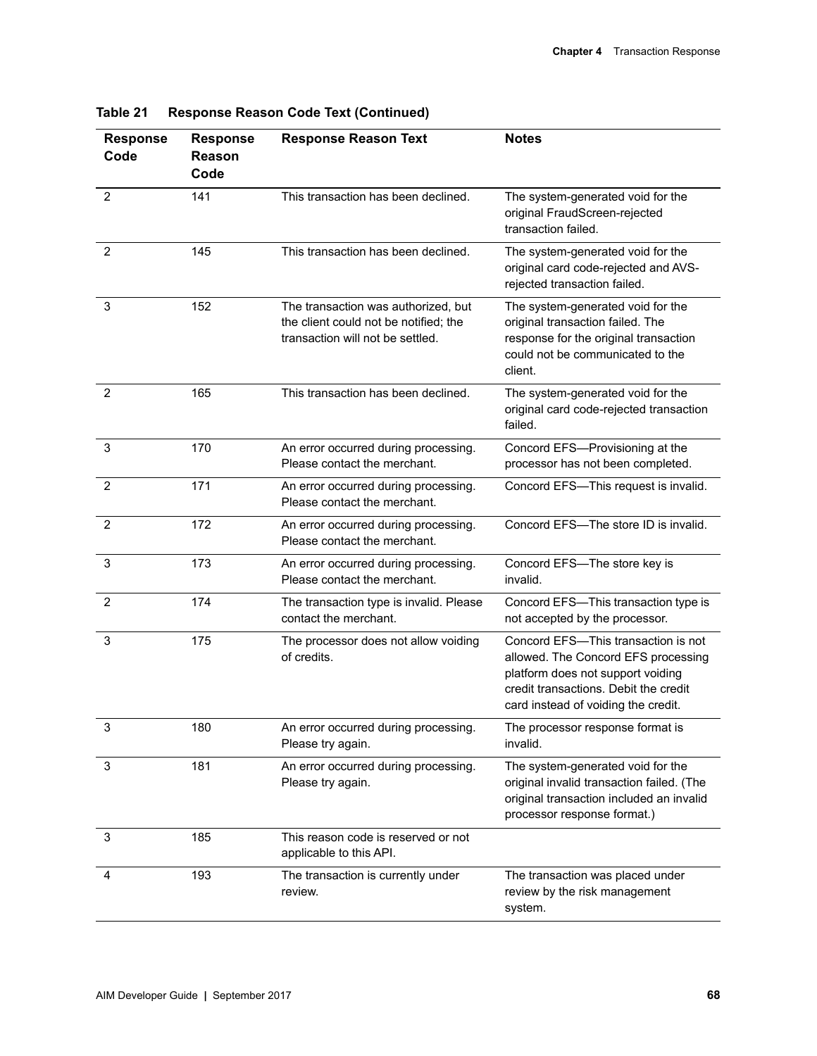**Table 21 Response Reason Code Text (Continued)**

| Response Code | Response Reason Code | Response Reason Text | Notes |
|---|---|---|---|
| 2 | 141 | This transaction has been declined. | The system-generated void for the original FraudScreen-rejected transaction failed. |
| 2 | 145 | This transaction has been declined. | The system-generated void for the original card code-rejected and AVS-rejected transaction failed. |
| 3 | 152 | The transaction was authorized, but the client could not be notified; the transaction will not be settled. | The system-generated void for the original transaction failed. The response for the original transaction could not be communicated to the client. |
| 2 | 165 | This transaction has been declined. | The system-generated void for the original card code-rejected transaction failed. |
| 3 | 170 | An error occurred during processing. Please contact the merchant. | Concord EFS—Provisioning at the processor has not been completed. |
| 2 | 171 | An error occurred during processing. Please contact the merchant. | Concord EFS—This request is invalid. |
| 2 | 172 | An error occurred during processing. Please contact the merchant. | Concord EFS—The store ID is invalid. |
| 3 | 173 | An error occurred during processing. Please contact the merchant. | Concord EFS—The store key is invalid. |
| 2 | 174 | The transaction type is invalid. Please contact the merchant. | Concord EFS—This transaction type is not accepted by the processor. |
| 3 | 175 | The processor does not allow voiding of credits. | Concord EFS—This transaction is not allowed. The Concord EFS processing platform does not support voiding credit transactions. Debit the credit card instead of voiding the credit. |
| 3 | 180 | An error occurred during processing. Please try again. | The processor response format is invalid. |
| 3 | 181 | An error occurred during processing. Please try again. | The system-generated void for the original invalid transaction failed. (The original transaction included an invalid processor response format.) |
| 3 | 185 | This reason code is reserved or not applicable to this API. | |
| 4 | 193 | The transaction is currently under review. | The transaction was placed under review by the risk management system. |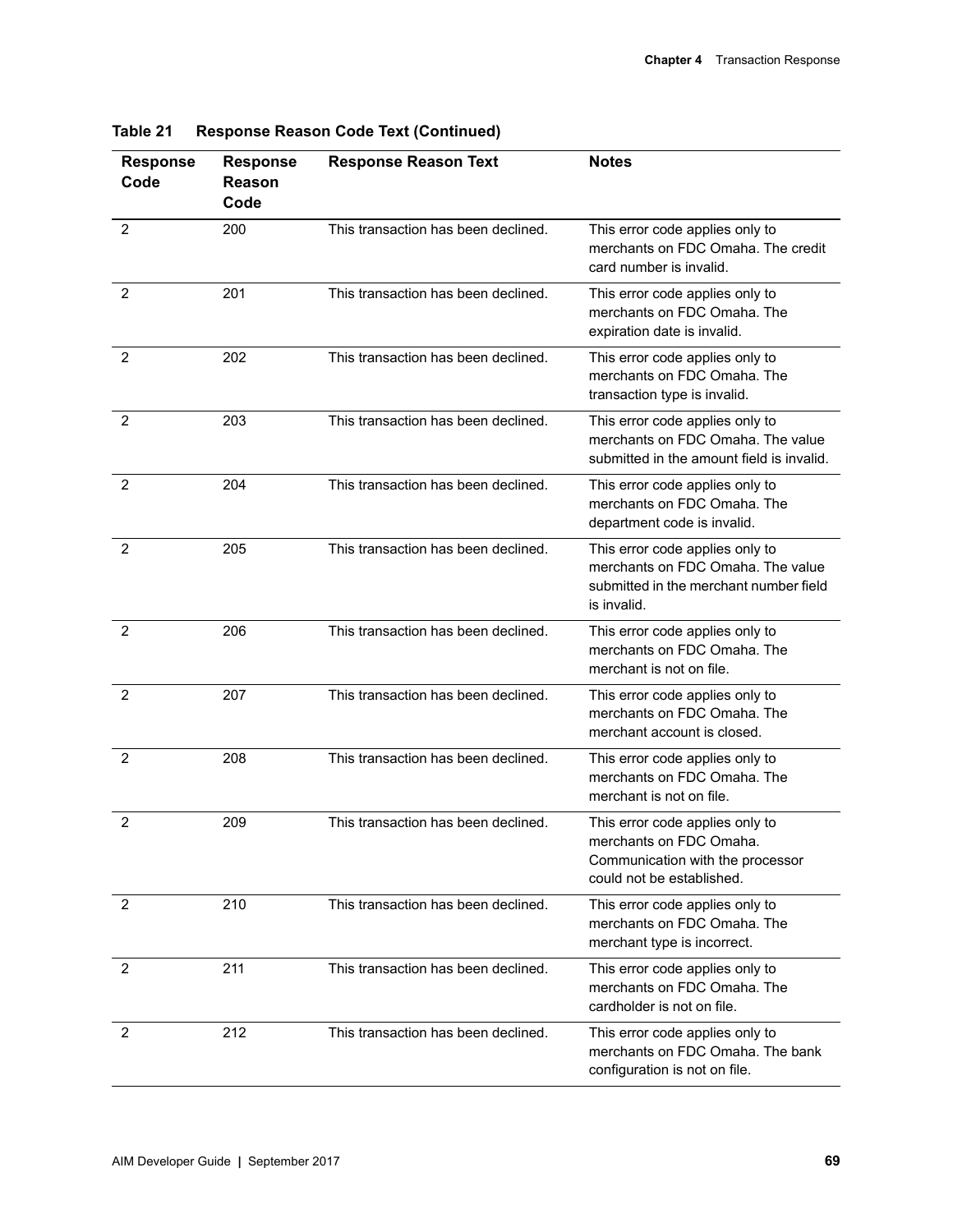**Table 21 Response Reason Code Text (Continued)**

| Response Code | Response Reason Code | Response Reason Text | Notes |
|---|---|---|---|
| 2 | 200 | This transaction has been declined. | This error code applies only to merchants on FDC Omaha. The credit card number is invalid. |
| 2 | 201 | This transaction has been declined. | This error code applies only to merchants on FDC Omaha. The expiration date is invalid. |
| 2 | 202 | This transaction has been declined. | This error code applies only to merchants on FDC Omaha. The transaction type is invalid. |
| 2 | 203 | This transaction has been declined. | This error code applies only to merchants on FDC Omaha. The value submitted in the amount field is invalid. |
| 2 | 204 | This transaction has been declined. | This error code applies only to merchants on FDC Omaha. The department code is invalid. |
| 2 | 205 | This transaction has been declined. | This error code applies only to merchants on FDC Omaha. The value submitted in the merchant number field is invalid. |
| 2 | 206 | This transaction has been declined. | This error code applies only to merchants on FDC Omaha. The merchant is not on file. |
| 2 | 207 | This transaction has been declined. | This error code applies only to merchants on FDC Omaha. The merchant account is closed. |
| 2 | 208 | This transaction has been declined. | This error code applies only to merchants on FDC Omaha. The merchant is not on file. |
| 2 | 209 | This transaction has been declined. | This error code applies only to merchants on FDC Omaha. Communication with the processor could not be established. |
| 2 | 210 | This transaction has been declined. | This error code applies only to merchants on FDC Omaha. The merchant type is incorrect. |
| 2 | 211 | This transaction has been declined. | This error code applies only to merchants on FDC Omaha. The cardholder is not on file. |
| 2 | 212 | This transaction has been declined. | This error code applies only to merchants on FDC Omaha. The bank configuration is not on file. |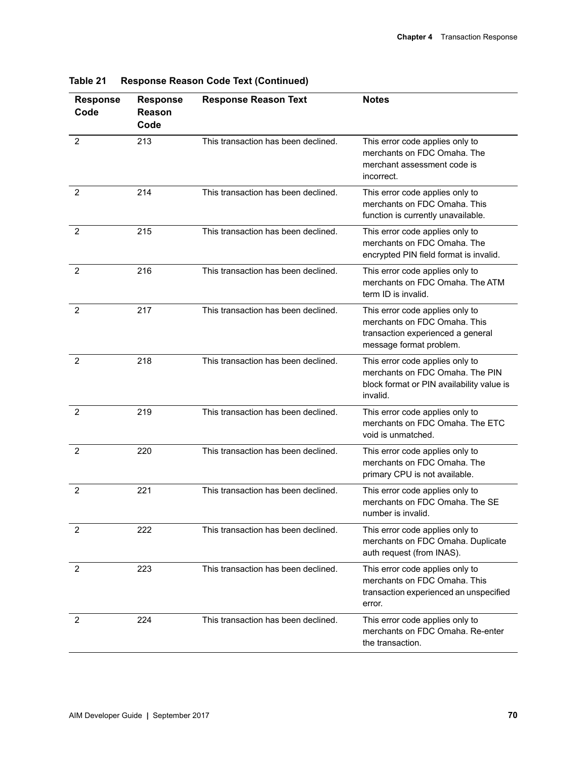**Table 21 Response Reason Code Text (Continued)**

| Response Code | Response Reason Code | Response Reason Text | Notes |
|---|---|---|---|
| 2 | 213 | This transaction has been declined. | This error code applies only to merchants on FDC Omaha. The merchant assessment code is incorrect. |
| 2 | 214 | This transaction has been declined. | This error code applies only to merchants on FDC Omaha. This function is currently unavailable. |
| 2 | 215 | This transaction has been declined. | This error code applies only to merchants on FDC Omaha. The encrypted PIN field format is invalid. |
| 2 | 216 | This transaction has been declined. | This error code applies only to merchants on FDC Omaha. The ATM term ID is invalid. |
| 2 | 217 | This transaction has been declined. | This error code applies only to merchants on FDC Omaha. This transaction experienced a general message format problem. |
| 2 | 218 | This transaction has been declined. | This error code applies only to merchants on FDC Omaha. The PIN block format or PIN availability value is invalid. |
| 2 | 219 | This transaction has been declined. | This error code applies only to merchants on FDC Omaha. The ETC void is unmatched. |
| 2 | 220 | This transaction has been declined. | This error code applies only to merchants on FDC Omaha. The primary CPU is not available. |
| 2 | 221 | This transaction has been declined. | This error code applies only to merchants on FDC Omaha. The SE number is invalid. |
| 2 | 222 | This transaction has been declined. | This error code applies only to merchants on FDC Omaha. Duplicate auth request (from INAS). |
| 2 | 223 | This transaction has been declined. | This error code applies only to merchants on FDC Omaha. This transaction experienced an unspecified error. |
| 2 | 224 | This transaction has been declined. | This error code applies only to merchants on FDC Omaha. Re-enter the transaction. |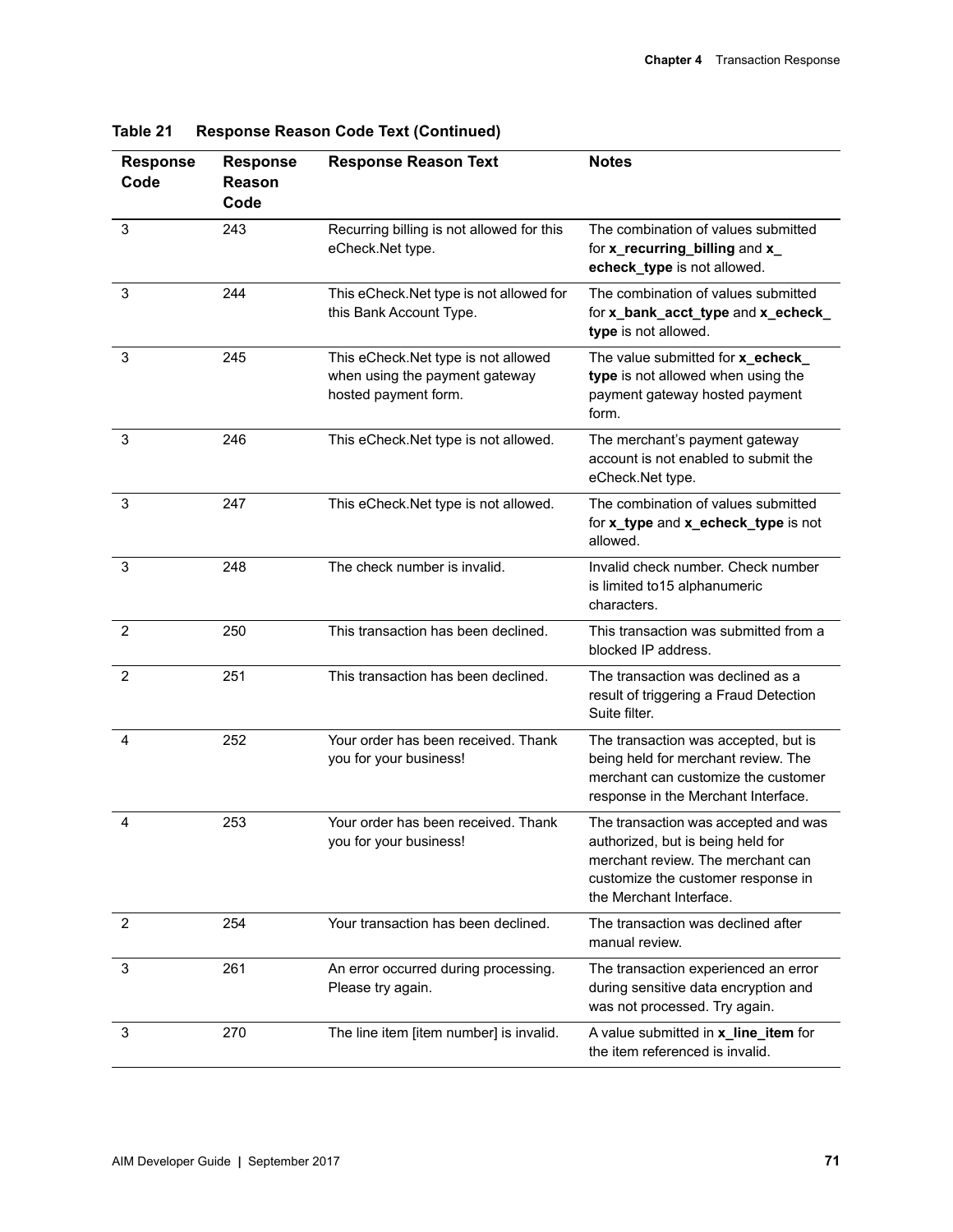**Table 21 Response Reason Code Text (Continued)**

| Response Code | Response Reason Code | Response Reason Text | Notes |
|---|---|---|---|
| 3 | 243 | Recurring billing is not allowed for this eCheck.Net type. | The combination of values submitted for **x_recurring_billing** and **x_echeck_type** is not allowed. |
| 3 | 244 | This eCheck.Net type is not allowed for this Bank Account Type. | The combination of values submitted for **x_bank_acct_type** and **x_echeck_type** is not allowed. |
| 3 | 245 | This eCheck.Net type is not allowed when using the payment gateway hosted payment form. | The value submitted for **x_echeck_type** is not allowed when using the payment gateway hosted payment form. |
| 3 | 246 | This eCheck.Net type is not allowed. | The merchant's payment gateway account is not enabled to submit the eCheck.Net type. |
| 3 | 247 | This eCheck.Net type is not allowed. | The combination of values submitted for **x_type** and **x_echeck_type** is not allowed. |
| 3 | 248 | The check number is invalid. | Invalid check number. Check number is limited to15 alphanumeric characters. |
| 2 | 250 | This transaction has been declined. | This transaction was submitted from a blocked IP address. |
| 2 | 251 | This transaction has been declined. | The transaction was declined as a result of triggering a Fraud Detection Suite filter. |
| 4 | 252 | Your order has been received. Thank you for your business! | The transaction was accepted, but is being held for merchant review. The merchant can customize the customer response in the Merchant Interface. |
| 4 | 253 | Your order has been received. Thank you for your business! | The transaction was accepted and was authorized, but is being held for merchant review. The merchant can customize the customer response in the Merchant Interface. |
| 2 | 254 | Your transaction has been declined. | The transaction was declined after manual review. |
| 3 | 261 | An error occurred during processing. Please try again. | The transaction experienced an error during sensitive data encryption and was not processed. Try again. |
| 3 | 270 | The line item [item number] is invalid. | A value submitted in **x_line_item** for the item referenced is invalid. |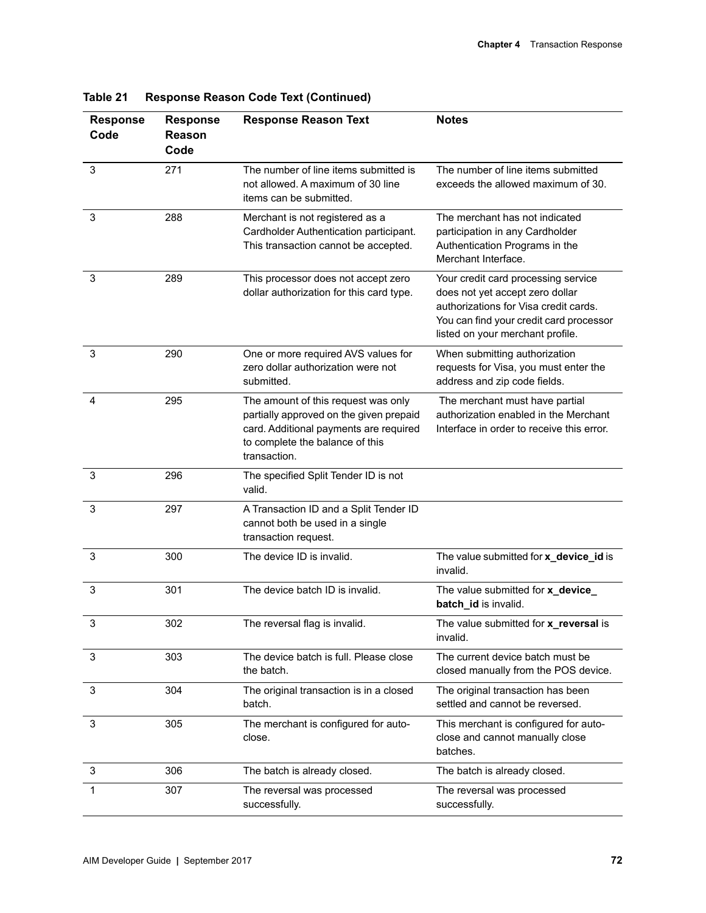**Table 21 Response Reason Code Text (Continued)**

| Response Code | Response Reason Code | Response Reason Text | Notes |
|---|---|---|---|
| 3 | 271 | The number of line items submitted is not allowed. A maximum of 30 line items can be submitted. | The number of line items submitted exceeds the allowed maximum of 30. |
| 3 | 288 | Merchant is not registered as a Cardholder Authentication participant. This transaction cannot be accepted. | The merchant has not indicated participation in any Cardholder Authentication Programs in the Merchant Interface. |
| 3 | 289 | This processor does not accept zero dollar authorization for this card type. | Your credit card processing service does not yet accept zero dollar authorizations for Visa credit cards. You can find your credit card processor listed on your merchant profile. |
| 3 | 290 | One or more required AVS values for zero dollar authorization were not submitted. | When submitting authorization requests for Visa, you must enter the address and zip code fields. |
| 4 | 295 | The amount of this request was only partially approved on the given prepaid card. Additional payments are required to complete the balance of this transaction. | The merchant must have partial authorization enabled in the Merchant Interface in order to receive this error. |
| 3 | 296 | The specified Split Tender ID is not valid. | |
| 3 | 297 | A Transaction ID and a Split Tender ID cannot both be used in a single transaction request. | |
| 3 | 300 | The device ID is invalid. | The value submitted for **x_device_id** is invalid. |
| 3 | 301 | The device batch ID is invalid. | The value submitted for **x_device_batch_id** is invalid. |
| 3 | 302 | The reversal flag is invalid. | The value submitted for **x_reversal** is invalid. |
| 3 | 303 | The device batch is full. Please close the batch. | The current device batch must be closed manually from the POS device. |
| 3 | 304 | The original transaction is in a closed batch. | The original transaction has been settled and cannot be reversed. |
| 3 | 305 | The merchant is configured for auto-close. | This merchant is configured for auto-close and cannot manually close batches. |
| 3 | 306 | The batch is already closed. | The batch is already closed. |
| 1 | 307 | The reversal was processed successfully. | The reversal was processed successfully. |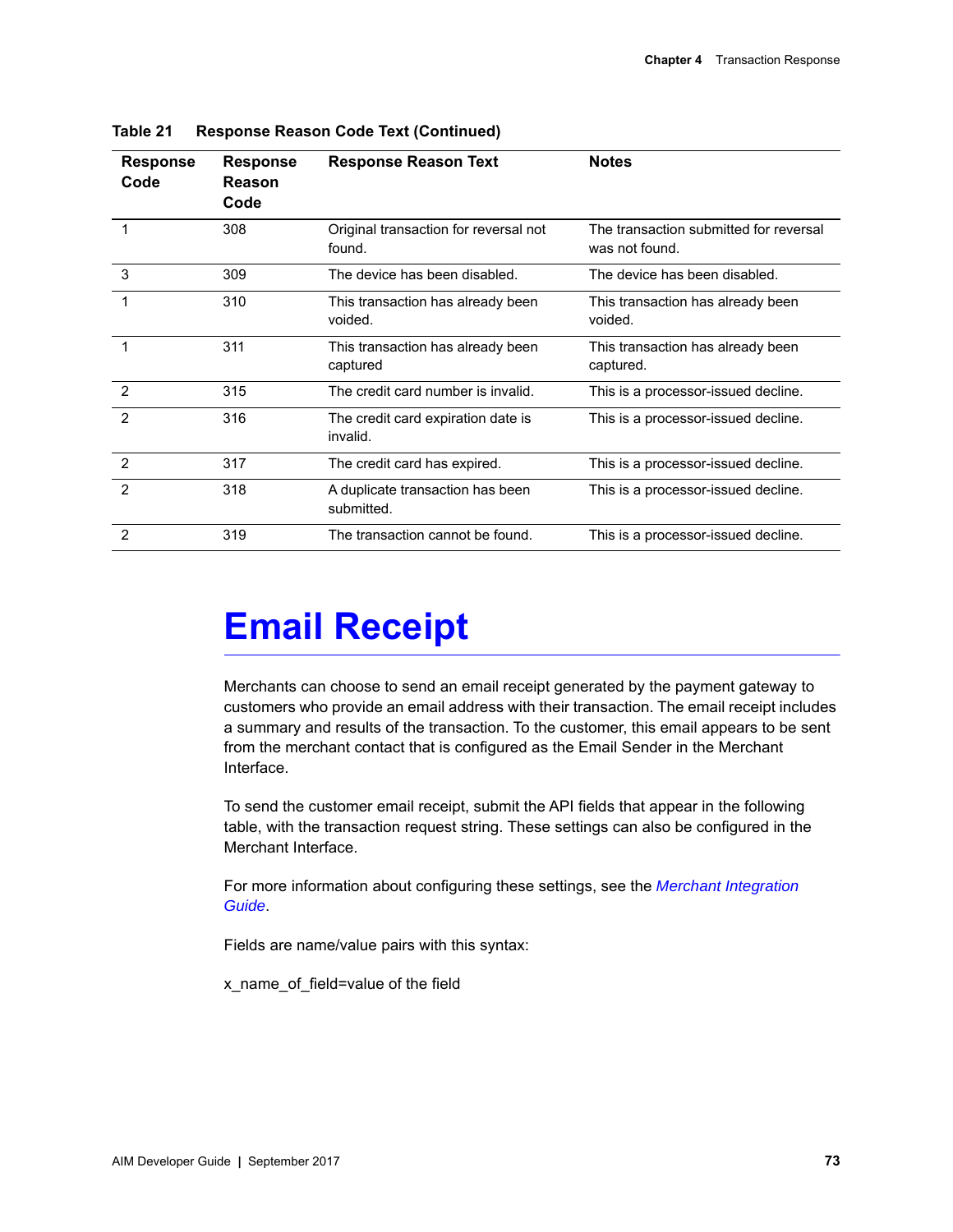**Table 21 Response Reason Code Text (Continued)**

| Response Code | Response Reason Code | Response Reason Text | Notes |
|---|---|---|---|
| 1 | 308 | Original transaction for reversal not found. | The transaction submitted for reversal was not found. |
| 3 | 309 | The device has been disabled. | The device has been disabled. |
| 1 | 310 | This transaction has already been voided. | This transaction has already been voided. |
| 1 | 311 | This transaction has already been captured | This transaction has already been captured. |
| 2 | 315 | The credit card number is invalid. | This is a processor-issued decline. |
| 2 | 316 | The credit card expiration date is invalid. | This is a processor-issued decline. |
| 2 | 317 | The credit card has expired. | This is a processor-issued decline. |
| 2 | 318 | A duplicate transaction has been submitted. | This is a processor-issued decline. |
| 2 | 319 | The transaction cannot be found. | This is a processor-issued decline. |

# Email Receipt

Merchants can choose to send an email receipt generated by the payment gateway to customers who provide an email address with their transaction. The email receipt includes a summary and results of the transaction. To the customer, this email appears to be sent from the merchant contact that is configured as the Email Sender in the Merchant Interface.

To send the customer email receipt, submit the API fields that appear in the following table, with the transaction request string. These settings can also be configured in the Merchant Interface.

For more information about configuring these settings, see the *Merchant Integration Guide*.

Fields are name/value pairs with this syntax:

x_name_of_field=value of the field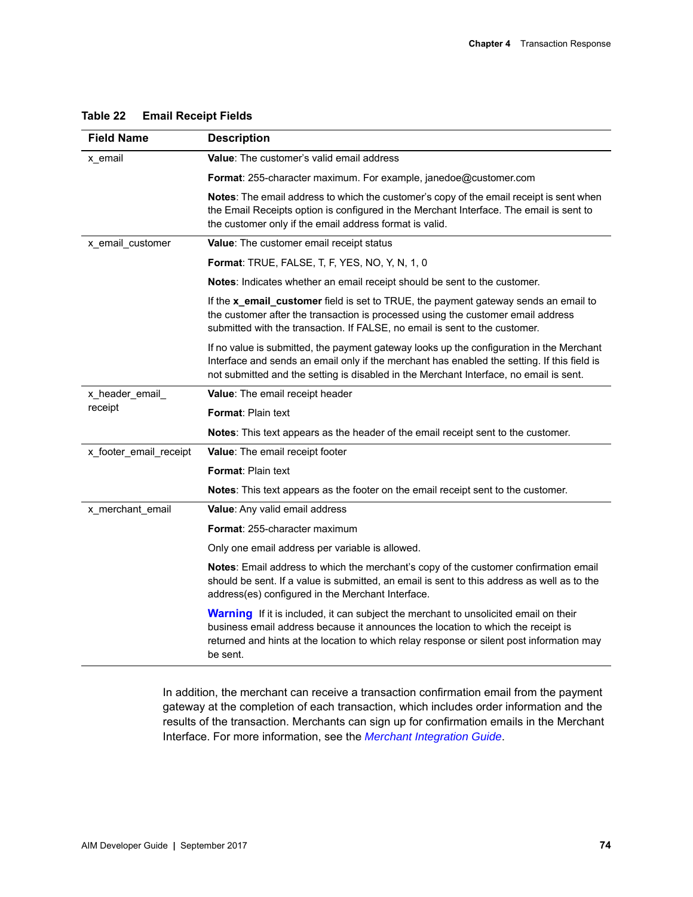**Table 22 Email Receipt Fields**

| Field Name | Description |
|---|---|
| x_email | **Value**: The customer's valid email address<br><br>**Format**: 255-character maximum. For example, janedoe@customer.com<br><br>**Notes**: The email address to which the customer's copy of the email receipt is sent when the Email Receipts option is configured in the Merchant Interface. The email is sent to the customer only if the email address format is valid. |
| x_email_customer | **Value**: The customer email receipt status<br><br>**Format**: TRUE, FALSE, T, F, YES, NO, Y, N, 1, 0<br><br>**Notes**: Indicates whether an email receipt should be sent to the customer.<br><br>If the **x_email_customer** field is set to TRUE, the payment gateway sends an email to the customer after the transaction is processed using the customer email address submitted with the transaction. If FALSE, no email is sent to the customer.<br><br>If no value is submitted, the payment gateway looks up the configuration in the Merchant Interface and sends an email only if the merchant has enabled the setting. If this field is not submitted and the setting is disabled in the Merchant Interface, no email is sent. |
| x_header_email_receipt | **Value**: The email receipt header<br><br>**Format**: Plain text<br><br>**Notes**: This text appears as the header of the email receipt sent to the customer. |
| x_footer_email_receipt | **Value**: The email receipt footer<br><br>**Format**: Plain text<br><br>**Notes**: This text appears as the footer on the email receipt sent to the customer. |
| x_merchant_email | **Value**: Any valid email address<br><br>**Format**: 255-character maximum<br><br>Only one email address per variable is allowed.<br><br>**Notes**: Email address to which the merchant's copy of the customer confirmation email should be sent. If a value is submitted, an email is sent to this address as well as to the address(es) configured in the Merchant Interface.<br><br>**Warning** If it is included, it can subject the merchant to unsolicited email on their business email address because it announces the location to which the receipt is returned and hints at the location to which relay response or silent post information may be sent. |

In addition, the merchant can receive a transaction confirmation email from the payment gateway at the completion of each transaction, which includes order information and the results of the transaction. Merchants can sign up for confirmation emails in the Merchant Interface. For more information, see the *Merchant Integration Guide*.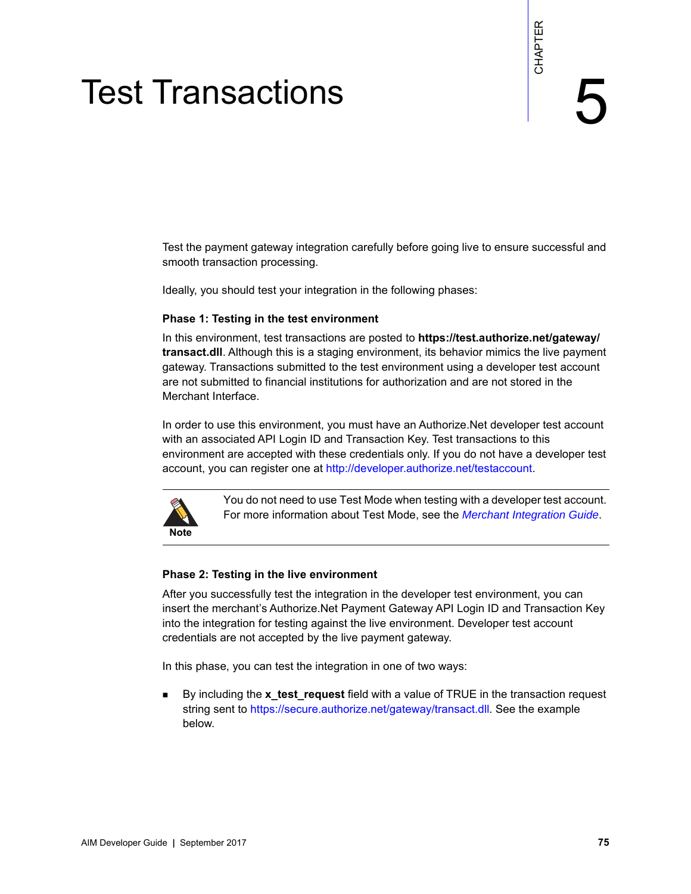# Chapter 5 Test Transactions

Test the payment gateway integration carefully before going live to ensure successful and smooth transaction processing.

Ideally, you should test your integration in the following phases:

**Phase 1: Testing in the test environment**

In this environment, test transactions are posted to **https://test.authorize.net/gateway/transact.dll**. Although this is a staging environment, its behavior mimics the live payment gateway. Transactions submitted to the test environment using a developer test account are not submitted to financial institutions for authorization and are not stored in the Merchant Interface.

In order to use this environment, you must have an Authorize.Net developer test account with an associated API Login ID and Transaction Key. Test transactions to this environment are accepted with these credentials only. If you do not have a developer test account, you can register one at http://developer.authorize.net/testaccount.

> **Note**
> You do not need to use Test Mode when testing with a developer test account. For more information about Test Mode, see the *Merchant Integration Guide*.

**Phase 2: Testing in the live environment**

After you successfully test the integration in the developer test environment, you can insert the merchant's Authorize.Net Payment Gateway API Login ID and Transaction Key into the integration for testing against the live environment. Developer test account credentials are not accepted by the live payment gateway.

In this phase, you can test the integration in one of two ways:

- By including the **x_test_request** field with a value of TRUE in the transaction request string sent to https://secure.authorize.net/gateway/transact.dll. See the example below.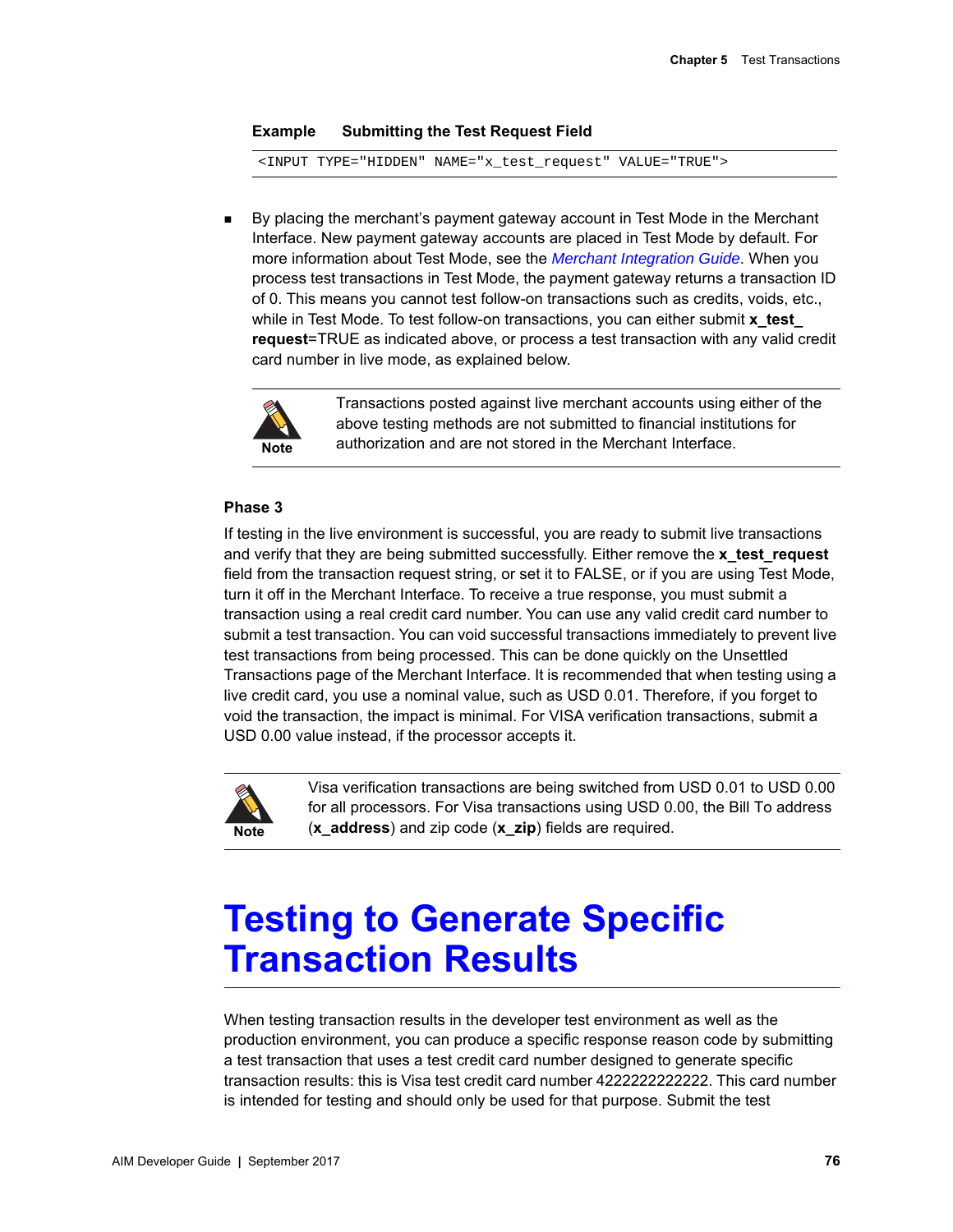**Example Submitting the Test Request Field**

```
<INPUT TYPE="HIDDEN" NAME="x_test_request" VALUE="TRUE">
```

- By placing the merchant's payment gateway account in Test Mode in the Merchant Interface. New payment gateway accounts are placed in Test Mode by default. For more information about Test Mode, see the *Merchant Integration Guide*. When you process test transactions in Test Mode, the payment gateway returns a transaction ID of 0. This means you cannot test follow-on transactions such as credits, voids, etc., while in Test Mode. To test follow-on transactions, you can either submit **x_test_request**=TRUE as indicated above, or process a test transaction with any valid credit card number in live mode, as explained below.

> **Note** Transactions posted against live merchant accounts using either of the above testing methods are not submitted to financial institutions for authorization and are not stored in the Merchant Interface.

### Phase 3

If testing in the live environment is successful, you are ready to submit live transactions and verify that they are being submitted successfully. Either remove the **x_test_request** field from the transaction request string, or set it to FALSE, or if you are using Test Mode, turn it off in the Merchant Interface. To receive a true response, you must submit a transaction using a real credit card number. You can use any valid credit card number to submit a test transaction. You can void successful transactions immediately to prevent live test transactions from being processed. This can be done quickly on the Unsettled Transactions page of the Merchant Interface. It is recommended that when testing using a live credit card, you use a nominal value, such as USD 0.01. Therefore, if you forget to void the transaction, the impact is minimal. For VISA verification transactions, submit a USD 0.00 value instead, if the processor accepts it.

> **Note** Visa verification transactions are being switched from USD 0.01 to USD 0.00 for all processors. For Visa transactions using USD 0.00, the Bill To address (**x_address**) and zip code (**x_zip**) fields are required.

# Testing to Generate Specific Transaction Results

When testing transaction results in the developer test environment as well as the production environment, you can produce a specific response reason code by submitting a test transaction that uses a test credit card number designed to generate specific transaction results: this is Visa test credit card number 4222222222222. This card number is intended for testing and should only be used for that purpose. Submit the test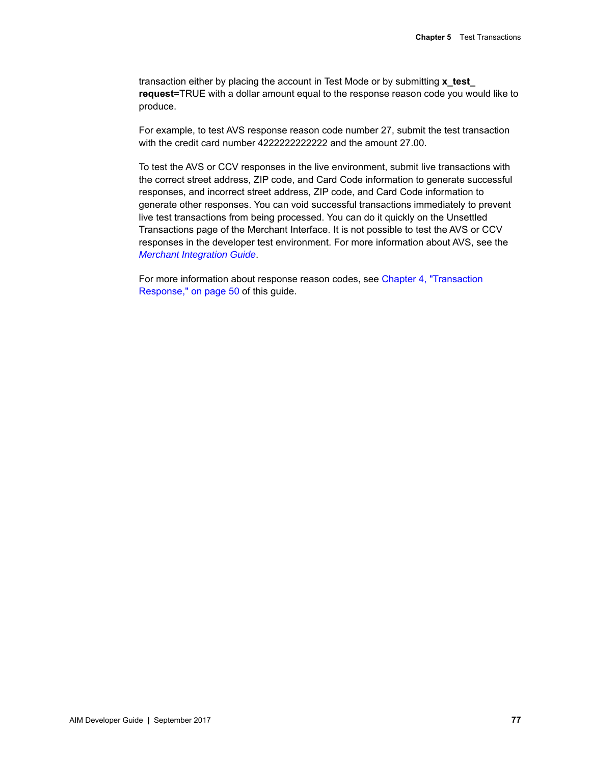transaction either by placing the account in Test Mode or by submitting **x_test_request**=TRUE with a dollar amount equal to the response reason code you would like to produce.

For example, to test AVS response reason code number 27, submit the test transaction with the credit card number 4222222222222 and the amount 27.00.

To test the AVS or CCV responses in the live environment, submit live transactions with the correct street address, ZIP code, and Card Code information to generate successful responses, and incorrect street address, ZIP code, and Card Code information to generate other responses. You can void successful transactions immediately to prevent live test transactions from being processed. You can do it quickly on the Unsettled Transactions page of the Merchant Interface. It is not possible to test the AVS or CCV responses in the developer test environment. For more information about AVS, see the *Merchant Integration Guide*.

For more information about response reason codes, see Chapter 4, "Transaction Response," on page 50 of this guide.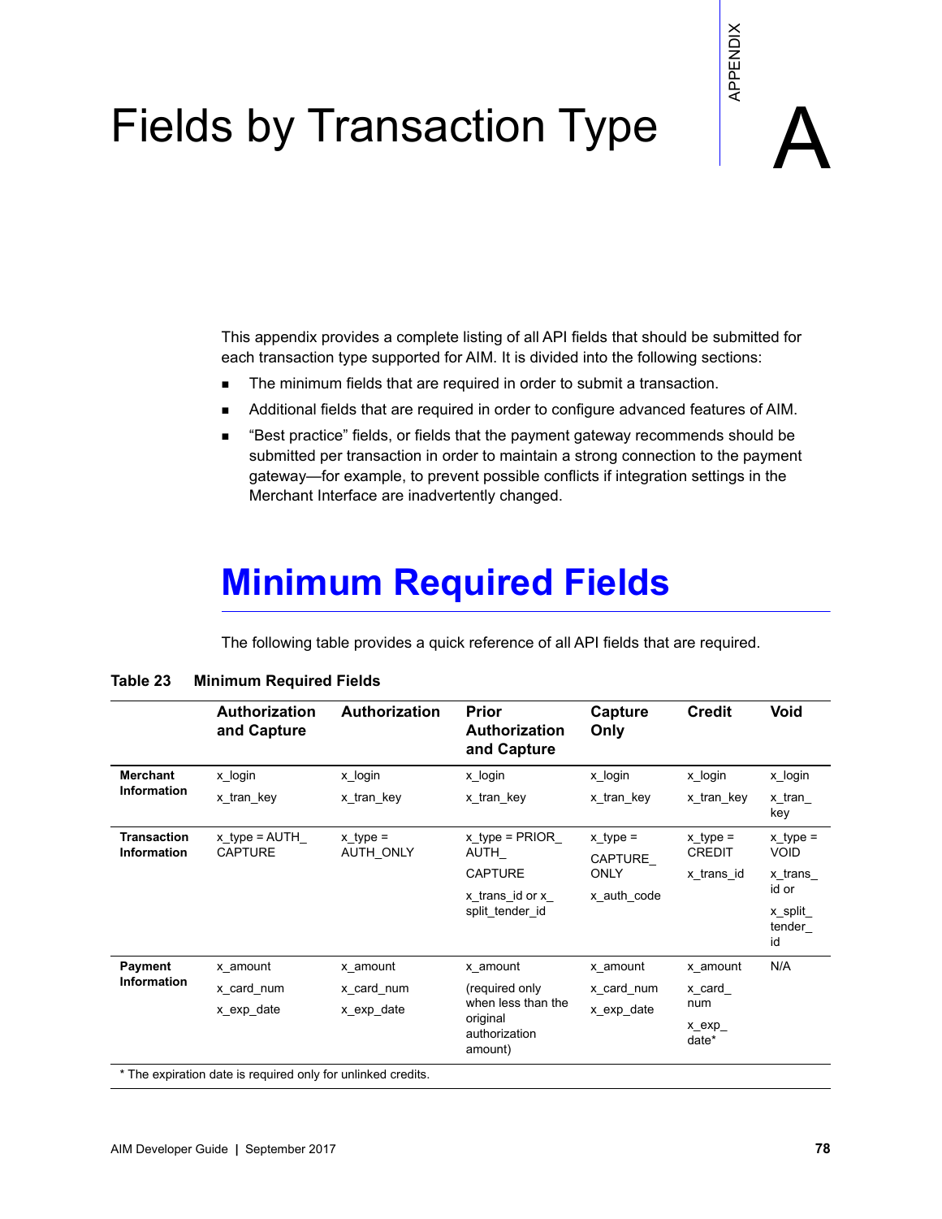# Appendix A: Fields by Transaction Type

This appendix provides a complete listing of all API fields that should be submitted for each transaction type supported for AIM. It is divided into the following sections:

- The minimum fields that are required in order to submit a transaction.
- Additional fields that are required in order to configure advanced features of AIM.
- "Best practice" fields, or fields that the payment gateway recommends should be submitted per transaction in order to maintain a strong connection to the payment gateway—for example, to prevent possible conflicts if integration settings in the Merchant Interface are inadvertently changed.

## Minimum Required Fields

The following table provides a quick reference of all API fields that are required.

**Table 23 Minimum Required Fields**

| | Authorization and Capture | Authorization | Prior Authorization and Capture | Capture Only | Credit | Void |
|---|---|---|---|---|---|---|
| **Merchant Information** | x_login<br>x_tran_key | x_login<br>x_tran_key | x_login<br>x_tran_key | x_login<br>x_tran_key | x_login<br>x_tran_key | x_login<br>x_tran_key |
| **Transaction Information** | x_type = AUTH_CAPTURE | x_type = AUTH_ONLY | x_type = PRIOR_AUTH_CAPTURE<br>x_trans_id or x_split_tender_id | x_type = CAPTURE_ONLY<br>x_auth_code | x_type = CREDIT<br>x_trans_id | x_type = VOID<br>x_trans_id or<br>x_split_tender_id |
| **Payment Information** | x_amount<br>x_card_num<br>x_exp_date | x_amount<br>x_card_num<br>x_exp_date | x_amount<br>(required only when less than the original authorization amount) | x_amount<br>x_card_num<br>x_exp_date | x_amount<br>x_card_num<br>x_exp_date* | N/A |

\* The expiration date is required only for unlinked credits.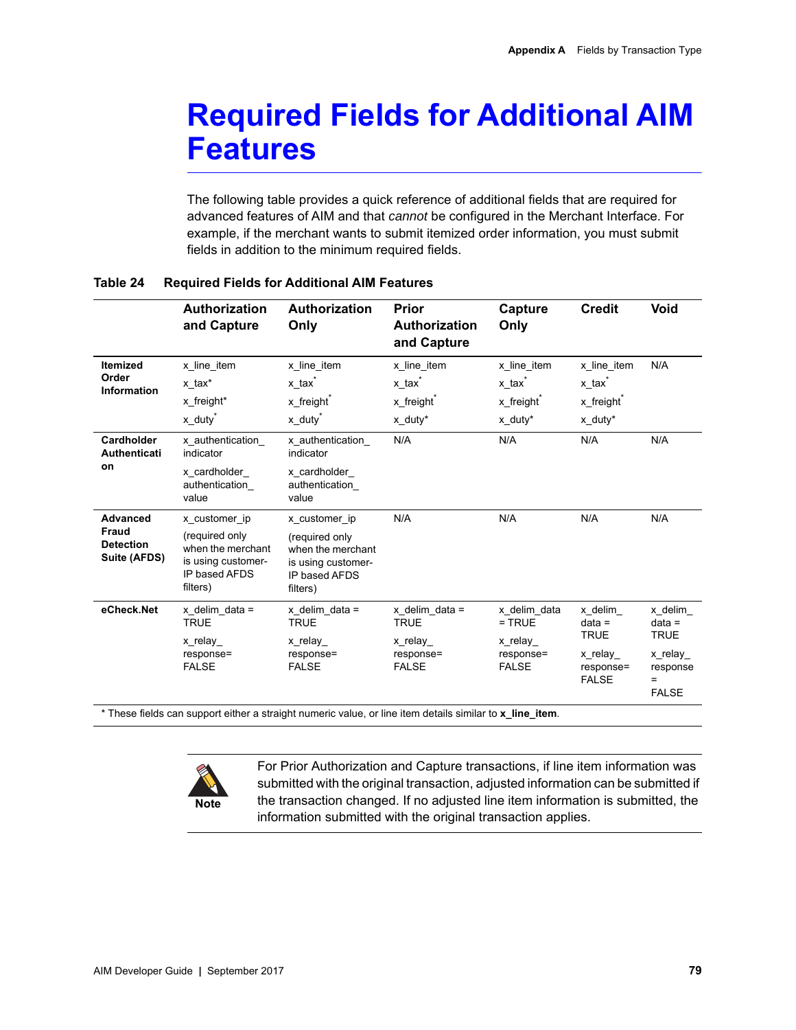# Required Fields for Additional AIM Features

The following table provides a quick reference of additional fields that are required for advanced features of AIM and that *cannot* be configured in the Merchant Interface. For example, if the merchant wants to submit itemized order information, you must submit fields in addition to the minimum required fields.

**Table 24 Required Fields for Additional AIM Features**

| | Authorization and Capture | Authorization Only | Prior Authorization and Capture | Capture Only | Credit | Void |
|---|---|---|---|---|---|---|
| **Itemized Order Information** | x_line_item<br>x_tax*<br>x_freight*<br>x_duty* | x_line_item<br>x_tax*<br>x_freight*<br>x_duty* | x_line_item<br>x_tax*<br>x_freight*<br>x_duty* | x_line_item<br>x_tax*<br>x_freight*<br>x_duty* | x_line_item<br>x_tax*<br>x_freight*<br>x_duty* | N/A |
| **Cardholder Authentication** | x_authentication_indicator<br>x_cardholder_authentication_value | x_authentication_indicator<br>x_cardholder_authentication_value | N/A | N/A | N/A | N/A |
| **Advanced Fraud Detection Suite (AFDS)** | x_customer_ip<br>(required only when the merchant is using customer-IP based AFDS filters) | x_customer_ip<br>(required only when the merchant is using customer-IP based AFDS filters) | N/A | N/A | N/A | N/A |
| **eCheck.Net** | x_delim_data = TRUE<br>x_relay_response= FALSE | x_delim_data = TRUE<br>x_relay_response= FALSE | x_delim_data = TRUE<br>x_relay_response= FALSE | x_delim_data = TRUE<br>x_relay_response= FALSE | x_delim_data = TRUE<br>x_relay_response= FALSE | x_delim_data = TRUE<br>x_relay_response = FALSE |

\* These fields can support either a straight numeric value, or line item details similar to **x_line_item**.

**Note** For Prior Authorization and Capture transactions, if line item information was submitted with the original transaction, adjusted information can be submitted if the transaction changed. If no adjusted line item information is submitted, the information submitted with the original transaction applies.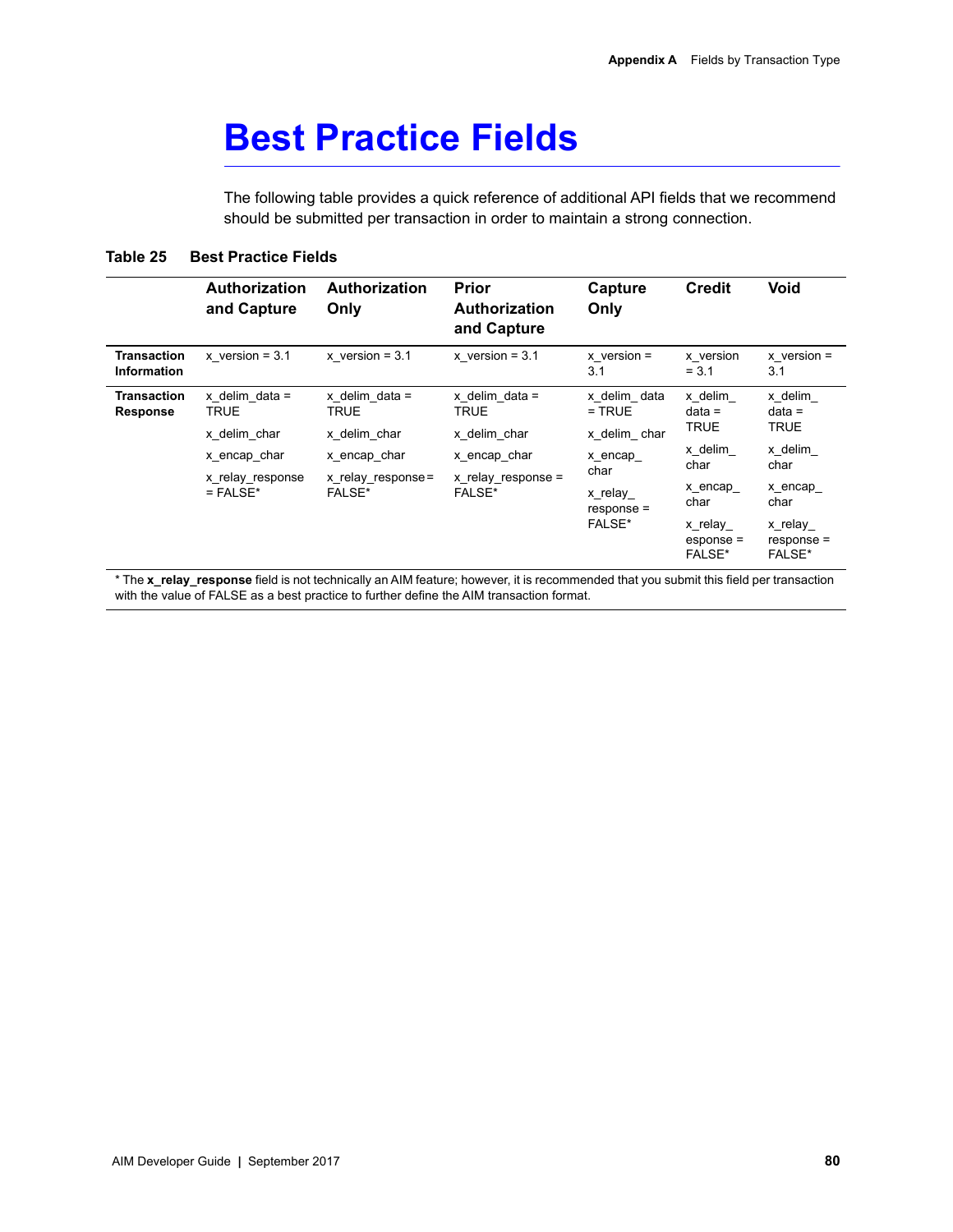# Best Practice Fields

The following table provides a quick reference of additional API fields that we recommend should be submitted per transaction in order to maintain a strong connection.

**Table 25 Best Practice Fields**

| | Authorization and Capture | Authorization Only | Prior Authorization and Capture | Capture Only | Credit | Void |
|---|---|---|---|---|---|---|
| **Transaction Information** | x_version = 3.1 | x_version = 3.1 | x_version = 3.1 | x_version = 3.1 | x_version = 3.1 | x_version = 3.1 |
| **Transaction Response** | x_delim_data = TRUE<br>x_delim_char<br>x_encap_char<br>x_relay_response = FALSE* | x_delim_data = TRUE<br>x_delim_char<br>x_encap_char<br>x_relay_response= FALSE* | x_delim_data = TRUE<br>x_delim_char<br>x_encap_char<br>x_relay_response = FALSE* | x_delim_ data = TRUE<br>x_delim_ char<br>x_encap_ char<br>x_relay_ response = FALSE* | x_delim_ data = TRUE<br>x_delim_ char<br>x_encap_ char<br>x_relay_ esponse = FALSE* | x_delim_ data = TRUE<br>x_delim_ char<br>x_encap_ char<br>x_relay_ response = FALSE* |

* The **x_relay_response** field is not technically an AIM feature; however, it is recommended that you submit this field per transaction with the value of FALSE as a best practice to further define the AIM transaction format.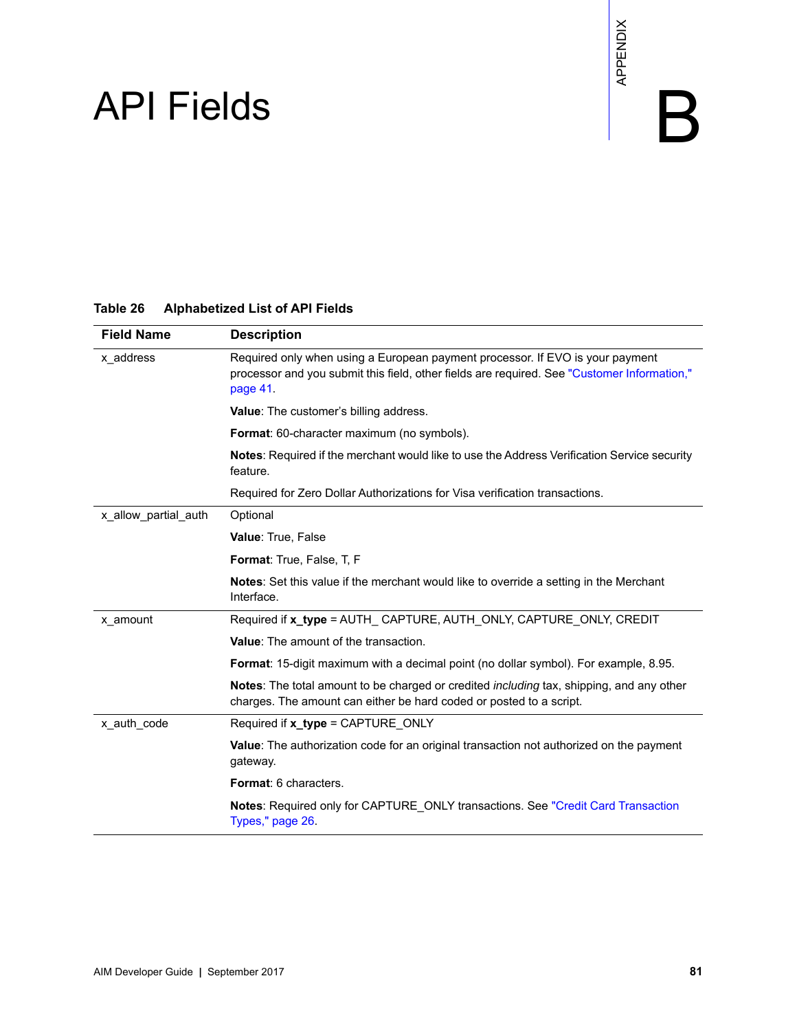# API Fields

APPENDIX B

**Table 26 Alphabetized List of API Fields**

| Field Name | Description |
|---|---|
| x_address | Required only when using a European payment processor. If EVO is your payment processor and you submit this field, other fields are required. See "Customer Information," page 41.<br><br>**Value**: The customer's billing address.<br><br>**Format**: 60-character maximum (no symbols).<br><br>**Notes**: Required if the merchant would like to use the Address Verification Service security feature.<br><br>Required for Zero Dollar Authorizations for Visa verification transactions. |
| x_allow_partial_auth | Optional<br><br>**Value**: True, False<br><br>**Format**: True, False, T, F<br><br>**Notes**: Set this value if the merchant would like to override a setting in the Merchant Interface. |
| x_amount | Required if **x_type** = AUTH_ CAPTURE, AUTH_ONLY, CAPTURE_ONLY, CREDIT<br><br>**Value**: The amount of the transaction.<br><br>**Format**: 15-digit maximum with a decimal point (no dollar symbol). For example, 8.95.<br><br>**Notes**: The total amount to be charged or credited *including* tax, shipping, and any other charges. The amount can either be hard coded or posted to a script. |
| x_auth_code | Required if **x_type** = CAPTURE_ONLY<br><br>**Value**: The authorization code for an original transaction not authorized on the payment gateway.<br><br>**Format**: 6 characters.<br><br>**Notes**: Required only for CAPTURE_ONLY transactions. See "Credit Card Transaction Types," page 26. |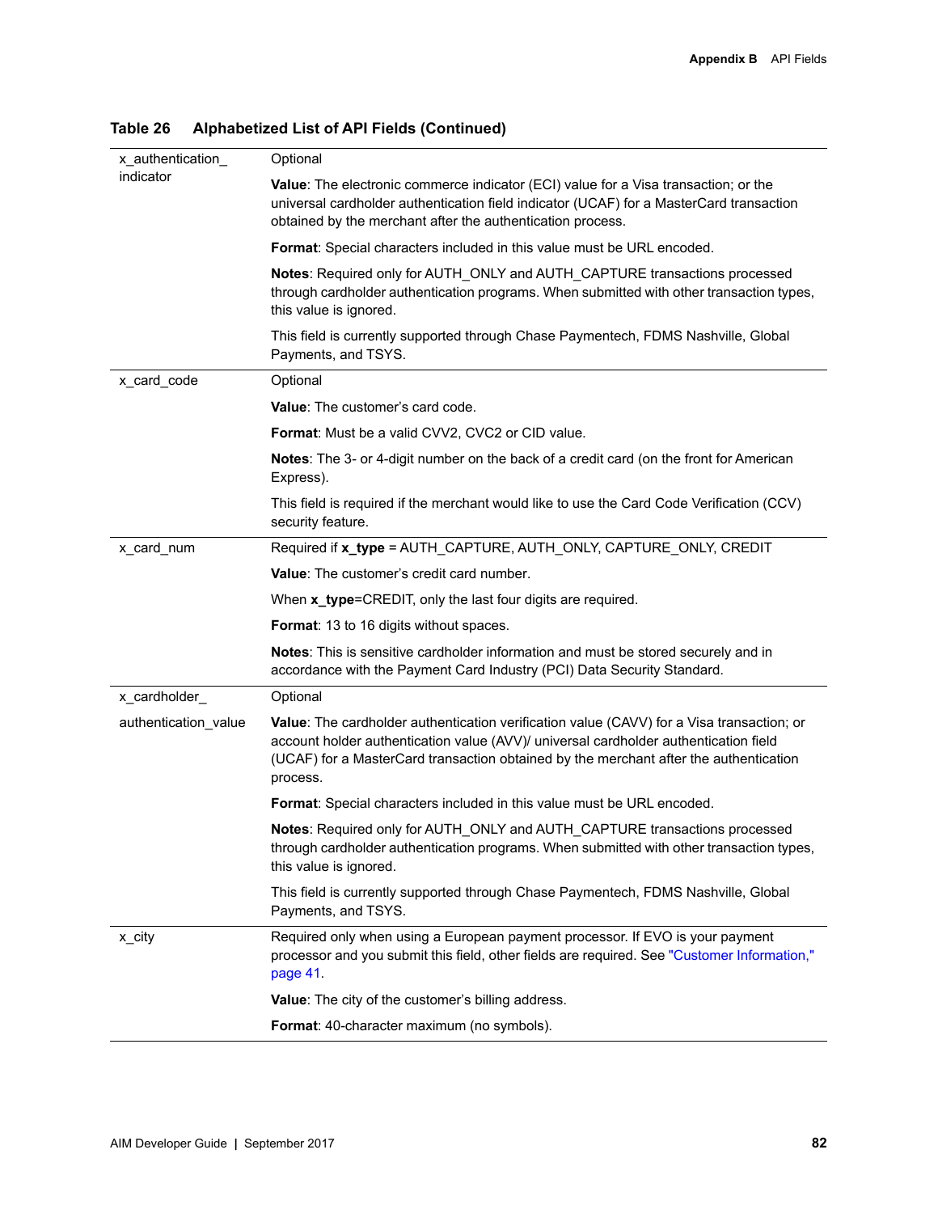**Table 26 Alphabetized List of API Fields (Continued)**

| | |
|---|---|
| x_authentication_indicator | Optional<br><br>**Value**: The electronic commerce indicator (ECI) value for a Visa transaction; or the universal cardholder authentication field indicator (UCAF) for a MasterCard transaction obtained by the merchant after the authentication process.<br><br>**Format**: Special characters included in this value must be URL encoded.<br><br>**Notes**: Required only for AUTH_ONLY and AUTH_CAPTURE transactions processed through cardholder authentication programs. When submitted with other transaction types, this value is ignored.<br><br>This field is currently supported through Chase Paymentech, FDMS Nashville, Global Payments, and TSYS. |
| x_card_code | Optional<br><br>**Value**: The customer's card code.<br><br>**Format**: Must be a valid CVV2, CVC2 or CID value.<br><br>**Notes**: The 3- or 4-digit number on the back of a credit card (on the front for American Express).<br><br>This field is required if the merchant would like to use the Card Code Verification (CCV) security feature. |
| x_card_num | Required if **x_type** = AUTH_CAPTURE, AUTH_ONLY, CAPTURE_ONLY, CREDIT<br><br>**Value**: The customer's credit card number.<br><br>When **x_type**=CREDIT, only the last four digits are required.<br><br>**Format**: 13 to 16 digits without spaces.<br><br>**Notes**: This is sensitive cardholder information and must be stored securely and in accordance with the Payment Card Industry (PCI) Data Security Standard. |
| x_cardholder_authentication_value | Optional<br><br>**Value**: The cardholder authentication verification value (CAVV) for a Visa transaction; or account holder authentication value (AVV)/ universal cardholder authentication field (UCAF) for a MasterCard transaction obtained by the merchant after the authentication process.<br><br>**Format**: Special characters included in this value must be URL encoded.<br><br>**Notes**: Required only for AUTH_ONLY and AUTH_CAPTURE transactions processed through cardholder authentication programs. When submitted with other transaction types, this value is ignored.<br><br>This field is currently supported through Chase Paymentech, FDMS Nashville, Global Payments, and TSYS. |
| x_city | Required only when using a European payment processor. If EVO is your payment processor and you submit this field, other fields are required. See "Customer Information," page 41.<br><br>**Value**: The city of the customer's billing address.<br><br>**Format**: 40-character maximum (no symbols). |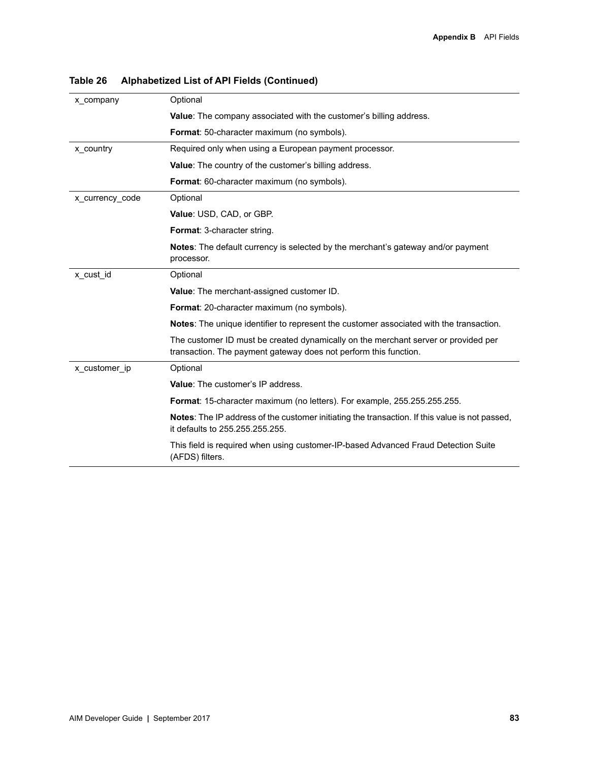**Table 26 Alphabetized List of API Fields (Continued)**

| Field | Description |
| --- | --- |
| x_company | Optional<br><br>**Value**: The company associated with the customer's billing address.<br><br>**Format**: 50-character maximum (no symbols). |
| x_country | Required only when using a European payment processor.<br><br>**Value**: The country of the customer's billing address.<br><br>**Format**: 60-character maximum (no symbols). |
| x_currency_code | Optional<br><br>**Value**: USD, CAD, or GBP.<br><br>**Format**: 3-character string.<br><br>**Notes**: The default currency is selected by the merchant's gateway and/or payment processor. |
| x_cust_id | Optional<br><br>**Value**: The merchant-assigned customer ID.<br><br>**Format**: 20-character maximum (no symbols).<br><br>**Notes**: The unique identifier to represent the customer associated with the transaction.<br><br>The customer ID must be created dynamically on the merchant server or provided per transaction. The payment gateway does not perform this function. |
| x_customer_ip | Optional<br><br>**Value**: The customer's IP address.<br><br>**Format**: 15-character maximum (no letters). For example, 255.255.255.255.<br><br>**Notes**: The IP address of the customer initiating the transaction. If this value is not passed, it defaults to 255.255.255.255.<br><br>This field is required when using customer-IP-based Advanced Fraud Detection Suite (AFDS) filters. |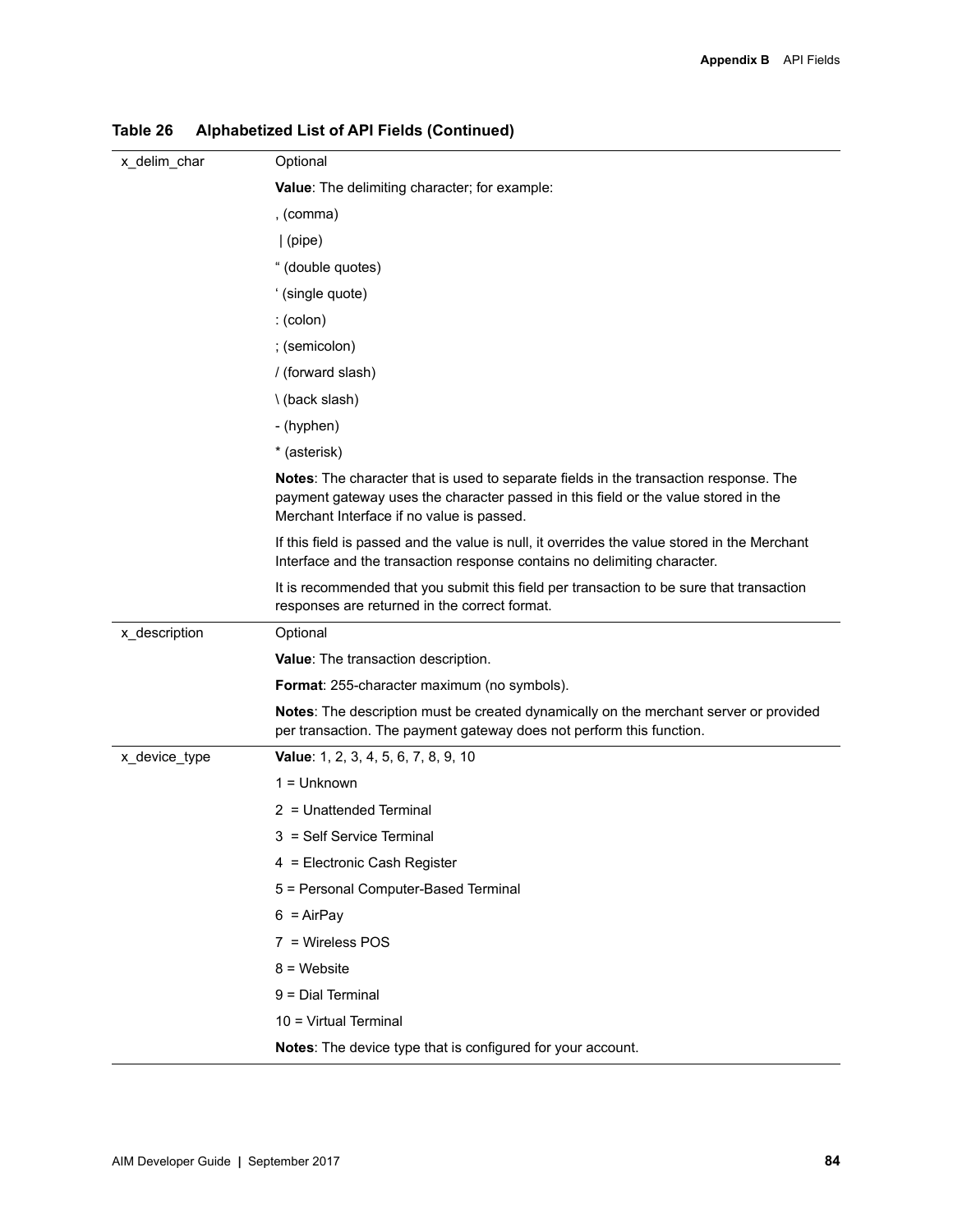**Table 26 Alphabetized List of API Fields (Continued)**

| | |
|---|---|
| x_delim_char | Optional<br><br>**Value**: The delimiting character; for example:<br><br>, (comma)<br><br>\| (pipe)<br><br>" (double quotes)<br><br>' (single quote)<br><br>: (colon)<br><br>; (semicolon)<br><br>/ (forward slash)<br><br>\ (back slash)<br><br>- (hyphen)<br><br>* (asterisk)<br><br>**Notes**: The character that is used to separate fields in the transaction response. The payment gateway uses the character passed in this field or the value stored in the Merchant Interface if no value is passed.<br><br>If this field is passed and the value is null, it overrides the value stored in the Merchant Interface and the transaction response contains no delimiting character.<br><br>It is recommended that you submit this field per transaction to be sure that transaction responses are returned in the correct format. |
| x_description | Optional<br><br>**Value**: The transaction description.<br><br>**Format**: 255-character maximum (no symbols).<br><br>**Notes**: The description must be created dynamically on the merchant server or provided per transaction. The payment gateway does not perform this function. |
| x_device_type | **Value**: 1, 2, 3, 4, 5, 6, 7, 8, 9, 10<br><br>1 = Unknown<br><br>2 = Unattended Terminal<br><br>3 = Self Service Terminal<br><br>4 = Electronic Cash Register<br><br>5 = Personal Computer-Based Terminal<br><br>6 = AirPay<br><br>7 = Wireless POS<br><br>8 = Website<br><br>9 = Dial Terminal<br><br>10 = Virtual Terminal<br><br>**Notes**: The device type that is configured for your account. |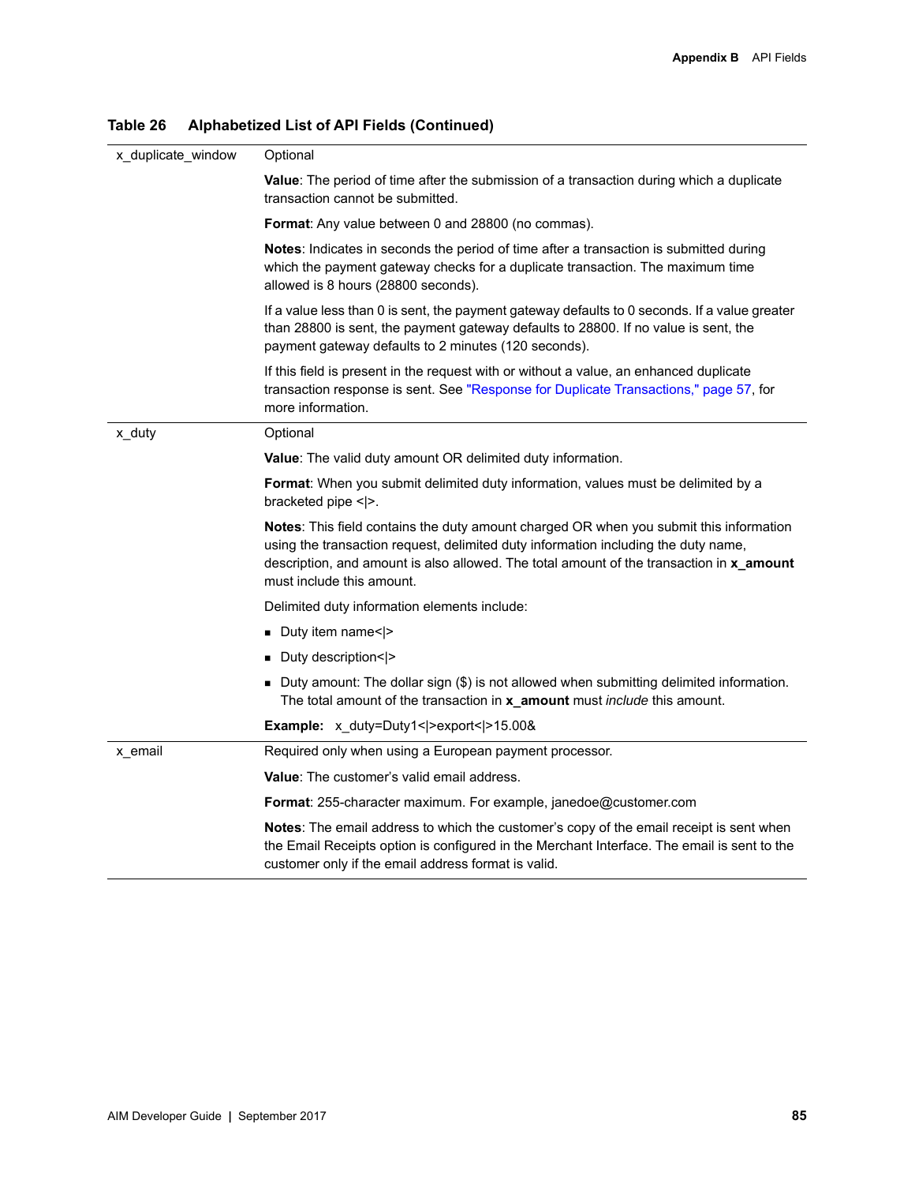**Table 26 Alphabetized List of API Fields (Continued)**

| Field | Description |
|---|---|
| x_duplicate_window | Optional<br><br>**Value**: The period of time after the submission of a transaction during which a duplicate transaction cannot be submitted.<br><br>**Format**: Any value between 0 and 28800 (no commas).<br><br>**Notes**: Indicates in seconds the period of time after a transaction is submitted during which the payment gateway checks for a duplicate transaction. The maximum time allowed is 8 hours (28800 seconds).<br><br>If a value less than 0 is sent, the payment gateway defaults to 0 seconds. If a value greater than 28800 is sent, the payment gateway defaults to 28800. If no value is sent, the payment gateway defaults to 2 minutes (120 seconds).<br><br>If this field is present in the request with or without a value, an enhanced duplicate transaction response is sent. See "Response for Duplicate Transactions," page 57, for more information. |
| x_duty | Optional<br><br>**Value**: The valid duty amount OR delimited duty information.<br><br>**Format**: When you submit delimited duty information, values must be delimited by a bracketed pipe <\|>.<br><br>**Notes**: This field contains the duty amount charged OR when you submit this information using the transaction request, delimited duty information including the duty name, description, and amount is also allowed. The total amount of the transaction in **x_amount** must include this amount.<br><br>Delimited duty information elements include:<br><br>- Duty item name<\|><br>- Duty description<\|><br>- Duty amount: The dollar sign ($) is not allowed when submitting delimited information. The total amount of the transaction in **x_amount** must *include* this amount.<br><br>**Example:** x_duty=Duty1<\|>export<\|>15.00& |
| x_email | Required only when using a European payment processor.<br><br>**Value**: The customer's valid email address.<br><br>**Format**: 255-character maximum. For example, janedoe@customer.com<br><br>**Notes**: The email address to which the customer's copy of the email receipt is sent when the Email Receipts option is configured in the Merchant Interface. The email is sent to the customer only if the email address format is valid. |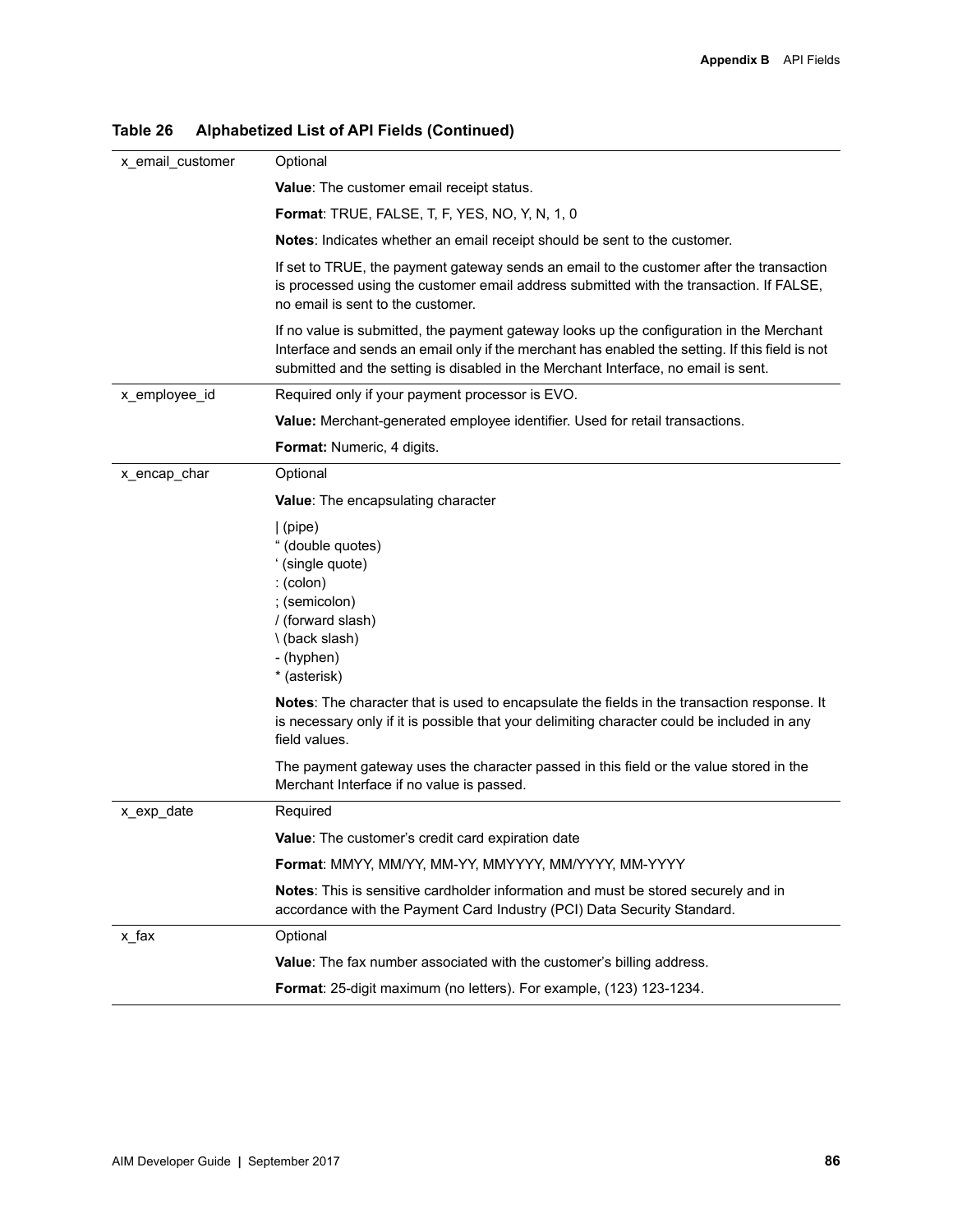**Table 26 Alphabetized List of API Fields (Continued)**

| | |
|---|---|
| x_email_customer | Optional<br><br>**Value**: The customer email receipt status.<br><br>**Format**: TRUE, FALSE, T, F, YES, NO, Y, N, 1, 0<br><br>**Notes**: Indicates whether an email receipt should be sent to the customer.<br><br>If set to TRUE, the payment gateway sends an email to the customer after the transaction is processed using the customer email address submitted with the transaction. If FALSE, no email is sent to the customer.<br><br>If no value is submitted, the payment gateway looks up the configuration in the Merchant Interface and sends an email only if the merchant has enabled the setting. If this field is not submitted and the setting is disabled in the Merchant Interface, no email is sent. |
| x_employee_id | Required only if your payment processor is EVO.<br><br>**Value:** Merchant-generated employee identifier. Used for retail transactions.<br><br>**Format:** Numeric, 4 digits. |
| x_encap_char | Optional<br><br>**Value**: The encapsulating character<br><br>&#124; (pipe)<br>“ (double quotes)<br>‘ (single quote)<br>: (colon)<br>; (semicolon)<br>/ (forward slash)<br>\ (back slash)<br>- (hyphen)<br>* (asterisk)<br><br>**Notes**: The character that is used to encapsulate the fields in the transaction response. It is necessary only if it is possible that your delimiting character could be included in any field values.<br><br>The payment gateway uses the character passed in this field or the value stored in the Merchant Interface if no value is passed. |
| x_exp_date | Required<br><br>**Value**: The customer’s credit card expiration date<br><br>**Format**: MMYY, MM/YY, MM-YY, MMYYYY, MM/YYYY, MM-YYYY<br><br>**Notes**: This is sensitive cardholder information and must be stored securely and in accordance with the Payment Card Industry (PCI) Data Security Standard. |
| x_fax | Optional<br><br>**Value**: The fax number associated with the customer’s billing address.<br><br>**Format**: 25-digit maximum (no letters). For example, (123) 123-1234. |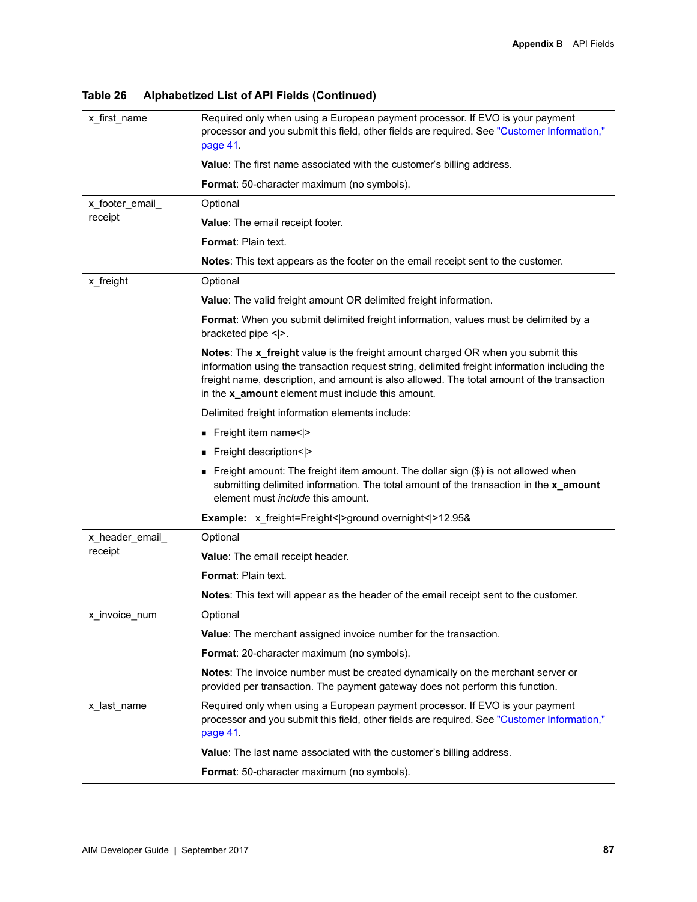**Table 26 Alphabetized List of API Fields (Continued)**

| | |
|---|---|
| x_first_name | Required only when using a European payment processor. If EVO is your payment processor and you submit this field, other fields are required. See "Customer Information," page 41.<br><br>**Value**: The first name associated with the customer's billing address.<br><br>**Format**: 50-character maximum (no symbols). |
| x_footer_email_receipt | Optional<br><br>**Value**: The email receipt footer.<br><br>**Format**: Plain text.<br><br>**Notes**: This text appears as the footer on the email receipt sent to the customer. |
| x_freight | Optional<br><br>**Value**: The valid freight amount OR delimited freight information.<br><br>**Format**: When you submit delimited freight information, values must be delimited by a bracketed pipe <\|>.<br><br>**Notes**: The **x_freight** value is the freight amount charged OR when you submit this information using the transaction request string, delimited freight information including the freight name, description, and amount is also allowed. The total amount of the transaction in the **x_amount** element must include this amount.<br><br>Delimited freight information elements include:<br><br>- Freight item name<\|><br>- Freight description<\|><br>- Freight amount: The freight item amount. The dollar sign ($) is not allowed when submitting delimited information. The total amount of the transaction in the **x_amount** element must *include* this amount.<br><br>**Example:** x_freight=Freight<\|>ground overnight<\|>12.95& |
| x_header_email_receipt | Optional<br><br>**Value**: The email receipt header.<br><br>**Format**: Plain text.<br><br>**Notes**: This text will appear as the header of the email receipt sent to the customer. |
| x_invoice_num | Optional<br><br>**Value**: The merchant assigned invoice number for the transaction.<br><br>**Format**: 20-character maximum (no symbols).<br><br>**Notes**: The invoice number must be created dynamically on the merchant server or provided per transaction. The payment gateway does not perform this function. |
| x_last_name | Required only when using a European payment processor. If EVO is your payment processor and you submit this field, other fields are required. See "Customer Information," page 41.<br><br>**Value**: The last name associated with the customer's billing address.<br><br>**Format**: 50-character maximum (no symbols). |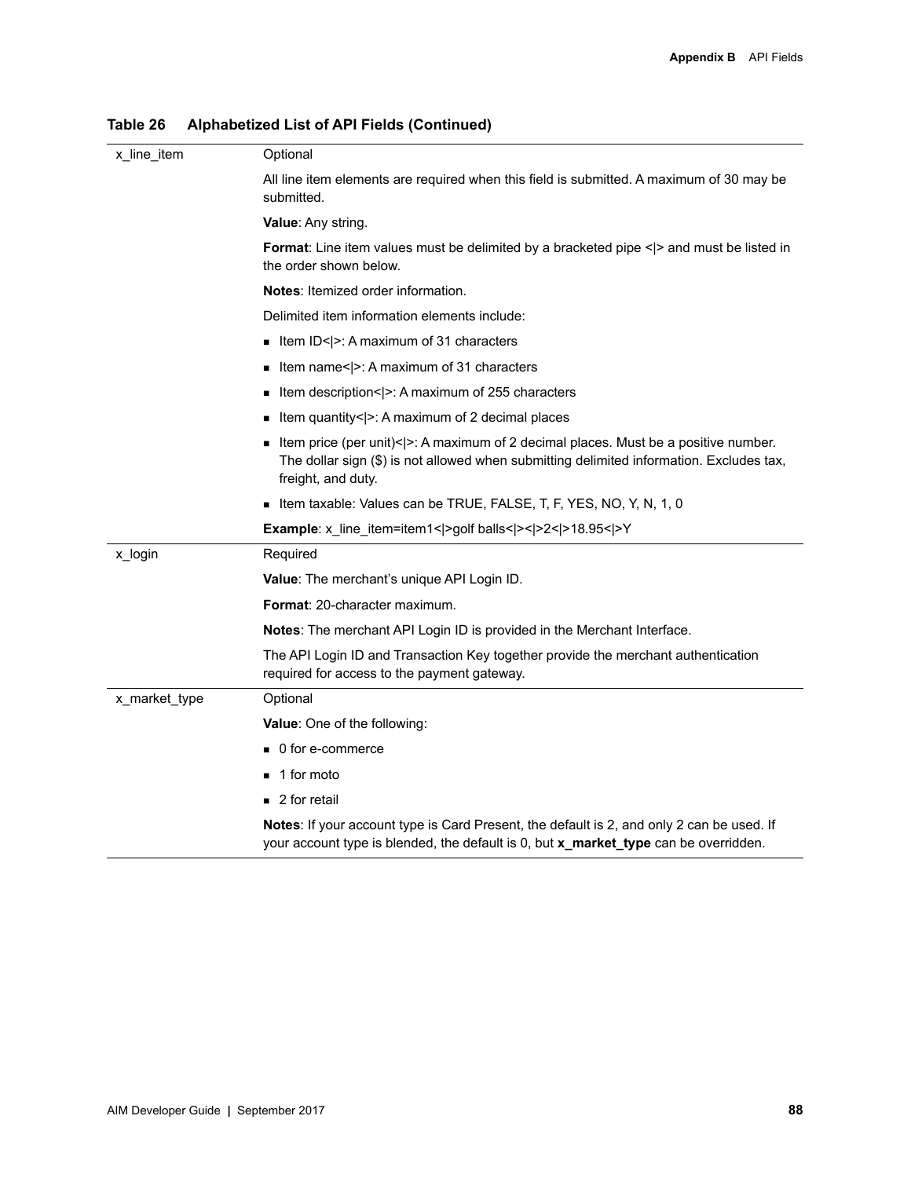**Table 26 Alphabetized List of API Fields (Continued)**

| | |
|---|---|
| x_line_item | Optional<br><br>All line item elements are required when this field is submitted. A maximum of 30 may be submitted.<br><br>**Value**: Any string.<br><br>**Format**: Line item values must be delimited by a bracketed pipe <\|> and must be listed in the order shown below.<br><br>**Notes**: Itemized order information.<br><br>Delimited item information elements include:<br><br>■ Item ID<\|>: A maximum of 31 characters<br><br>■ Item name<\|>: A maximum of 31 characters<br><br>■ Item description<\|>: A maximum of 255 characters<br><br>■ Item quantity<\|>: A maximum of 2 decimal places<br><br>■ Item price (per unit)<\|>: A maximum of 2 decimal places. Must be a positive number. The dollar sign ($) is not allowed when submitting delimited information. Excludes tax, freight, and duty.<br><br>■ Item taxable: Values can be TRUE, FALSE, T, F, YES, NO, Y, N, 1, 0<br><br>**Example**: x_line_item=item1<\|>golf balls<\|><\|>2<\|>18.95<\|>Y |
| x_login | Required<br><br>**Value**: The merchant's unique API Login ID.<br><br>**Format**: 20-character maximum.<br><br>**Notes**: The merchant API Login ID is provided in the Merchant Interface.<br><br>The API Login ID and Transaction Key together provide the merchant authentication required for access to the payment gateway. |
| x_market_type | Optional<br><br>**Value**: One of the following:<br><br>■ 0 for e-commerce<br><br>■ 1 for moto<br><br>■ 2 for retail<br><br>**Notes**: If your account type is Card Present, the default is 2, and only 2 can be used. If your account type is blended, the default is 0, but **x_market_type** can be overridden. |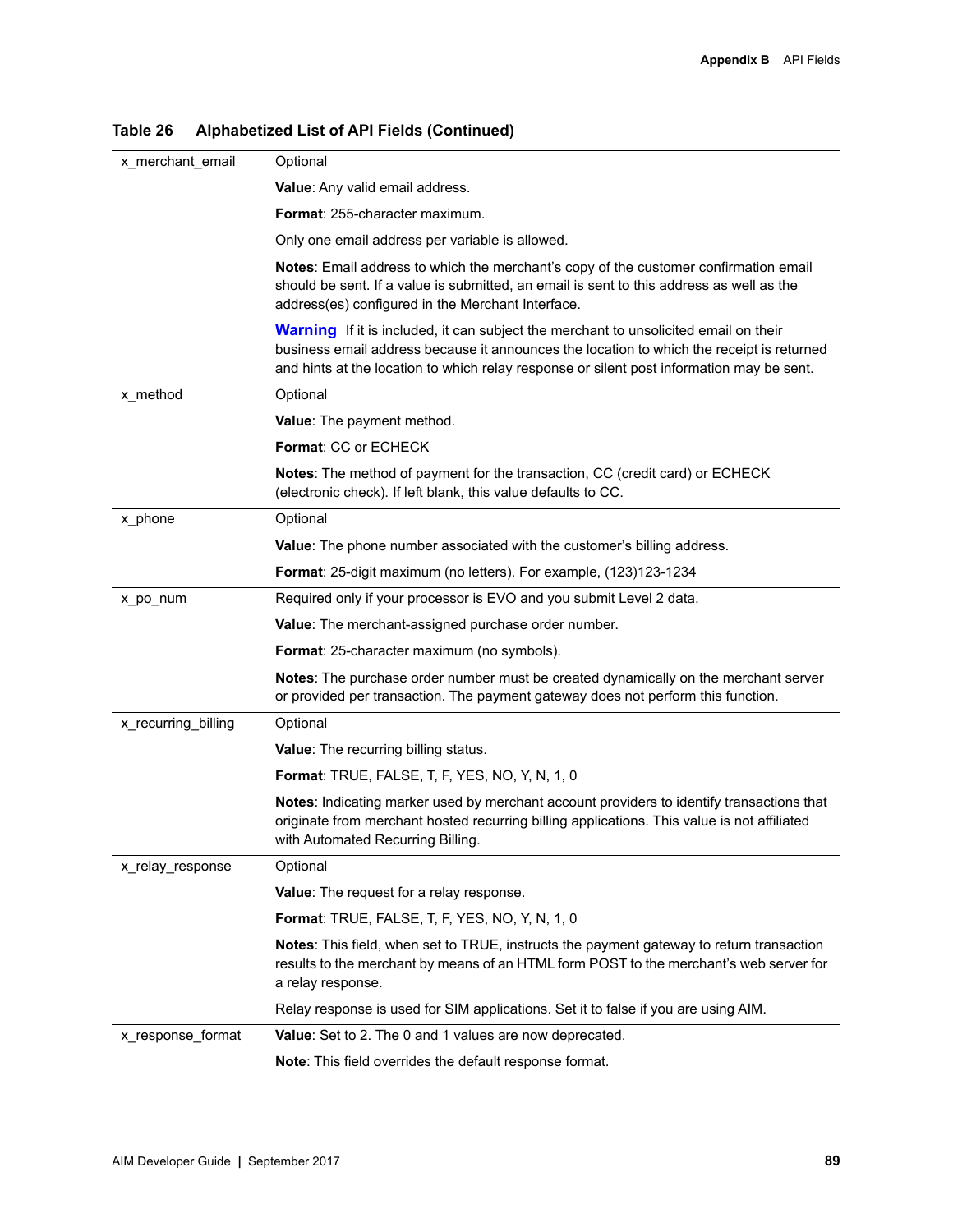**Table 26 Alphabetized List of API Fields (Continued)**

| Field | Description |
|---|---|
| x_merchant_email | Optional<br><br>**Value**: Any valid email address.<br><br>**Format**: 255-character maximum.<br><br>Only one email address per variable is allowed.<br><br>**Notes**: Email address to which the merchant's copy of the customer confirmation email should be sent. If a value is submitted, an email is sent to this address as well as the address(es) configured in the Merchant Interface.<br><br>**Warning** If it is included, it can subject the merchant to unsolicited email on their business email address because it announces the location to which the receipt is returned and hints at the location to which relay response or silent post information may be sent. |
| x_method | Optional<br><br>**Value**: The payment method.<br><br>**Format**: CC or ECHECK<br><br>**Notes**: The method of payment for the transaction, CC (credit card) or ECHECK (electronic check). If left blank, this value defaults to CC. |
| x_phone | Optional<br><br>**Value**: The phone number associated with the customer's billing address.<br><br>**Format**: 25-digit maximum (no letters). For example, (123)123-1234 |
| x_po_num | Required only if your processor is EVO and you submit Level 2 data.<br><br>**Value**: The merchant-assigned purchase order number.<br><br>**Format**: 25-character maximum (no symbols).<br><br>**Notes**: The purchase order number must be created dynamically on the merchant server or provided per transaction. The payment gateway does not perform this function. |
| x_recurring_billing | Optional<br><br>**Value**: The recurring billing status.<br><br>**Format**: TRUE, FALSE, T, F, YES, NO, Y, N, 1, 0<br><br>**Notes**: Indicating marker used by merchant account providers to identify transactions that originate from merchant hosted recurring billing applications. This value is not affiliated with Automated Recurring Billing. |
| x_relay_response | Optional<br><br>**Value**: The request for a relay response.<br><br>**Format**: TRUE, FALSE, T, F, YES, NO, Y, N, 1, 0<br><br>**Notes**: This field, when set to TRUE, instructs the payment gateway to return transaction results to the merchant by means of an HTML form POST to the merchant's web server for a relay response.<br><br>Relay response is used for SIM applications. Set it to false if you are using AIM. |
| x_response_format | **Value**: Set to 2. The 0 and 1 values are now deprecated.<br><br>**Note**: This field overrides the default response format. |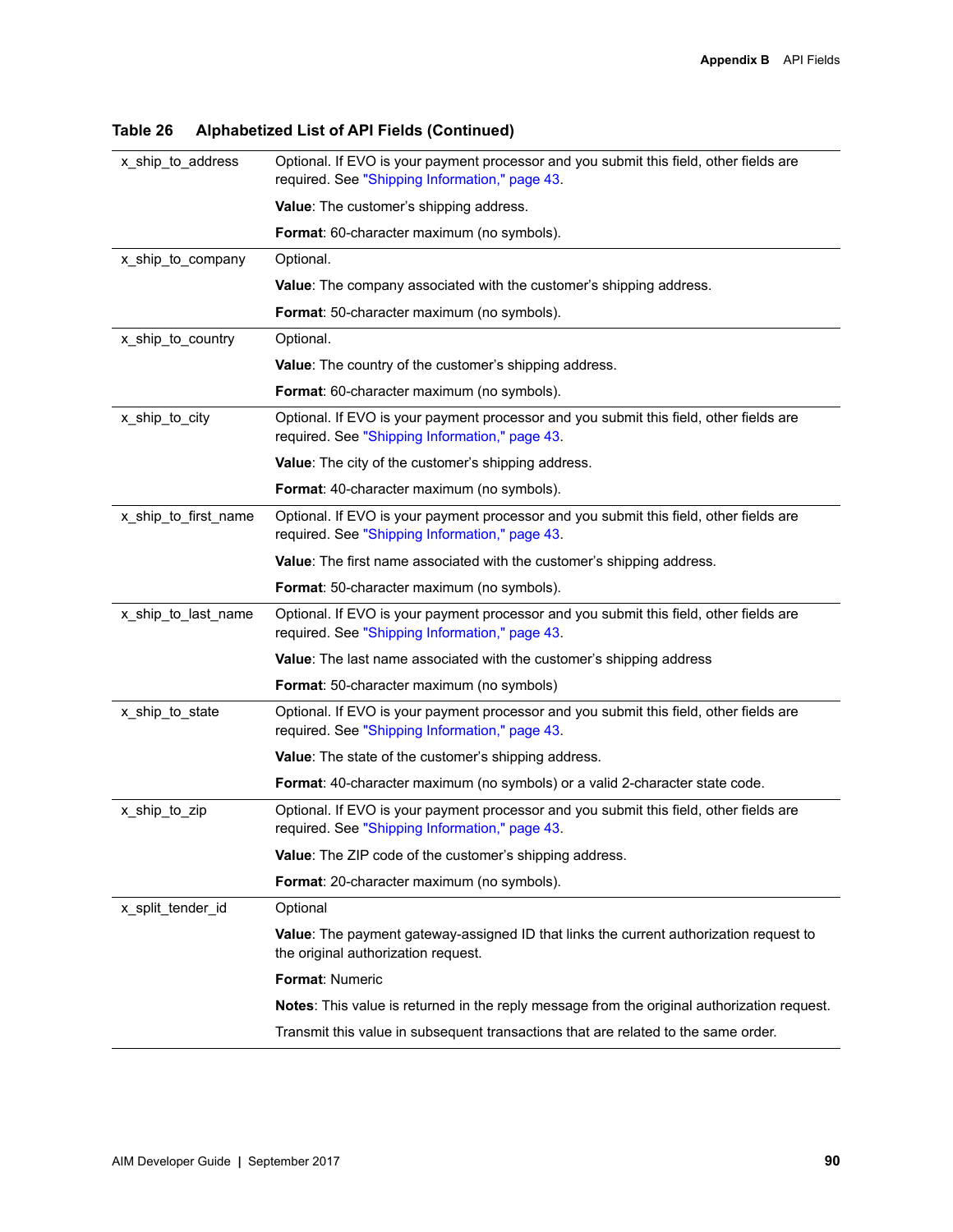**Table 26 Alphabetized List of API Fields (Continued)**

| Field | Description |
|---|---|
| x_ship_to_address | Optional. If EVO is your payment processor and you submit this field, other fields are required. See "Shipping Information," page 43.<br><br>**Value**: The customer's shipping address.<br><br>**Format**: 60-character maximum (no symbols). |
| x_ship_to_company | Optional.<br><br>**Value**: The company associated with the customer's shipping address.<br><br>**Format**: 50-character maximum (no symbols). |
| x_ship_to_country | Optional.<br><br>**Value**: The country of the customer's shipping address.<br><br>**Format**: 60-character maximum (no symbols). |
| x_ship_to_city | Optional. If EVO is your payment processor and you submit this field, other fields are required. See "Shipping Information," page 43.<br><br>**Value**: The city of the customer's shipping address.<br><br>**Format**: 40-character maximum (no symbols). |
| x_ship_to_first_name | Optional. If EVO is your payment processor and you submit this field, other fields are required. See "Shipping Information," page 43.<br><br>**Value**: The first name associated with the customer's shipping address.<br><br>**Format**: 50-character maximum (no symbols). |
| x_ship_to_last_name | Optional. If EVO is your payment processor and you submit this field, other fields are required. See "Shipping Information," page 43.<br><br>**Value**: The last name associated with the customer's shipping address<br><br>**Format**: 50-character maximum (no symbols) |
| x_ship_to_state | Optional. If EVO is your payment processor and you submit this field, other fields are required. See "Shipping Information," page 43.<br><br>**Value**: The state of the customer's shipping address.<br><br>**Format**: 40-character maximum (no symbols) or a valid 2-character state code. |
| x_ship_to_zip | Optional. If EVO is your payment processor and you submit this field, other fields are required. See "Shipping Information," page 43.<br><br>**Value**: The ZIP code of the customer's shipping address.<br><br>**Format**: 20-character maximum (no symbols). |
| x_split_tender_id | Optional<br><br>**Value**: The payment gateway-assigned ID that links the current authorization request to the original authorization request.<br><br>**Format**: Numeric<br><br>**Notes**: This value is returned in the reply message from the original authorization request.<br><br>Transmit this value in subsequent transactions that are related to the same order. |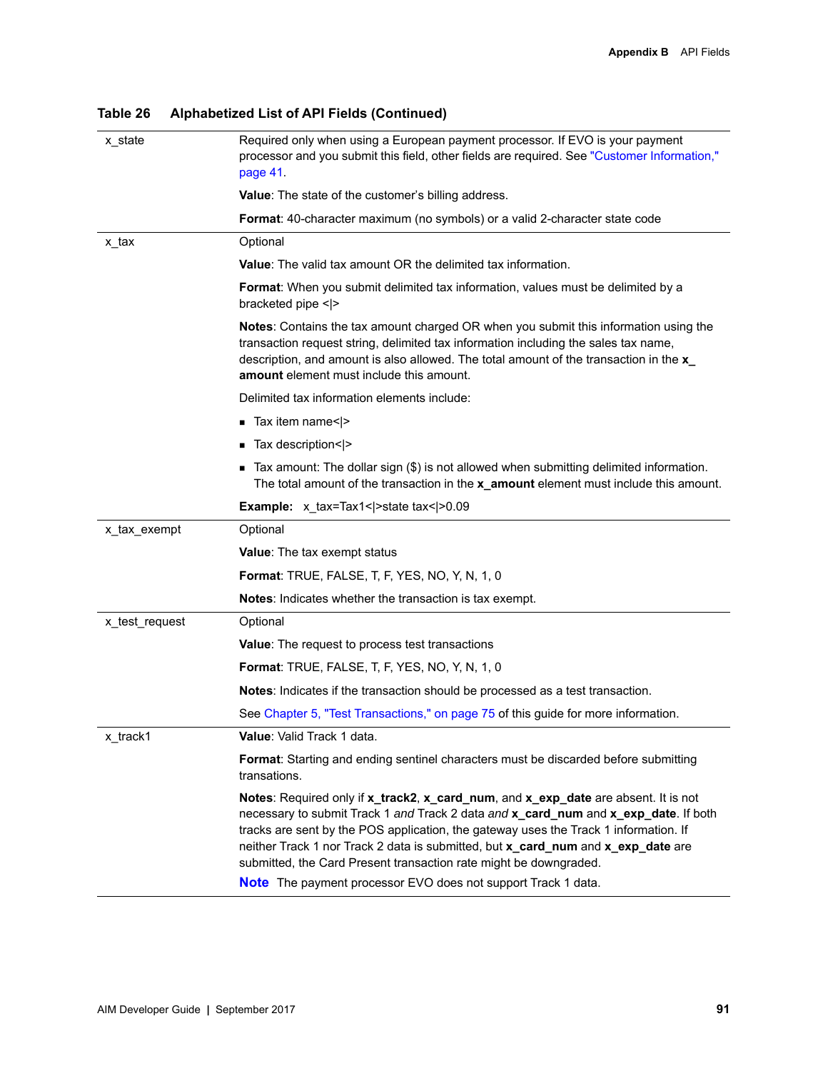**Table 26 Alphabetized List of API Fields (Continued)**

| | |
|---|---|
| x_state | Required only when using a European payment processor. If EVO is your payment processor and you submit this field, other fields are required. See "Customer Information," page 41.<br><br>**Value**: The state of the customer's billing address.<br><br>**Format**: 40-character maximum (no symbols) or a valid 2-character state code |
| x_tax | Optional<br><br>**Value**: The valid tax amount OR the delimited tax information.<br><br>**Format**: When you submit delimited tax information, values must be delimited by a bracketed pipe <\|><br><br>**Notes**: Contains the tax amount charged OR when you submit this information using the transaction request string, delimited tax information including the sales tax name, description, and amount is also allowed. The total amount of the transaction in the **x_amount** element must include this amount.<br><br>Delimited tax information elements include:<br>■ Tax item name<\|><br>■ Tax description<\|><br>■ Tax amount: The dollar sign ($) is not allowed when submitting delimited information. The total amount of the transaction in the **x_amount** element must include this amount.<br><br>**Example:** x_tax=Tax1<\|>state tax<\|>0.09 |
| x_tax_exempt | Optional<br><br>**Value**: The tax exempt status<br><br>**Format**: TRUE, FALSE, T, F, YES, NO, Y, N, 1, 0<br><br>**Notes**: Indicates whether the transaction is tax exempt. |
| x_test_request | Optional<br><br>**Value**: The request to process test transactions<br><br>**Format**: TRUE, FALSE, T, F, YES, NO, Y, N, 1, 0<br><br>**Notes**: Indicates if the transaction should be processed as a test transaction.<br><br>See Chapter 5, "Test Transactions," on page 75 of this guide for more information. |
| x_track1 | **Value**: Valid Track 1 data.<br><br>**Format**: Starting and ending sentinel characters must be discarded before submitting transations.<br><br>**Notes**: Required only if **x_track2**, **x_card_num**, and **x_exp_date** are absent. It is not necessary to submit Track 1 *and* Track 2 data *and* **x_card_num** and **x_exp_date**. If both tracks are sent by the POS application, the gateway uses the Track 1 information. If neither Track 1 nor Track 2 data is submitted, but **x_card_num** and **x_exp_date** are submitted, the Card Present transaction rate might be downgraded.<br><br>**Note** The payment processor EVO does not support Track 1 data. |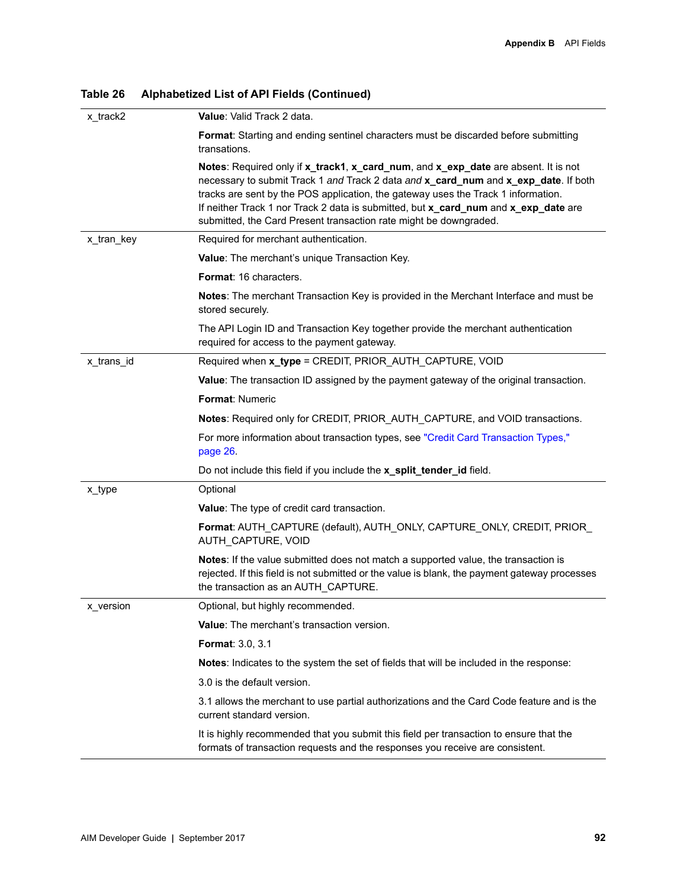**Table 26 Alphabetized List of API Fields (Continued)**

| | |
|---|---|
| x_track2 | **Value**: Valid Track 2 data.<br><br>**Format**: Starting and ending sentinel characters must be discarded before submitting transations.<br><br>**Notes**: Required only if **x_track1**, **x_card_num**, and **x_exp_date** are absent. It is not necessary to submit Track 1 *and* Track 2 data *and* **x_card_num** and **x_exp_date**. If both tracks are sent by the POS application, the gateway uses the Track 1 information. If neither Track 1 nor Track 2 data is submitted, but **x_card_num** and **x_exp_date** are submitted, the Card Present transaction rate might be downgraded. |
| x_tran_key | Required for merchant authentication.<br><br>**Value**: The merchant's unique Transaction Key.<br><br>**Format**: 16 characters.<br><br>**Notes**: The merchant Transaction Key is provided in the Merchant Interface and must be stored securely.<br><br>The API Login ID and Transaction Key together provide the merchant authentication required for access to the payment gateway. |
| x_trans_id | Required when **x_type** = CREDIT, PRIOR_AUTH_CAPTURE, VOID<br><br>**Value**: The transaction ID assigned by the payment gateway of the original transaction.<br><br>**Format**: Numeric<br><br>**Notes**: Required only for CREDIT, PRIOR_AUTH_CAPTURE, and VOID transactions.<br><br>For more information about transaction types, see "Credit Card Transaction Types," page 26.<br><br>Do not include this field if you include the **x_split_tender_id** field. |
| x_type | Optional<br><br>**Value**: The type of credit card transaction.<br><br>**Format**: AUTH_CAPTURE (default), AUTH_ONLY, CAPTURE_ONLY, CREDIT, PRIOR_AUTH_CAPTURE, VOID<br><br>**Notes**: If the value submitted does not match a supported value, the transaction is rejected. If this field is not submitted or the value is blank, the payment gateway processes the transaction as an AUTH_CAPTURE. |
| x_version | Optional, but highly recommended.<br><br>**Value**: The merchant's transaction version.<br><br>**Format**: 3.0, 3.1<br><br>**Notes**: Indicates to the system the set of fields that will be included in the response:<br><br>3.0 is the default version.<br><br>3.1 allows the merchant to use partial authorizations and the Card Code feature and is the current standard version.<br><br>It is highly recommended that you submit this field per transaction to ensure that the formats of transaction requests and the responses you receive are consistent. |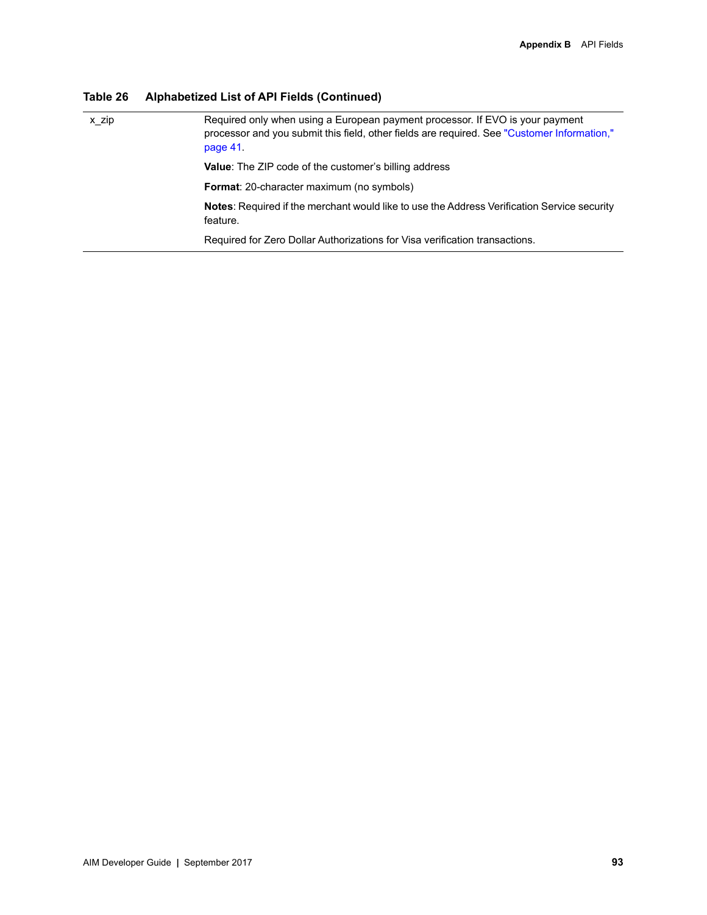**Table 26 Alphabetized List of API Fields (Continued)**

| | |
|---|---|
| x_zip | Required only when using a European payment processor. If EVO is your payment processor and you submit this field, other fields are required. See "Customer Information," page 41.<br><br>**Value**: The ZIP code of the customer's billing address<br><br>**Format**: 20-character maximum (no symbols)<br><br>**Notes**: Required if the merchant would like to use the Address Verification Service security feature.<br><br>Required for Zero Dollar Authorizations for Visa verification transactions. |